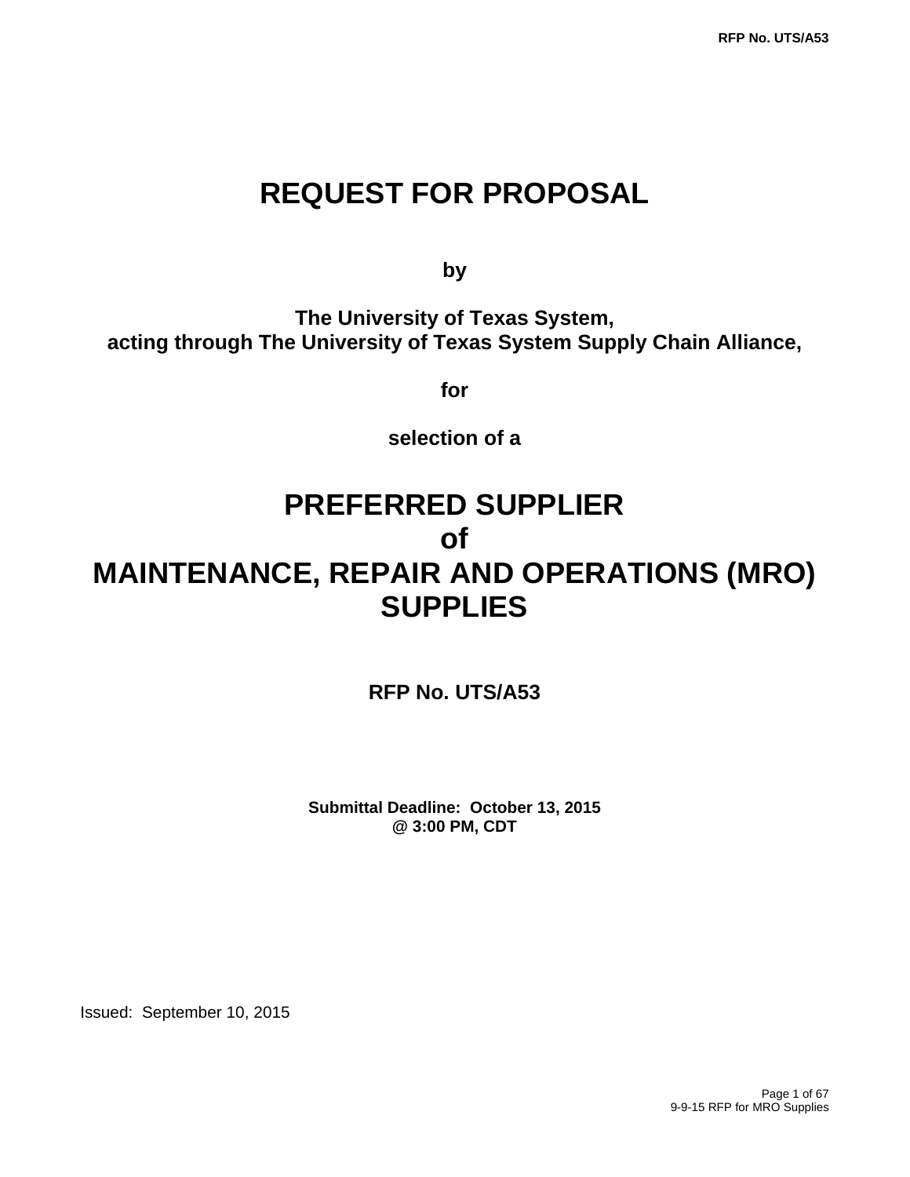# REQUEST FOR PROPOSAL

**by**

**The University of Texas System,**
**acting through The University of Texas System Supply Chain Alliance,**

**for**

**selection of a**

# PREFERRED SUPPLIER
# of
# MAINTENANCE, REPAIR AND OPERATIONS (MRO) SUPPLIES

**RFP No. UTS/A53**

**Submittal Deadline: October 13, 2015**
**@ 3:00 PM, CDT**

Issued: September 10, 2015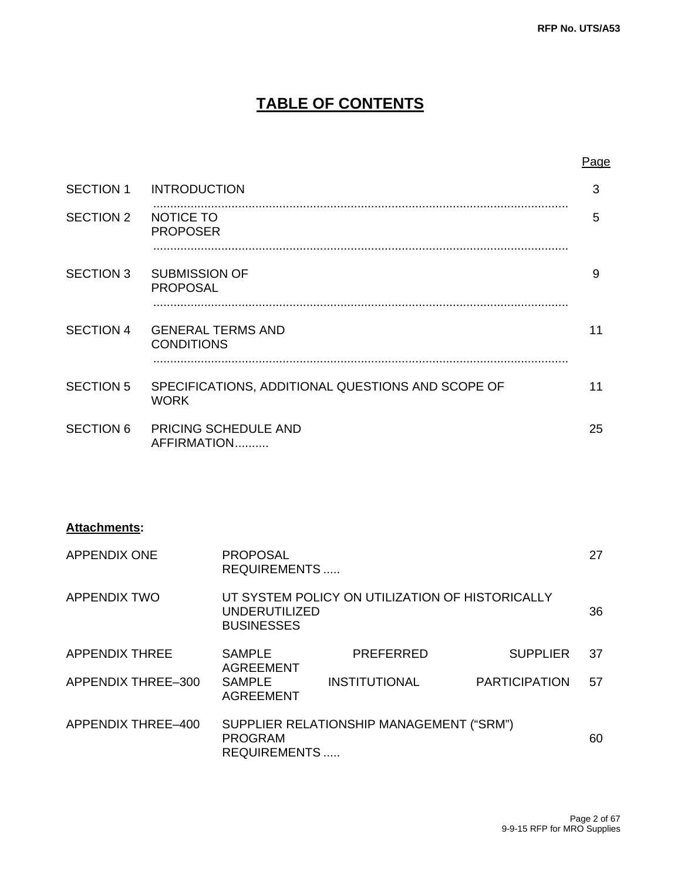# TABLE OF CONTENTS

| | | Page |
|---|---|---|
| SECTION 1 | INTRODUCTION ........................................................................................................... | 3 |
| SECTION 2 | NOTICE TO PROPOSER ........................................................................................................... | 5 |
| SECTION 3 | SUBMISSION OF PROPOSAL ........................................................................................................... | 9 |
| SECTION 4 | GENERAL TERMS AND CONDITIONS ........................................................................................................... | 11 |
| SECTION 5 | SPECIFICATIONS, ADDITIONAL QUESTIONS AND SCOPE OF WORK | 11 |
| SECTION 6 | PRICING SCHEDULE AND AFFIRMATION.......... | 25 |

**Attachments:**

| | | |
|---|---|---|
| APPENDIX ONE | PROPOSAL REQUIREMENTS ..... | 27 |
| APPENDIX TWO | UT SYSTEM POLICY ON UTILIZATION OF HISTORICALLY UNDERUTILIZED BUSINESSES | 36 |
| APPENDIX THREE | SAMPLE PREFERRED SUPPLIER AGREEMENT | 37 |
| APPENDIX THREE–300 | SAMPLE INSTITUTIONAL PARTICIPATION AGREEMENT | 57 |
| APPENDIX THREE–400 | SUPPLIER RELATIONSHIP MANAGEMENT ("SRM") PROGRAM REQUIREMENTS ..... | 60 |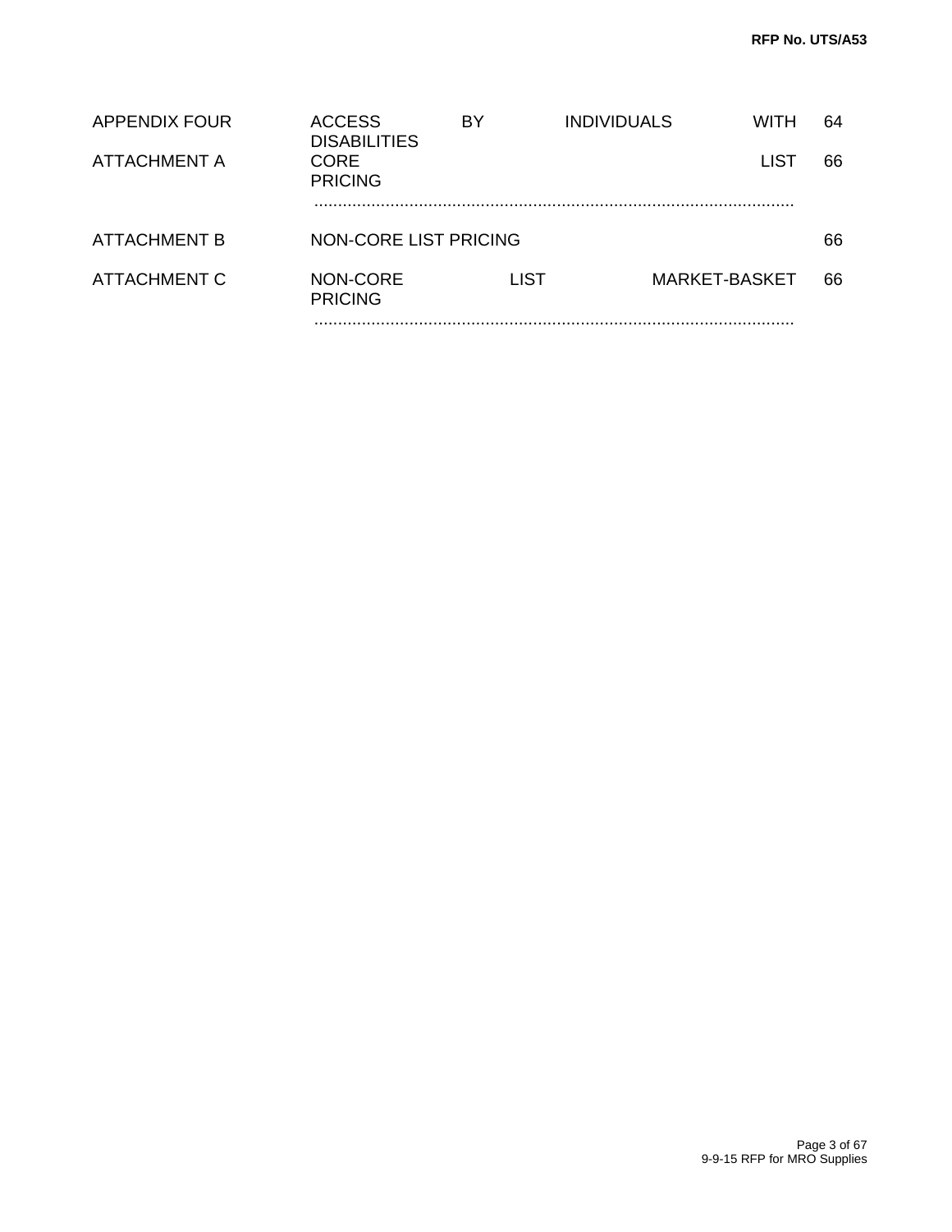| | | |
|---|---|---|
| APPENDIX FOUR | ACCESS BY INDIVIDUALS WITH DISABILITIES | 64 |
| ATTACHMENT A | CORE LIST PRICING | 66 |
| ATTACHMENT B | NON-CORE LIST PRICING | 66 |
| ATTACHMENT C | NON-CORE LIST MARKET-BASKET PRICING | 66 |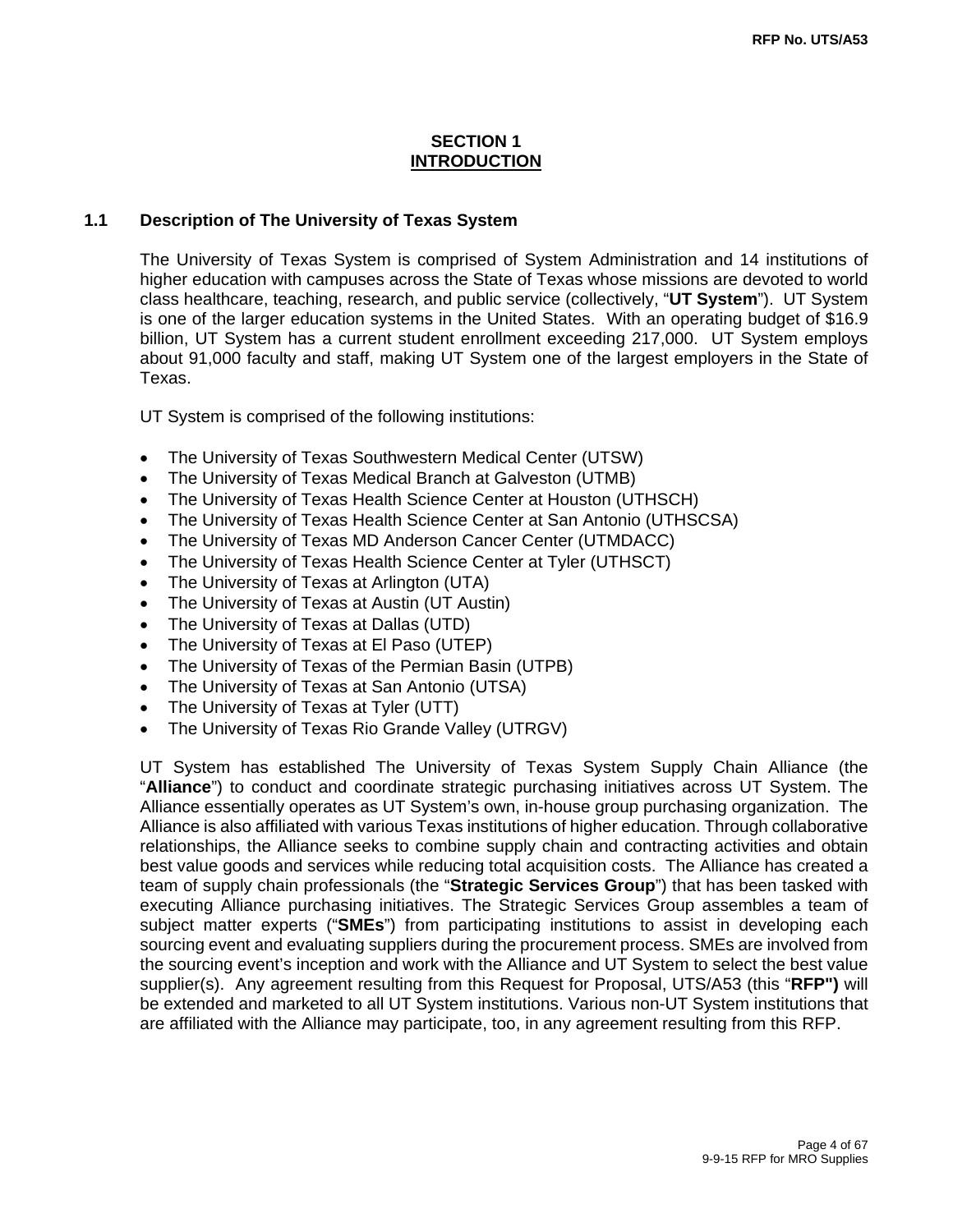# SECTION 1
## INTRODUCTION

### 1.1 Description of The University of Texas System

The University of Texas System is comprised of System Administration and 14 institutions of higher education with campuses across the State of Texas whose missions are devoted to world class healthcare, teaching, research, and public service (collectively, "**UT System**"). UT System is one of the larger education systems in the United States. With an operating budget of $16.9 billion, UT System has a current student enrollment exceeding 217,000. UT System employs about 91,000 faculty and staff, making UT System one of the largest employers in the State of Texas.

UT System is comprised of the following institutions:

- The University of Texas Southwestern Medical Center (UTSW)
- The University of Texas Medical Branch at Galveston (UTMB)
- The University of Texas Health Science Center at Houston (UTHSCH)
- The University of Texas Health Science Center at San Antonio (UTHSCSA)
- The University of Texas MD Anderson Cancer Center (UTMDACC)
- The University of Texas Health Science Center at Tyler (UTHSCT)
- The University of Texas at Arlington (UTA)
- The University of Texas at Austin (UT Austin)
- The University of Texas at Dallas (UTD)
- The University of Texas at El Paso (UTEP)
- The University of Texas of the Permian Basin (UTPB)
- The University of Texas at San Antonio (UTSA)
- The University of Texas at Tyler (UTT)
- The University of Texas Rio Grande Valley (UTRGV)

UT System has established The University of Texas System Supply Chain Alliance (the "**Alliance**") to conduct and coordinate strategic purchasing initiatives across UT System. The Alliance essentially operates as UT System's own, in-house group purchasing organization. The Alliance is also affiliated with various Texas institutions of higher education. Through collaborative relationships, the Alliance seeks to combine supply chain and contracting activities and obtain best value goods and services while reducing total acquisition costs. The Alliance has created a team of supply chain professionals (the "**Strategic Services Group**") that has been tasked with executing Alliance purchasing initiatives. The Strategic Services Group assembles a team of subject matter experts ("**SMEs**") from participating institutions to assist in developing each sourcing event and evaluating suppliers during the procurement process. SMEs are involved from the sourcing event's inception and work with the Alliance and UT System to select the best value supplier(s). Any agreement resulting from this Request for Proposal, UTS/A53 (this "**RFP")** will be extended and marketed to all UT System institutions. Various non-UT System institutions that are affiliated with the Alliance may participate, too, in any agreement resulting from this RFP.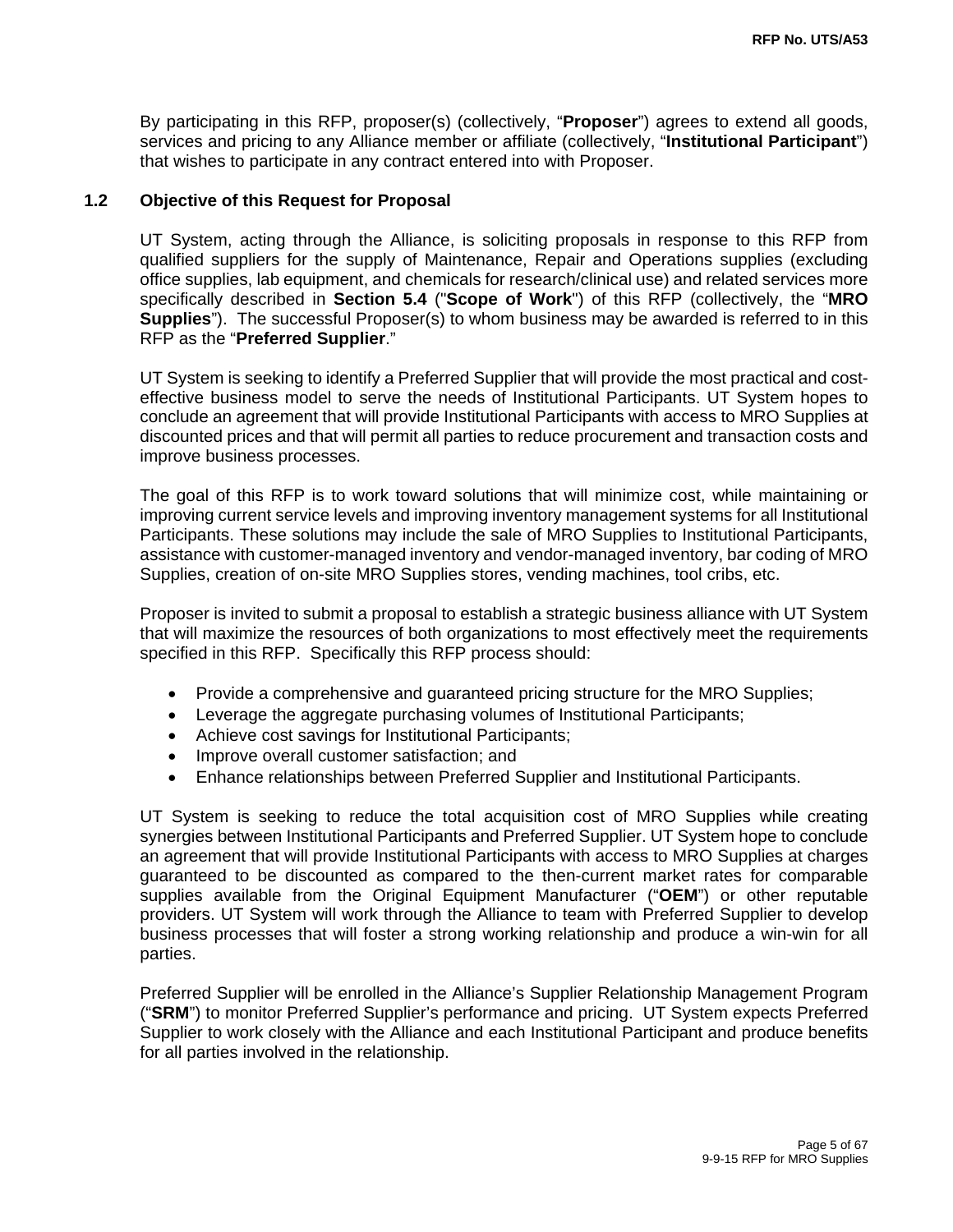By participating in this RFP, proposer(s) (collectively, "**Proposer**") agrees to extend all goods, services and pricing to any Alliance member or affiliate (collectively, "**Institutional Participant**") that wishes to participate in any contract entered into with Proposer.

## 1.2 Objective of this Request for Proposal

UT System, acting through the Alliance, is soliciting proposals in response to this RFP from qualified suppliers for the supply of Maintenance, Repair and Operations supplies (excluding office supplies, lab equipment, and chemicals for research/clinical use) and related services more specifically described in **Section 5.4** ("**Scope of Work**") of this RFP (collectively, the "**MRO Supplies**"). The successful Proposer(s) to whom business may be awarded is referred to in this RFP as the "**Preferred Supplier**."

UT System is seeking to identify a Preferred Supplier that will provide the most practical and cost-effective business model to serve the needs of Institutional Participants. UT System hopes to conclude an agreement that will provide Institutional Participants with access to MRO Supplies at discounted prices and that will permit all parties to reduce procurement and transaction costs and improve business processes.

The goal of this RFP is to work toward solutions that will minimize cost, while maintaining or improving current service levels and improving inventory management systems for all Institutional Participants. These solutions may include the sale of MRO Supplies to Institutional Participants, assistance with customer-managed inventory and vendor-managed inventory, bar coding of MRO Supplies, creation of on-site MRO Supplies stores, vending machines, tool cribs, etc.

Proposer is invited to submit a proposal to establish a strategic business alliance with UT System that will maximize the resources of both organizations to most effectively meet the requirements specified in this RFP. Specifically this RFP process should:

- Provide a comprehensive and guaranteed pricing structure for the MRO Supplies;
- Leverage the aggregate purchasing volumes of Institutional Participants;
- Achieve cost savings for Institutional Participants;
- Improve overall customer satisfaction; and
- Enhance relationships between Preferred Supplier and Institutional Participants.

UT System is seeking to reduce the total acquisition cost of MRO Supplies while creating synergies between Institutional Participants and Preferred Supplier. UT System hope to conclude an agreement that will provide Institutional Participants with access to MRO Supplies at charges guaranteed to be discounted as compared to the then-current market rates for comparable supplies available from the Original Equipment Manufacturer ("**OEM**") or other reputable providers. UT System will work through the Alliance to team with Preferred Supplier to develop business processes that will foster a strong working relationship and produce a win-win for all parties.

Preferred Supplier will be enrolled in the Alliance's Supplier Relationship Management Program ("**SRM**") to monitor Preferred Supplier's performance and pricing. UT System expects Preferred Supplier to work closely with the Alliance and each Institutional Participant and produce benefits for all parties involved in the relationship.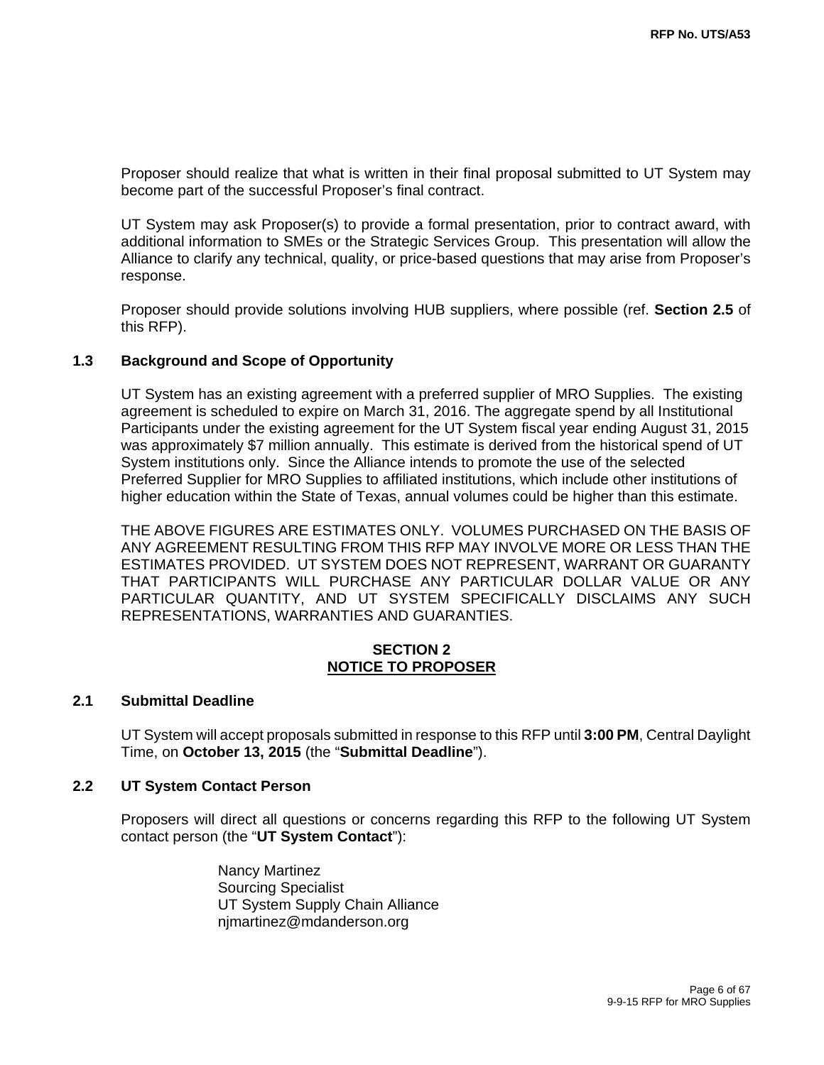Proposer should realize that what is written in their final proposal submitted to UT System may become part of the successful Proposer's final contract.

UT System may ask Proposer(s) to provide a formal presentation, prior to contract award, with additional information to SMEs or the Strategic Services Group. This presentation will allow the Alliance to clarify any technical, quality, or price-based questions that may arise from Proposer's response.

Proposer should provide solutions involving HUB suppliers, where possible (ref. **Section 2.5** of this RFP).

### 1.3 Background and Scope of Opportunity

UT System has an existing agreement with a preferred supplier of MRO Supplies. The existing agreement is scheduled to expire on March 31, 2016. The aggregate spend by all Institutional Participants under the existing agreement for the UT System fiscal year ending August 31, 2015 was approximately $7 million annually. This estimate is derived from the historical spend of UT System institutions only. Since the Alliance intends to promote the use of the selected Preferred Supplier for MRO Supplies to affiliated institutions, which include other institutions of higher education within the State of Texas, annual volumes could be higher than this estimate.

THE ABOVE FIGURES ARE ESTIMATES ONLY. VOLUMES PURCHASED ON THE BASIS OF ANY AGREEMENT RESULTING FROM THIS RFP MAY INVOLVE MORE OR LESS THAN THE ESTIMATES PROVIDED. UT SYSTEM DOES NOT REPRESENT, WARRANT OR GUARANTY THAT PARTICIPANTS WILL PURCHASE ANY PARTICULAR DOLLAR VALUE OR ANY PARTICULAR QUANTITY, AND UT SYSTEM SPECIFICALLY DISCLAIMS ANY SUCH REPRESENTATIONS, WARRANTIES AND GUARANTIES.

## SECTION 2
## NOTICE TO PROPOSER

### 2.1 Submittal Deadline

UT System will accept proposals submitted in response to this RFP until **3:00 PM**, Central Daylight Time, on **October 13, 2015** (the "**Submittal Deadline**").

### 2.2 UT System Contact Person

Proposers will direct all questions or concerns regarding this RFP to the following UT System contact person (the "**UT System Contact**"):

Nancy Martinez
Sourcing Specialist
UT System Supply Chain Alliance
njmartinez@mdanderson.org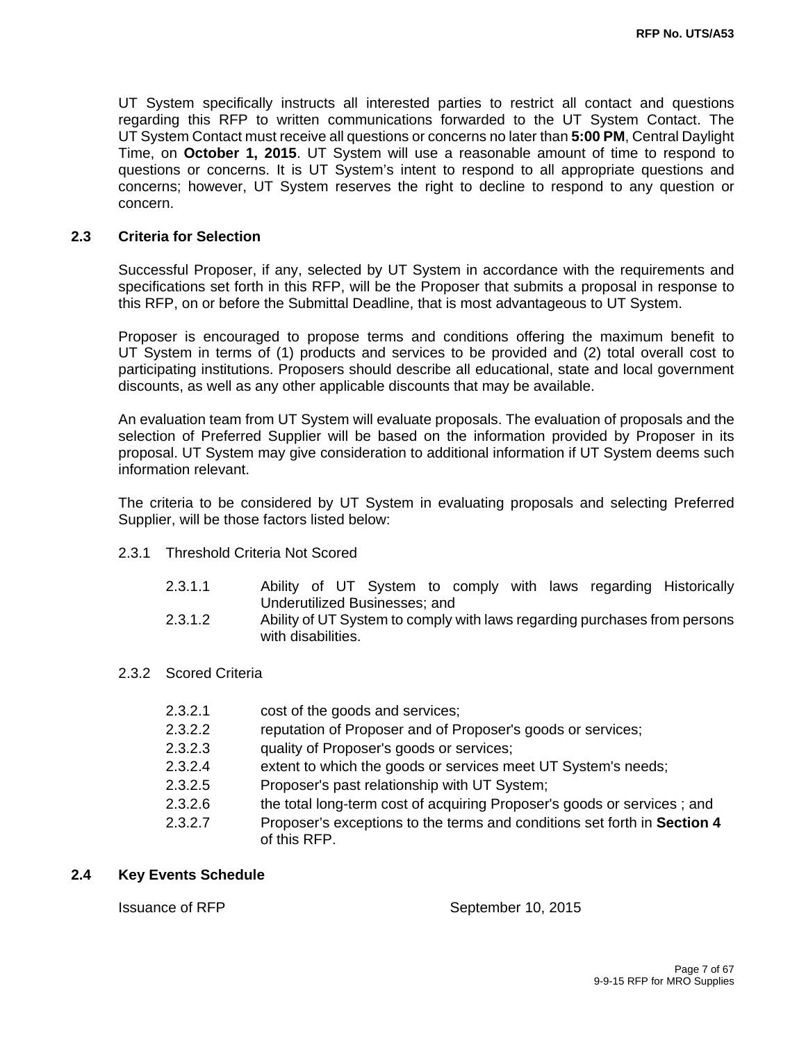UT System specifically instructs all interested parties to restrict all contact and questions regarding this RFP to written communications forwarded to the UT System Contact. The UT System Contact must receive all questions or concerns no later than **5:00 PM**, Central Daylight Time, on **October 1, 2015**. UT System will use a reasonable amount of time to respond to questions or concerns. It is UT System's intent to respond to all appropriate questions and concerns; however, UT System reserves the right to decline to respond to any question or concern.

## 2.3 Criteria for Selection

Successful Proposer, if any, selected by UT System in accordance with the requirements and specifications set forth in this RFP, will be the Proposer that submits a proposal in response to this RFP, on or before the Submittal Deadline, that is most advantageous to UT System.

Proposer is encouraged to propose terms and conditions offering the maximum benefit to UT System in terms of (1) products and services to be provided and (2) total overall cost to participating institutions. Proposers should describe all educational, state and local government discounts, as well as any other applicable discounts that may be available.

An evaluation team from UT System will evaluate proposals. The evaluation of proposals and the selection of Preferred Supplier will be based on the information provided by Proposer in its proposal. UT System may give consideration to additional information if UT System deems such information relevant.

The criteria to be considered by UT System in evaluating proposals and selecting Preferred Supplier, will be those factors listed below:

2.3.1 Threshold Criteria Not Scored

- 2.3.1.1 Ability of UT System to comply with laws regarding Historically Underutilized Businesses; and
- 2.3.1.2 Ability of UT System to comply with laws regarding purchases from persons with disabilities.

2.3.2 Scored Criteria

- 2.3.2.1 cost of the goods and services;
- 2.3.2.2 reputation of Proposer and of Proposer's goods or services;
- 2.3.2.3 quality of Proposer's goods or services;
- 2.3.2.4 extent to which the goods or services meet UT System's needs;
- 2.3.2.5 Proposer's past relationship with UT System;
- 2.3.2.6 the total long-term cost of acquiring Proposer's goods or services ; and
- 2.3.2.7 Proposer's exceptions to the terms and conditions set forth in **Section 4** of this RFP.

## 2.4 Key Events Schedule

Issuance of RFP September 10, 2015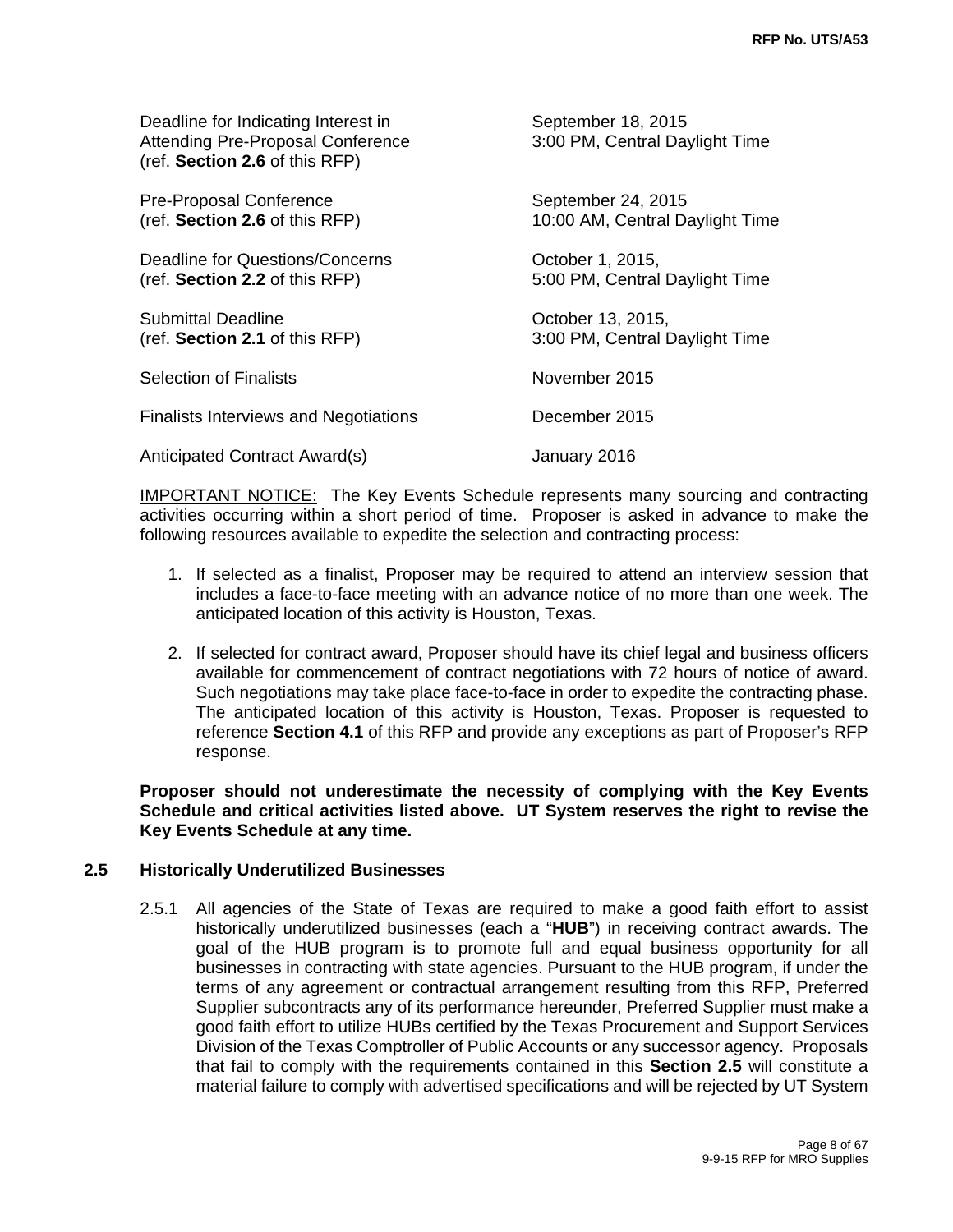| | |
|---|---|
| Deadline for Indicating Interest in Attending Pre-Proposal Conference (ref. **Section 2.6** of this RFP) | September 18, 2015 3:00 PM, Central Daylight Time |
| Pre-Proposal Conference (ref. **Section 2.6** of this RFP) | September 24, 2015 10:00 AM, Central Daylight Time |
| Deadline for Questions/Concerns (ref. **Section 2.2** of this RFP) | October 1, 2015, 5:00 PM, Central Daylight Time |
| Submittal Deadline (ref. **Section 2.1** of this RFP) | October 13, 2015, 3:00 PM, Central Daylight Time |
| Selection of Finalists | November 2015 |
| Finalists Interviews and Negotiations | December 2015 |
| Anticipated Contract Award(s) | January 2016 |

IMPORTANT NOTICE: The Key Events Schedule represents many sourcing and contracting activities occurring within a short period of time. Proposer is asked in advance to make the following resources available to expedite the selection and contracting process:

1. If selected as a finalist, Proposer may be required to attend an interview session that includes a face-to-face meeting with an advance notice of no more than one week. The anticipated location of this activity is Houston, Texas.

2. If selected for contract award, Proposer should have its chief legal and business officers available for commencement of contract negotiations with 72 hours of notice of award. Such negotiations may take place face-to-face in order to expedite the contracting phase. The anticipated location of this activity is Houston, Texas. Proposer is requested to reference **Section 4.1** of this RFP and provide any exceptions as part of Proposer's RFP response.

**Proposer should not underestimate the necessity of complying with the Key Events Schedule and critical activities listed above. UT System reserves the right to revise the Key Events Schedule at any time.**

## 2.5 Historically Underutilized Businesses

2.5.1 All agencies of the State of Texas are required to make a good faith effort to assist historically underutilized businesses (each a "**HUB**") in receiving contract awards. The goal of the HUB program is to promote full and equal business opportunity for all businesses in contracting with state agencies. Pursuant to the HUB program, if under the terms of any agreement or contractual arrangement resulting from this RFP, Preferred Supplier subcontracts any of its performance hereunder, Preferred Supplier must make a good faith effort to utilize HUBs certified by the Texas Procurement and Support Services Division of the Texas Comptroller of Public Accounts or any successor agency. Proposals that fail to comply with the requirements contained in this **Section 2.5** will constitute a material failure to comply with advertised specifications and will be rejected by UT System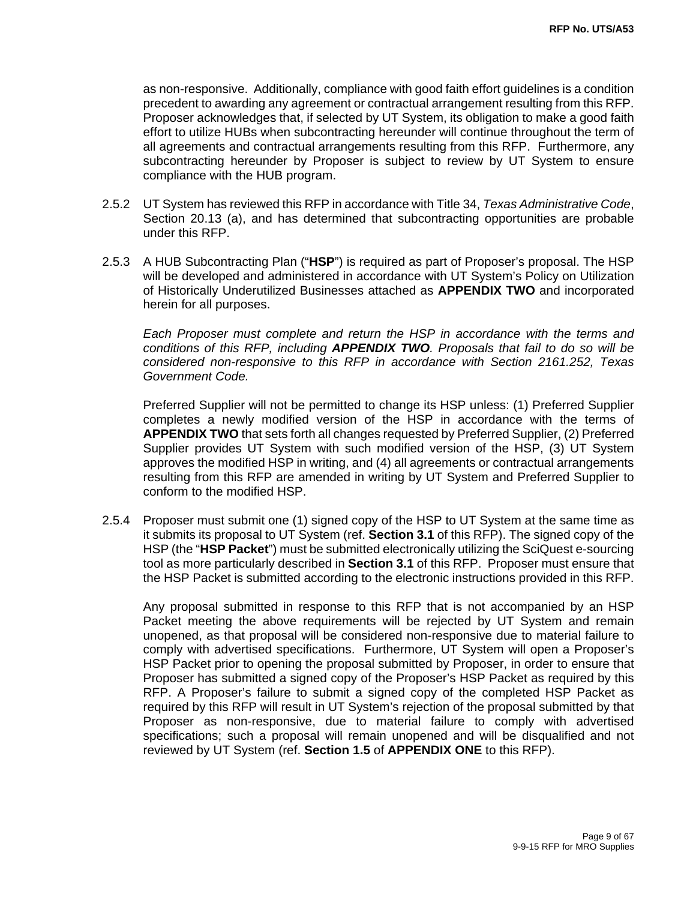as non-responsive. Additionally, compliance with good faith effort guidelines is a condition precedent to awarding any agreement or contractual arrangement resulting from this RFP. Proposer acknowledges that, if selected by UT System, its obligation to make a good faith effort to utilize HUBs when subcontracting hereunder will continue throughout the term of all agreements and contractual arrangements resulting from this RFP. Furthermore, any subcontracting hereunder by Proposer is subject to review by UT System to ensure compliance with the HUB program.

2.5.2 UT System has reviewed this RFP in accordance with Title 34, *Texas Administrative Code*, Section 20.13 (a), and has determined that subcontracting opportunities are probable under this RFP.

2.5.3 A HUB Subcontracting Plan ("**HSP**") is required as part of Proposer's proposal. The HSP will be developed and administered in accordance with UT System's Policy on Utilization of Historically Underutilized Businesses attached as **APPENDIX TWO** and incorporated herein for all purposes.

*Each Proposer must complete and return the HSP in accordance with the terms and conditions of this RFP, including* ***APPENDIX TWO****. Proposals that fail to do so will be considered non-responsive to this RFP in accordance with Section 2161.252, Texas Government Code.*

Preferred Supplier will not be permitted to change its HSP unless: (1) Preferred Supplier completes a newly modified version of the HSP in accordance with the terms of **APPENDIX TWO** that sets forth all changes requested by Preferred Supplier, (2) Preferred Supplier provides UT System with such modified version of the HSP, (3) UT System approves the modified HSP in writing, and (4) all agreements or contractual arrangements resulting from this RFP are amended in writing by UT System and Preferred Supplier to conform to the modified HSP.

2.5.4 Proposer must submit one (1) signed copy of the HSP to UT System at the same time as it submits its proposal to UT System (ref. **Section 3.1** of this RFP). The signed copy of the HSP (the "**HSP Packet**") must be submitted electronically utilizing the SciQuest e-sourcing tool as more particularly described in **Section 3.1** of this RFP. Proposer must ensure that the HSP Packet is submitted according to the electronic instructions provided in this RFP.

Any proposal submitted in response to this RFP that is not accompanied by an HSP Packet meeting the above requirements will be rejected by UT System and remain unopened, as that proposal will be considered non-responsive due to material failure to comply with advertised specifications. Furthermore, UT System will open a Proposer's HSP Packet prior to opening the proposal submitted by Proposer, in order to ensure that Proposer has submitted a signed copy of the Proposer's HSP Packet as required by this RFP. A Proposer's failure to submit a signed copy of the completed HSP Packet as required by this RFP will result in UT System's rejection of the proposal submitted by that Proposer as non-responsive, due to material failure to comply with advertised specifications; such a proposal will remain unopened and will be disqualified and not reviewed by UT System (ref. **Section 1.5** of **APPENDIX ONE** to this RFP).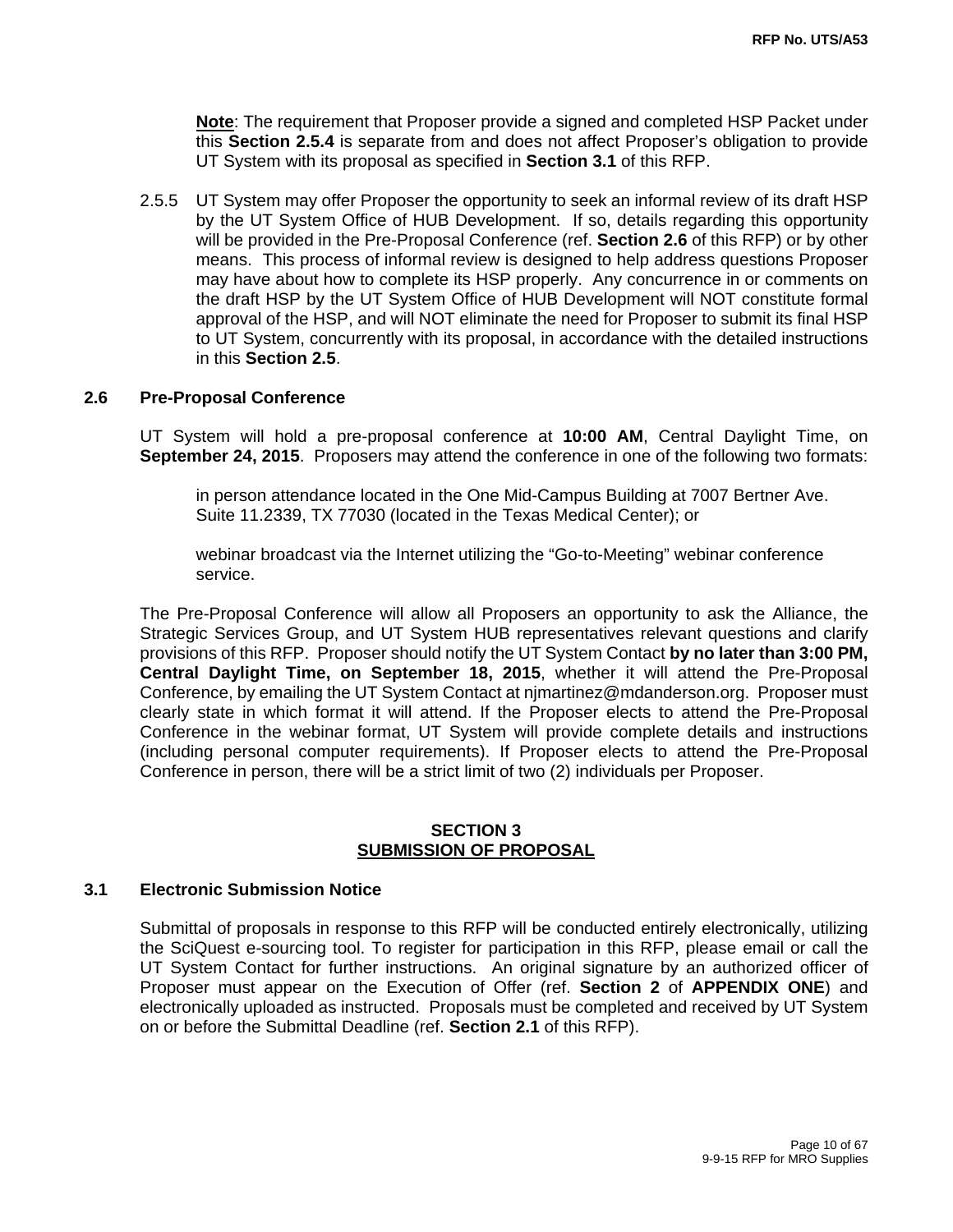**Note**: The requirement that Proposer provide a signed and completed HSP Packet under this **Section 2.5.4** is separate from and does not affect Proposer's obligation to provide UT System with its proposal as specified in **Section 3.1** of this RFP.

2.5.5 UT System may offer Proposer the opportunity to seek an informal review of its draft HSP by the UT System Office of HUB Development. If so, details regarding this opportunity will be provided in the Pre-Proposal Conference (ref. **Section 2.6** of this RFP) or by other means. This process of informal review is designed to help address questions Proposer may have about how to complete its HSP properly. Any concurrence in or comments on the draft HSP by the UT System Office of HUB Development will NOT constitute formal approval of the HSP, and will NOT eliminate the need for Proposer to submit its final HSP to UT System, concurrently with its proposal, in accordance with the detailed instructions in this **Section 2.5**.

### 2.6 Pre-Proposal Conference

UT System will hold a pre-proposal conference at **10:00 AM**, Central Daylight Time, on **September 24, 2015**. Proposers may attend the conference in one of the following two formats:

in person attendance located in the One Mid-Campus Building at 7007 Bertner Ave. Suite 11.2339, TX 77030 (located in the Texas Medical Center); or

webinar broadcast via the Internet utilizing the "Go-to-Meeting" webinar conference service.

The Pre-Proposal Conference will allow all Proposers an opportunity to ask the Alliance, the Strategic Services Group, and UT System HUB representatives relevant questions and clarify provisions of this RFP. Proposer should notify the UT System Contact **by no later than 3:00 PM, Central Daylight Time, on September 18, 2015**, whether it will attend the Pre-Proposal Conference, by emailing the UT System Contact at njmartinez@mdanderson.org. Proposer must clearly state in which format it will attend. If the Proposer elects to attend the Pre-Proposal Conference in the webinar format, UT System will provide complete details and instructions (including personal computer requirements). If Proposer elects to attend the Pre-Proposal Conference in person, there will be a strict limit of two (2) individuals per Proposer.

## SECTION 3
## SUBMISSION OF PROPOSAL

### 3.1 Electronic Submission Notice

Submittal of proposals in response to this RFP will be conducted entirely electronically, utilizing the SciQuest e-sourcing tool. To register for participation in this RFP, please email or call the UT System Contact for further instructions. An original signature by an authorized officer of Proposer must appear on the Execution of Offer (ref. **Section 2** of **APPENDIX ONE**) and electronically uploaded as instructed. Proposals must be completed and received by UT System on or before the Submittal Deadline (ref. **Section 2.1** of this RFP).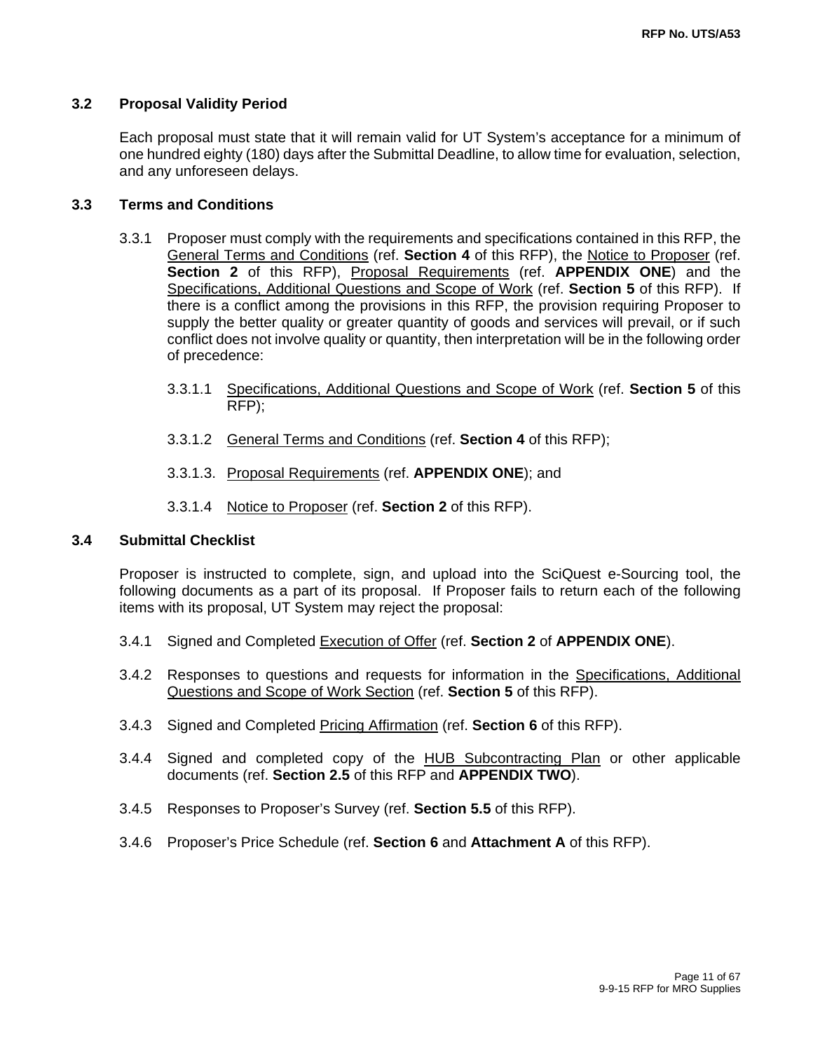### 3.2 Proposal Validity Period

Each proposal must state that it will remain valid for UT System's acceptance for a minimum of one hundred eighty (180) days after the Submittal Deadline, to allow time for evaluation, selection, and any unforeseen delays.

### 3.3 Terms and Conditions

3.3.1 Proposer must comply with the requirements and specifications contained in this RFP, the General Terms and Conditions (ref. **Section 4** of this RFP), the Notice to Proposer (ref. **Section 2** of this RFP), Proposal Requirements (ref. **APPENDIX ONE**) and the Specifications, Additional Questions and Scope of Work (ref. **Section 5** of this RFP). If there is a conflict among the provisions in this RFP, the provision requiring Proposer to supply the better quality or greater quantity of goods and services will prevail, or if such conflict does not involve quality or quantity, then interpretation will be in the following order of precedence:

3.3.1.1 Specifications, Additional Questions and Scope of Work (ref. **Section 5** of this RFP);

3.3.1.2 General Terms and Conditions (ref. **Section 4** of this RFP);

3.3.1.3. Proposal Requirements (ref. **APPENDIX ONE**); and

3.3.1.4 Notice to Proposer (ref. **Section 2** of this RFP).

### 3.4 Submittal Checklist

Proposer is instructed to complete, sign, and upload into the SciQuest e-Sourcing tool, the following documents as a part of its proposal. If Proposer fails to return each of the following items with its proposal, UT System may reject the proposal:

3.4.1 Signed and Completed Execution of Offer (ref. **Section 2** of **APPENDIX ONE**).

3.4.2 Responses to questions and requests for information in the Specifications, Additional Questions and Scope of Work Section (ref. **Section 5** of this RFP).

3.4.3 Signed and Completed Pricing Affirmation (ref. **Section 6** of this RFP).

3.4.4 Signed and completed copy of the HUB Subcontracting Plan or other applicable documents (ref. **Section 2.5** of this RFP and **APPENDIX TWO**).

3.4.5 Responses to Proposer's Survey (ref. **Section 5.5** of this RFP).

3.4.6 Proposer's Price Schedule (ref. **Section 6** and **Attachment A** of this RFP).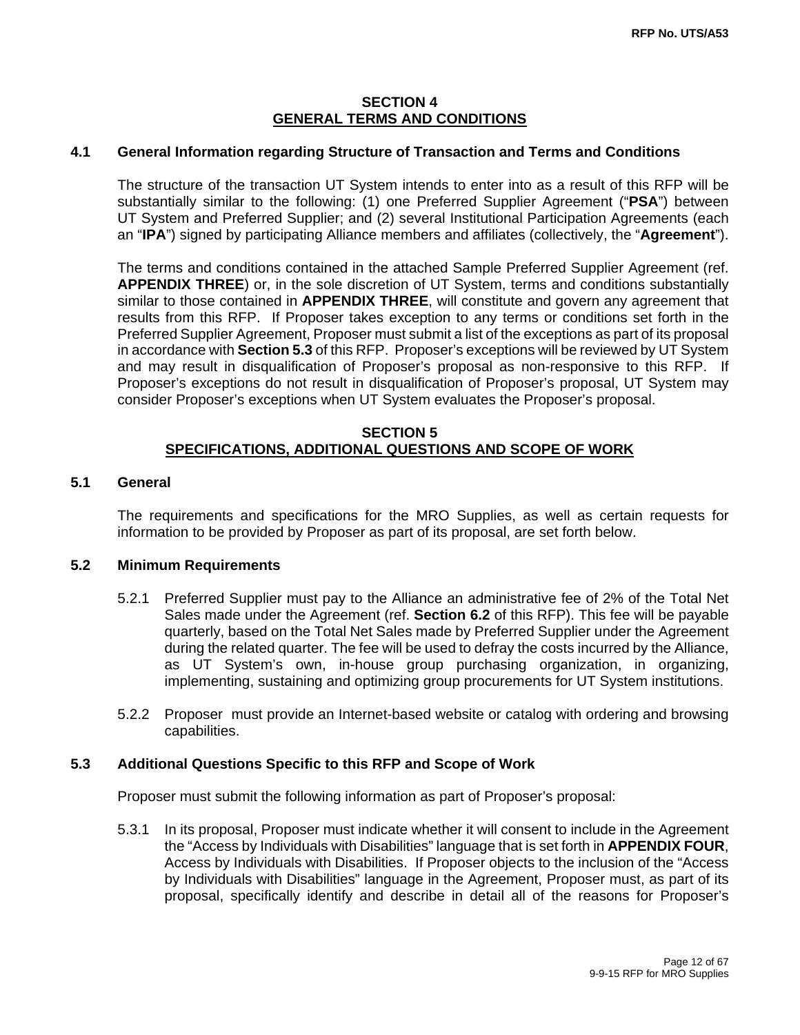## SECTION 4
## GENERAL TERMS AND CONDITIONS

### 4.1 General Information regarding Structure of Transaction and Terms and Conditions

The structure of the transaction UT System intends to enter into as a result of this RFP will be substantially similar to the following: (1) one Preferred Supplier Agreement ("**PSA**") between UT System and Preferred Supplier; and (2) several Institutional Participation Agreements (each an "**IPA**") signed by participating Alliance members and affiliates (collectively, the "**Agreement**").

The terms and conditions contained in the attached Sample Preferred Supplier Agreement (ref. **APPENDIX THREE**) or, in the sole discretion of UT System, terms and conditions substantially similar to those contained in **APPENDIX THREE**, will constitute and govern any agreement that results from this RFP. If Proposer takes exception to any terms or conditions set forth in the Preferred Supplier Agreement, Proposer must submit a list of the exceptions as part of its proposal in accordance with **Section 5.3** of this RFP. Proposer's exceptions will be reviewed by UT System and may result in disqualification of Proposer's proposal as non-responsive to this RFP. If Proposer's exceptions do not result in disqualification of Proposer's proposal, UT System may consider Proposer's exceptions when UT System evaluates the Proposer's proposal.

## SECTION 5
## SPECIFICATIONS, ADDITIONAL QUESTIONS AND SCOPE OF WORK

### 5.1 General

The requirements and specifications for the MRO Supplies, as well as certain requests for information to be provided by Proposer as part of its proposal, are set forth below.

### 5.2 Minimum Requirements

5.2.1 Preferred Supplier must pay to the Alliance an administrative fee of 2% of the Total Net Sales made under the Agreement (ref. **Section 6.2** of this RFP). This fee will be payable quarterly, based on the Total Net Sales made by Preferred Supplier under the Agreement during the related quarter. The fee will be used to defray the costs incurred by the Alliance, as UT System's own, in-house group purchasing organization, in organizing, implementing, sustaining and optimizing group procurements for UT System institutions.

5.2.2 Proposer must provide an Internet-based website or catalog with ordering and browsing capabilities.

### 5.3 Additional Questions Specific to this RFP and Scope of Work

Proposer must submit the following information as part of Proposer's proposal:

5.3.1 In its proposal, Proposer must indicate whether it will consent to include in the Agreement the "Access by Individuals with Disabilities" language that is set forth in **APPENDIX FOUR**, Access by Individuals with Disabilities. If Proposer objects to the inclusion of the "Access by Individuals with Disabilities" language in the Agreement, Proposer must, as part of its proposal, specifically identify and describe in detail all of the reasons for Proposer's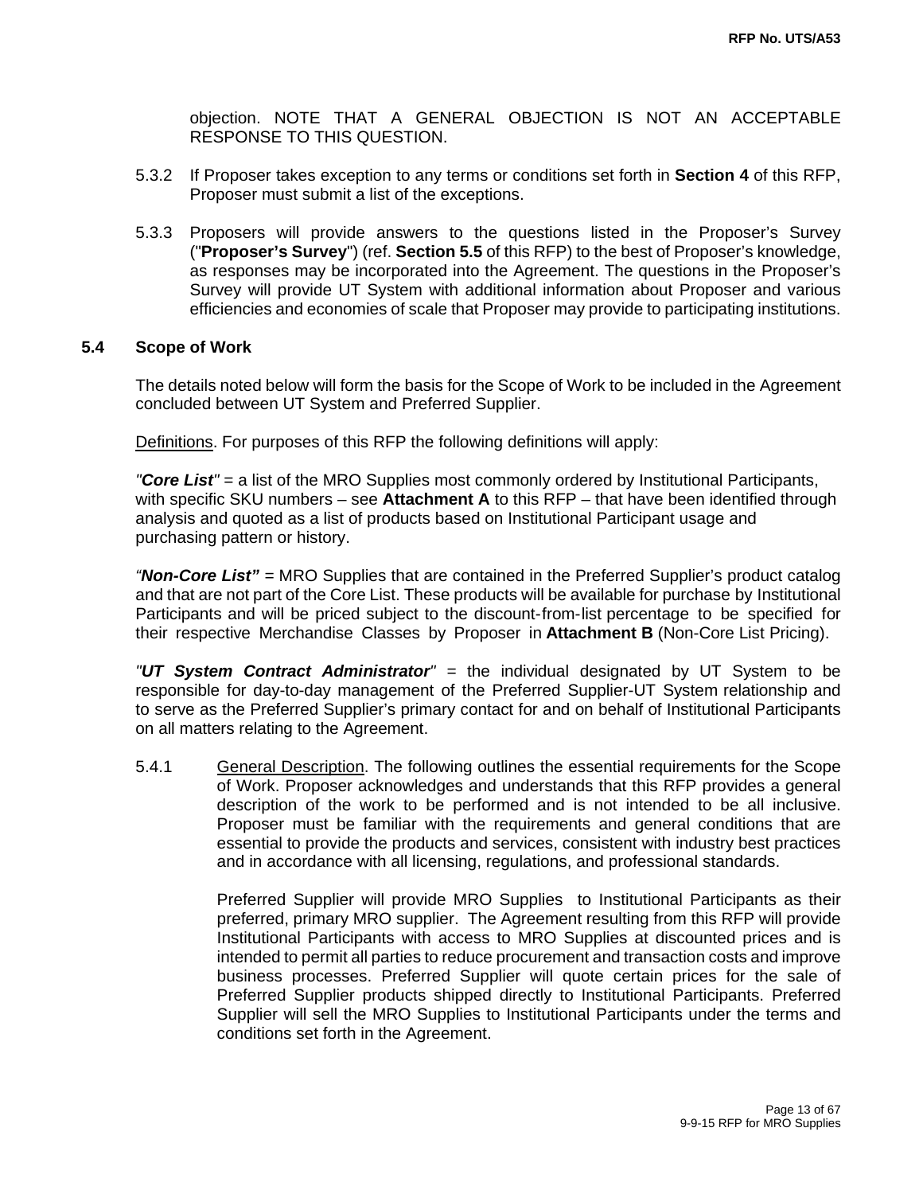objection. NOTE THAT A GENERAL OBJECTION IS NOT AN ACCEPTABLE RESPONSE TO THIS QUESTION.

5.3.2 If Proposer takes exception to any terms or conditions set forth in **Section 4** of this RFP, Proposer must submit a list of the exceptions.

5.3.3 Proposers will provide answers to the questions listed in the Proposer's Survey ("**Proposer's Survey**") (ref. **Section 5.5** of this RFP) to the best of Proposer's knowledge, as responses may be incorporated into the Agreement. The questions in the Proposer's Survey will provide UT System with additional information about Proposer and various efficiencies and economies of scale that Proposer may provide to participating institutions.

### 5.4 Scope of Work

The details noted below will form the basis for the Scope of Work to be included in the Agreement concluded between UT System and Preferred Supplier.

Definitions. For purposes of this RFP the following definitions will apply:

*"**Core List**"* = a list of the MRO Supplies most commonly ordered by Institutional Participants, with specific SKU numbers – see **Attachment A** to this RFP – that have been identified through analysis and quoted as a list of products based on Institutional Participant usage and purchasing pattern or history.

*"**Non-Core List**"* = MRO Supplies that are contained in the Preferred Supplier's product catalog and that are not part of the Core List. These products will be available for purchase by Institutional Participants and will be priced subject to the discount-from-list percentage to be specified for their respective Merchandise Classes by Proposer in **Attachment B** (Non-Core List Pricing).

*"**UT System Contract Administrator**"* = the individual designated by UT System to be responsible for day-to-day management of the Preferred Supplier-UT System relationship and to serve as the Preferred Supplier's primary contact for and on behalf of Institutional Participants on all matters relating to the Agreement.

5.4.1 General Description. The following outlines the essential requirements for the Scope of Work. Proposer acknowledges and understands that this RFP provides a general description of the work to be performed and is not intended to be all inclusive. Proposer must be familiar with the requirements and general conditions that are essential to provide the products and services, consistent with industry best practices and in accordance with all licensing, regulations, and professional standards.

Preferred Supplier will provide MRO Supplies to Institutional Participants as their preferred, primary MRO supplier. The Agreement resulting from this RFP will provide Institutional Participants with access to MRO Supplies at discounted prices and is intended to permit all parties to reduce procurement and transaction costs and improve business processes. Preferred Supplier will quote certain prices for the sale of Preferred Supplier products shipped directly to Institutional Participants. Preferred Supplier will sell the MRO Supplies to Institutional Participants under the terms and conditions set forth in the Agreement.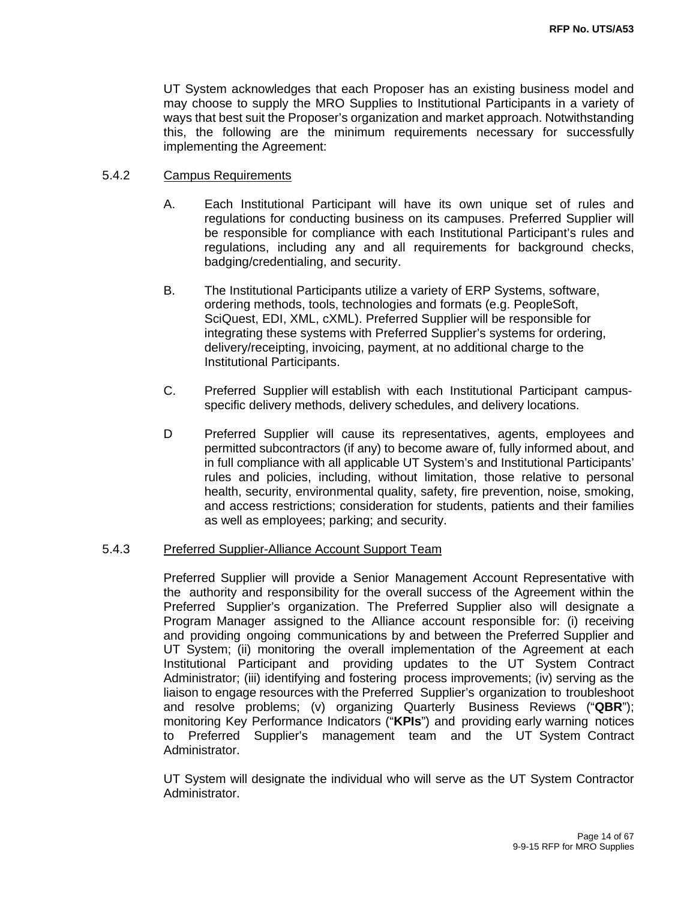UT System acknowledges that each Proposer has an existing business model and may choose to supply the MRO Supplies to Institutional Participants in a variety of ways that best suit the Proposer's organization and market approach. Notwithstanding this, the following are the minimum requirements necessary for successfully implementing the Agreement:

### 5.4.2 Campus Requirements

A. Each Institutional Participant will have its own unique set of rules and regulations for conducting business on its campuses. Preferred Supplier will be responsible for compliance with each Institutional Participant's rules and regulations, including any and all requirements for background checks, badging/credentialing, and security.

B. The Institutional Participants utilize a variety of ERP Systems, software, ordering methods, tools, technologies and formats (e.g. PeopleSoft, SciQuest, EDI, XML, cXML). Preferred Supplier will be responsible for integrating these systems with Preferred Supplier's systems for ordering, delivery/receipting, invoicing, payment, at no additional charge to the Institutional Participants.

C. Preferred Supplier will establish with each Institutional Participant campus-specific delivery methods, delivery schedules, and delivery locations.

D Preferred Supplier will cause its representatives, agents, employees and permitted subcontractors (if any) to become aware of, fully informed about, and in full compliance with all applicable UT System's and Institutional Participants' rules and policies, including, without limitation, those relative to personal health, security, environmental quality, safety, fire prevention, noise, smoking, and access restrictions; consideration for students, patients and their families as well as employees; parking; and security.

### 5.4.3 Preferred Supplier-Alliance Account Support Team

Preferred Supplier will provide a Senior Management Account Representative with the authority and responsibility for the overall success of the Agreement within the Preferred Supplier's organization. The Preferred Supplier also will designate a Program Manager assigned to the Alliance account responsible for: (i) receiving and providing ongoing communications by and between the Preferred Supplier and UT System; (ii) monitoring the overall implementation of the Agreement at each Institutional Participant and providing updates to the UT System Contract Administrator; (iii) identifying and fostering process improvements; (iv) serving as the liaison to engage resources with the Preferred Supplier's organization to troubleshoot and resolve problems; (v) organizing Quarterly Business Reviews ("**QBR**"); monitoring Key Performance Indicators ("**KPIs**") and providing early warning notices to Preferred Supplier's management team and the UT System Contract Administrator.

UT System will designate the individual who will serve as the UT System Contractor Administrator.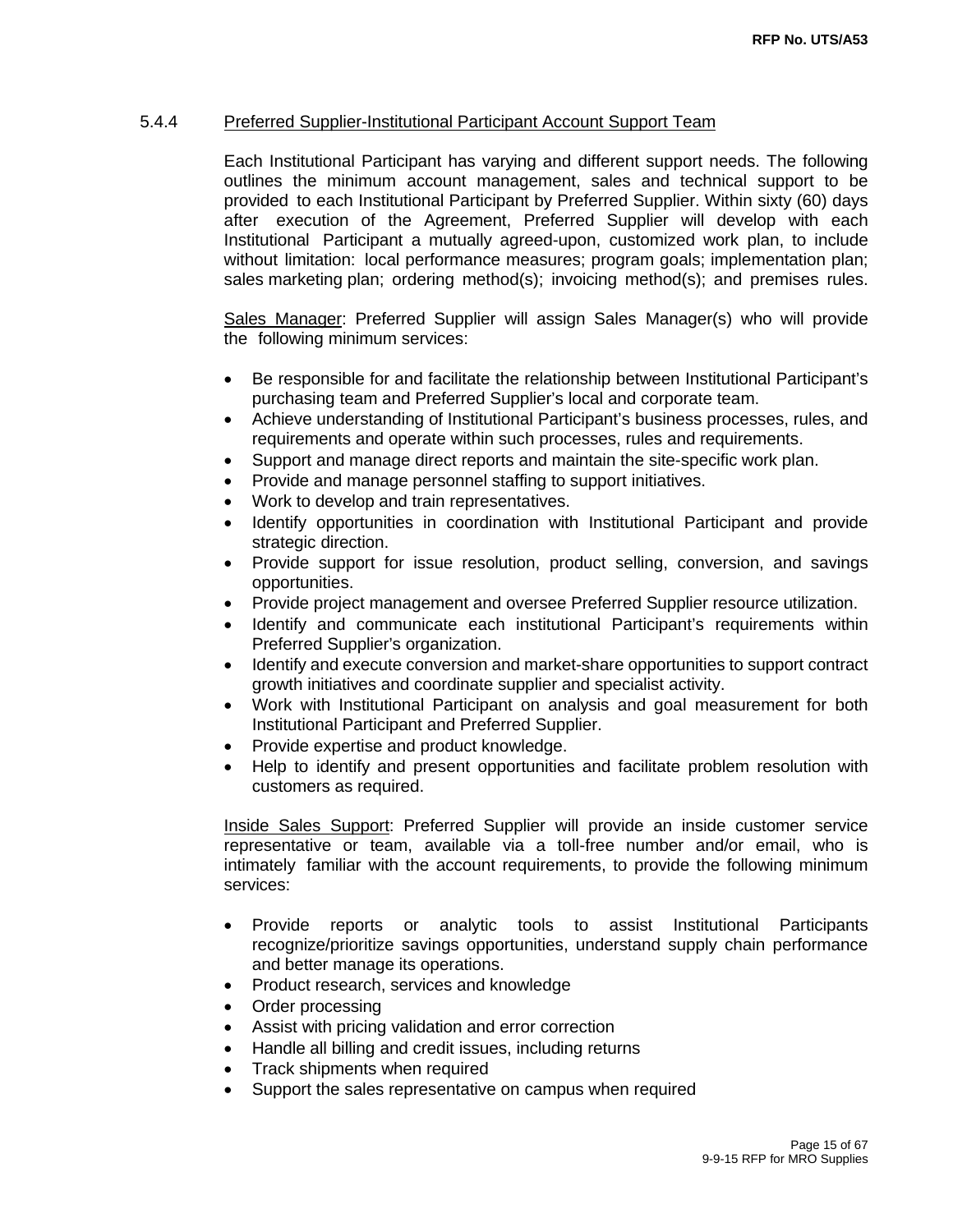### 5.4.4 Preferred Supplier-Institutional Participant Account Support Team

Each Institutional Participant has varying and different support needs. The following outlines the minimum account management, sales and technical support to be provided to each Institutional Participant by Preferred Supplier. Within sixty (60) days after execution of the Agreement, Preferred Supplier will develop with each Institutional Participant a mutually agreed-upon, customized work plan, to include without limitation: local performance measures; program goals; implementation plan; sales marketing plan; ordering method(s); invoicing method(s); and premises rules.

Sales Manager: Preferred Supplier will assign Sales Manager(s) who will provide the following minimum services:

- Be responsible for and facilitate the relationship between Institutional Participant's purchasing team and Preferred Supplier's local and corporate team.
- Achieve understanding of Institutional Participant's business processes, rules, and requirements and operate within such processes, rules and requirements.
- Support and manage direct reports and maintain the site-specific work plan.
- Provide and manage personnel staffing to support initiatives.
- Work to develop and train representatives.
- Identify opportunities in coordination with Institutional Participant and provide strategic direction.
- Provide support for issue resolution, product selling, conversion, and savings opportunities.
- Provide project management and oversee Preferred Supplier resource utilization.
- Identify and communicate each institutional Participant's requirements within Preferred Supplier's organization.
- Identify and execute conversion and market-share opportunities to support contract growth initiatives and coordinate supplier and specialist activity.
- Work with Institutional Participant on analysis and goal measurement for both Institutional Participant and Preferred Supplier.
- Provide expertise and product knowledge.
- Help to identify and present opportunities and facilitate problem resolution with customers as required.

Inside Sales Support: Preferred Supplier will provide an inside customer service representative or team, available via a toll-free number and/or email, who is intimately familiar with the account requirements, to provide the following minimum services:

- Provide reports or analytic tools to assist Institutional Participants recognize/prioritize savings opportunities, understand supply chain performance and better manage its operations.
- Product research, services and knowledge
- Order processing
- Assist with pricing validation and error correction
- Handle all billing and credit issues, including returns
- Track shipments when required
- Support the sales representative on campus when required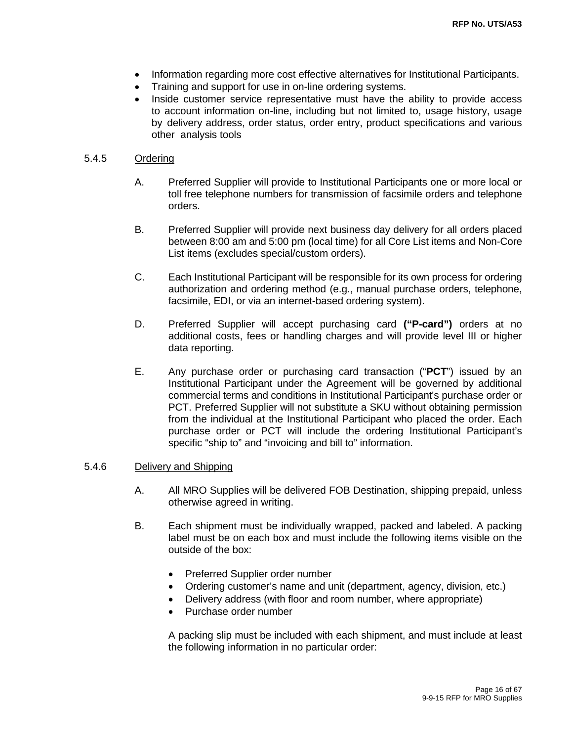- Information regarding more cost effective alternatives for Institutional Participants.
- Training and support for use in on-line ordering systems.
- Inside customer service representative must have the ability to provide access to account information on-line, including but not limited to, usage history, usage by delivery address, order status, order entry, product specifications and various other analysis tools

5.4.5 Ordering

A. Preferred Supplier will provide to Institutional Participants one or more local or toll free telephone numbers for transmission of facsimile orders and telephone orders.

B. Preferred Supplier will provide next business day delivery for all orders placed between 8:00 am and 5:00 pm (local time) for all Core List items and Non-Core List items (excludes special/custom orders).

C. Each Institutional Participant will be responsible for its own process for ordering authorization and ordering method (e.g., manual purchase orders, telephone, facsimile, EDI, or via an internet-based ordering system).

D. Preferred Supplier will accept purchasing card **("P-card")** orders at no additional costs, fees or handling charges and will provide level III or higher data reporting.

E. Any purchase order or purchasing card transaction ("**PCT**") issued by an Institutional Participant under the Agreement will be governed by additional commercial terms and conditions in Institutional Participant's purchase order or PCT. Preferred Supplier will not substitute a SKU without obtaining permission from the individual at the Institutional Participant who placed the order. Each purchase order or PCT will include the ordering Institutional Participant's specific "ship to" and "invoicing and bill to" information.

5.4.6 Delivery and Shipping

A. All MRO Supplies will be delivered FOB Destination, shipping prepaid, unless otherwise agreed in writing.

B. Each shipment must be individually wrapped, packed and labeled. A packing label must be on each box and must include the following items visible on the outside of the box:

- Preferred Supplier order number
- Ordering customer's name and unit (department, agency, division, etc.)
- Delivery address (with floor and room number, where appropriate)
- Purchase order number

A packing slip must be included with each shipment, and must include at least the following information in no particular order: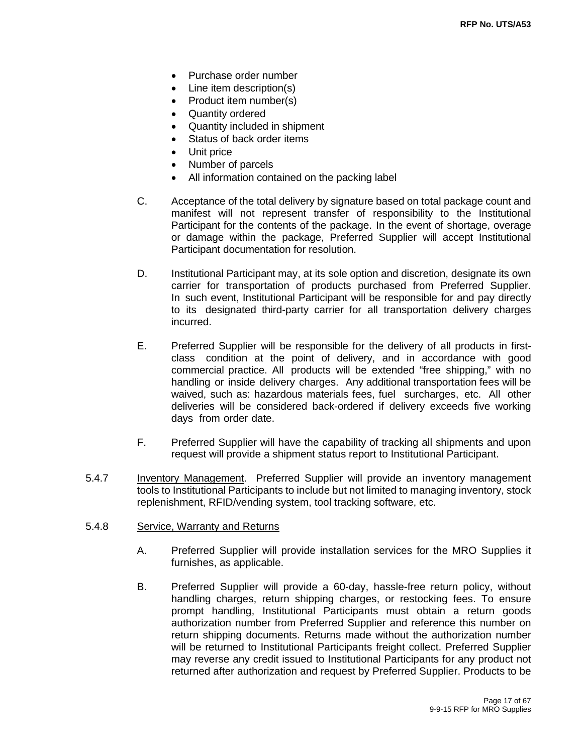- Purchase order number
- Line item description(s)
- Product item number(s)
- Quantity ordered
- Quantity included in shipment
- Status of back order items
- Unit price
- Number of parcels
- All information contained on the packing label

C. Acceptance of the total delivery by signature based on total package count and manifest will not represent transfer of responsibility to the Institutional Participant for the contents of the package. In the event of shortage, overage or damage within the package, Preferred Supplier will accept Institutional Participant documentation for resolution.

D. Institutional Participant may, at its sole option and discretion, designate its own carrier for transportation of products purchased from Preferred Supplier. In such event, Institutional Participant will be responsible for and pay directly to its designated third-party carrier for all transportation delivery charges incurred.

E. Preferred Supplier will be responsible for the delivery of all products in first-class condition at the point of delivery, and in accordance with good commercial practice. All products will be extended "free shipping," with no handling or inside delivery charges. Any additional transportation fees will be waived, such as: hazardous materials fees, fuel surcharges, etc. All other deliveries will be considered back-ordered if delivery exceeds five working days from order date.

F. Preferred Supplier will have the capability of tracking all shipments and upon request will provide a shipment status report to Institutional Participant.

5.4.7 Inventory Management. Preferred Supplier will provide an inventory management tools to Institutional Participants to include but not limited to managing inventory, stock replenishment, RFID/vending system, tool tracking software, etc.

5.4.8 Service, Warranty and Returns

A. Preferred Supplier will provide installation services for the MRO Supplies it furnishes, as applicable.

B. Preferred Supplier will provide a 60-day, hassle-free return policy, without handling charges, return shipping charges, or restocking fees. To ensure prompt handling, Institutional Participants must obtain a return goods authorization number from Preferred Supplier and reference this number on return shipping documents. Returns made without the authorization number will be returned to Institutional Participants freight collect. Preferred Supplier may reverse any credit issued to Institutional Participants for any product not returned after authorization and request by Preferred Supplier. Products to be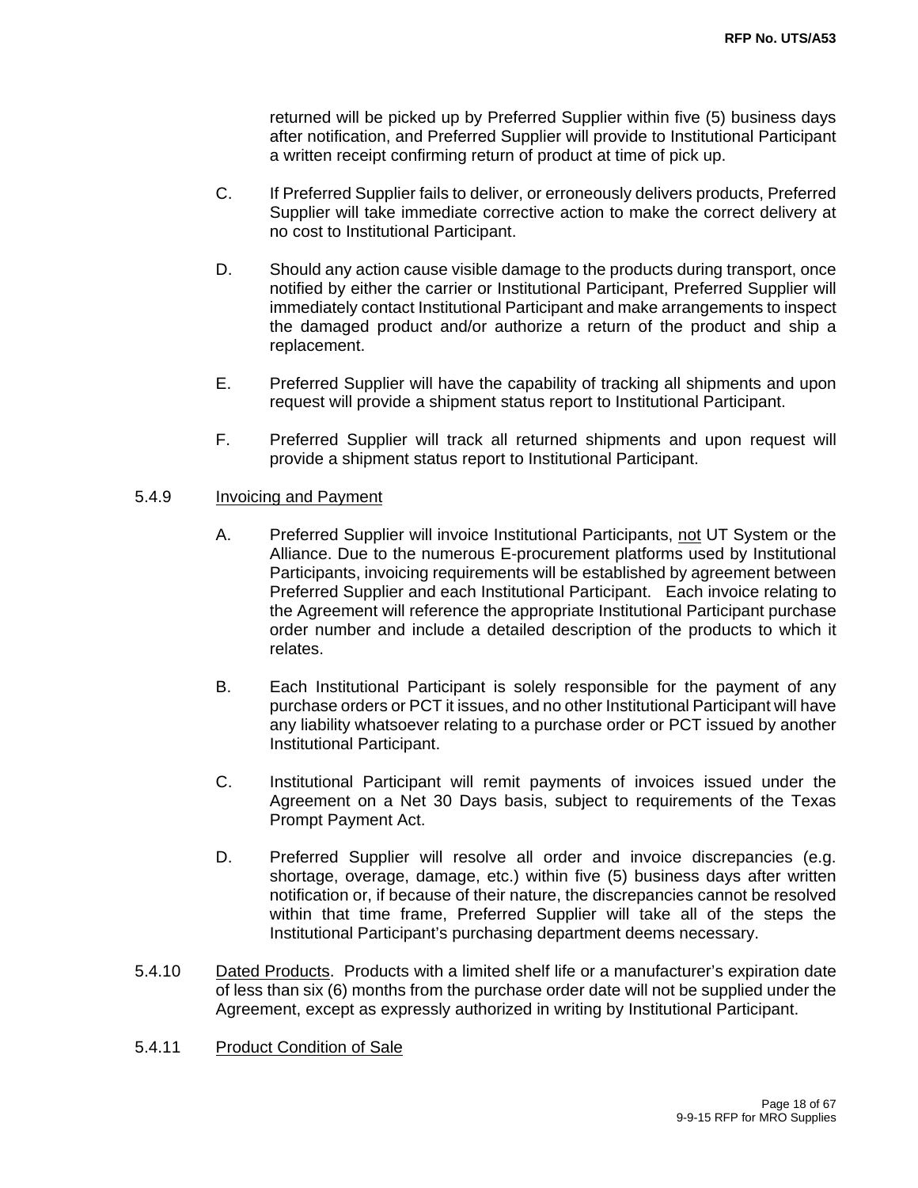returned will be picked up by Preferred Supplier within five (5) business days after notification, and Preferred Supplier will provide to Institutional Participant a written receipt confirming return of product at time of pick up.

C. If Preferred Supplier fails to deliver, or erroneously delivers products, Preferred Supplier will take immediate corrective action to make the correct delivery at no cost to Institutional Participant.

D. Should any action cause visible damage to the products during transport, once notified by either the carrier or Institutional Participant, Preferred Supplier will immediately contact Institutional Participant and make arrangements to inspect the damaged product and/or authorize a return of the product and ship a replacement.

E. Preferred Supplier will have the capability of tracking all shipments and upon request will provide a shipment status report to Institutional Participant.

F. Preferred Supplier will track all returned shipments and upon request will provide a shipment status report to Institutional Participant.

5.4.9 Invoicing and Payment

A. Preferred Supplier will invoice Institutional Participants, not UT System or the Alliance. Due to the numerous E-procurement platforms used by Institutional Participants, invoicing requirements will be established by agreement between Preferred Supplier and each Institutional Participant. Each invoice relating to the Agreement will reference the appropriate Institutional Participant purchase order number and include a detailed description of the products to which it relates.

B. Each Institutional Participant is solely responsible for the payment of any purchase orders or PCT it issues, and no other Institutional Participant will have any liability whatsoever relating to a purchase order or PCT issued by another Institutional Participant.

C. Institutional Participant will remit payments of invoices issued under the Agreement on a Net 30 Days basis, subject to requirements of the Texas Prompt Payment Act.

D. Preferred Supplier will resolve all order and invoice discrepancies (e.g. shortage, overage, damage, etc.) within five (5) business days after written notification or, if because of their nature, the discrepancies cannot be resolved within that time frame, Preferred Supplier will take all of the steps the Institutional Participant's purchasing department deems necessary.

5.4.10 Dated Products. Products with a limited shelf life or a manufacturer's expiration date of less than six (6) months from the purchase order date will not be supplied under the Agreement, except as expressly authorized in writing by Institutional Participant.

5.4.11 Product Condition of Sale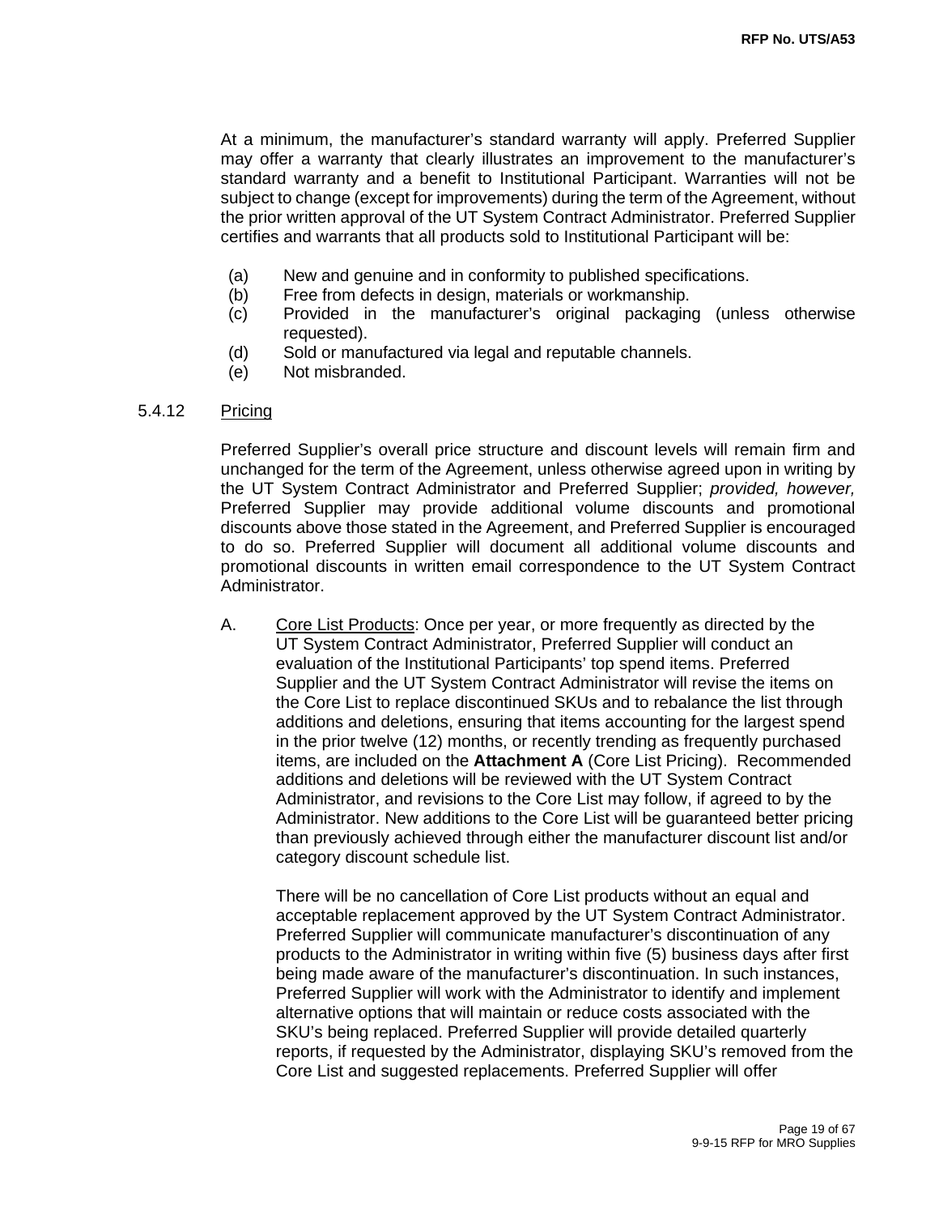At a minimum, the manufacturer's standard warranty will apply. Preferred Supplier may offer a warranty that clearly illustrates an improvement to the manufacturer's standard warranty and a benefit to Institutional Participant. Warranties will not be subject to change (except for improvements) during the term of the Agreement, without the prior written approval of the UT System Contract Administrator. Preferred Supplier certifies and warrants that all products sold to Institutional Participant will be:

(a) New and genuine and in conformity to published specifications.
(b) Free from defects in design, materials or workmanship.
(c) Provided in the manufacturer's original packaging (unless otherwise requested).
(d) Sold or manufactured via legal and reputable channels.
(e) Not misbranded.

5.4.12 Pricing

Preferred Supplier's overall price structure and discount levels will remain firm and unchanged for the term of the Agreement, unless otherwise agreed upon in writing by the UT System Contract Administrator and Preferred Supplier; *provided, however,* Preferred Supplier may provide additional volume discounts and promotional discounts above those stated in the Agreement, and Preferred Supplier is encouraged to do so. Preferred Supplier will document all additional volume discounts and promotional discounts in written email correspondence to the UT System Contract Administrator.

A. Core List Products: Once per year, or more frequently as directed by the UT System Contract Administrator, Preferred Supplier will conduct an evaluation of the Institutional Participants' top spend items. Preferred Supplier and the UT System Contract Administrator will revise the items on the Core List to replace discontinued SKUs and to rebalance the list through additions and deletions, ensuring that items accounting for the largest spend in the prior twelve (12) months, or recently trending as frequently purchased items, are included on the **Attachment A** (Core List Pricing). Recommended additions and deletions will be reviewed with the UT System Contract Administrator, and revisions to the Core List may follow, if agreed to by the Administrator. New additions to the Core List will be guaranteed better pricing than previously achieved through either the manufacturer discount list and/or category discount schedule list.

There will be no cancellation of Core List products without an equal and acceptable replacement approved by the UT System Contract Administrator. Preferred Supplier will communicate manufacturer's discontinuation of any products to the Administrator in writing within five (5) business days after first being made aware of the manufacturer's discontinuation. In such instances, Preferred Supplier will work with the Administrator to identify and implement alternative options that will maintain or reduce costs associated with the SKU's being replaced. Preferred Supplier will provide detailed quarterly reports, if requested by the Administrator, displaying SKU's removed from the Core List and suggested replacements. Preferred Supplier will offer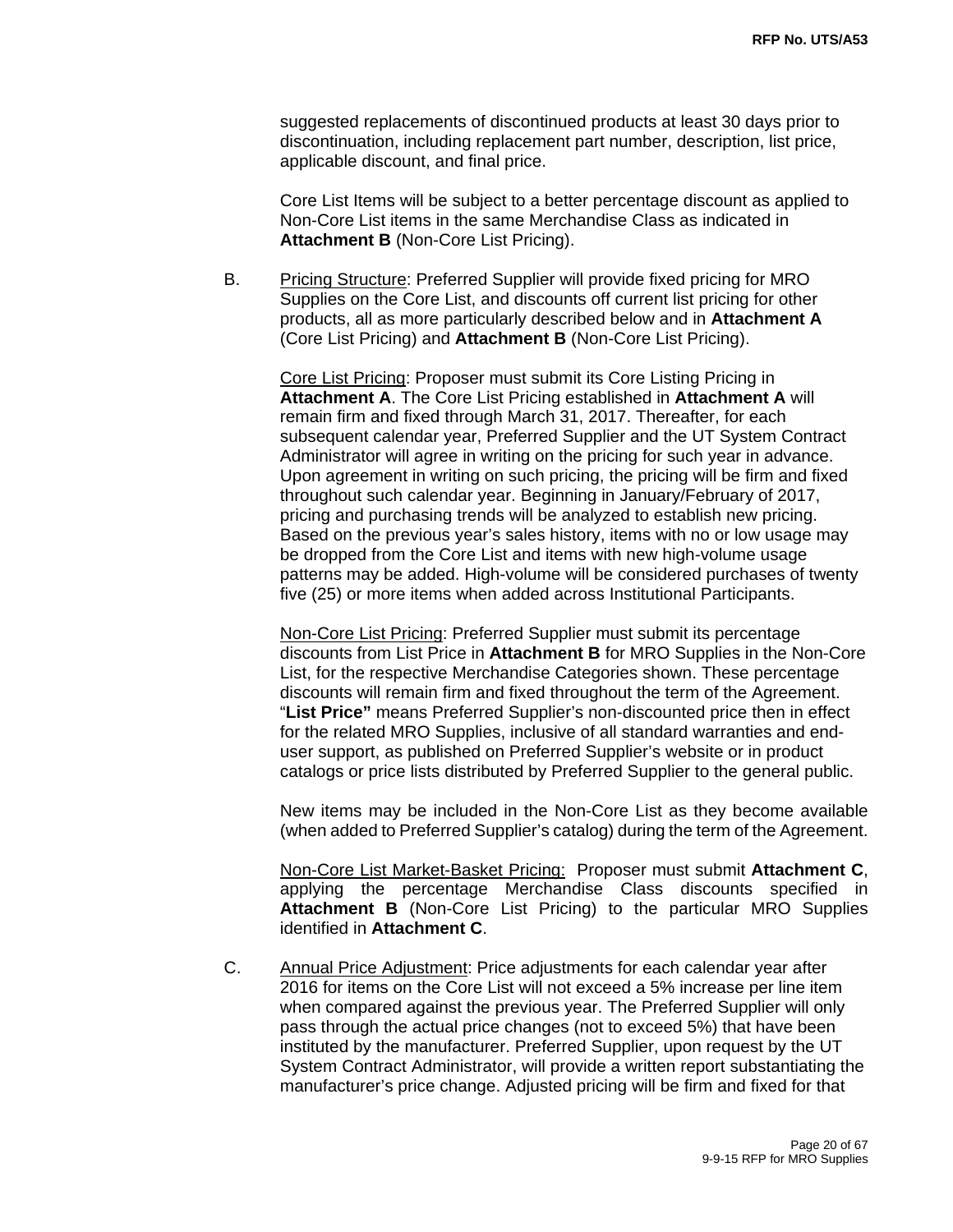suggested replacements of discontinued products at least 30 days prior to discontinuation, including replacement part number, description, list price, applicable discount, and final price.

Core List Items will be subject to a better percentage discount as applied to Non-Core List items in the same Merchandise Class as indicated in **Attachment B** (Non-Core List Pricing).

B. Pricing Structure: Preferred Supplier will provide fixed pricing for MRO Supplies on the Core List, and discounts off current list pricing for other products, all as more particularly described below and in **Attachment A** (Core List Pricing) and **Attachment B** (Non-Core List Pricing).

Core List Pricing: Proposer must submit its Core Listing Pricing in **Attachment A**. The Core List Pricing established in **Attachment A** will remain firm and fixed through March 31, 2017. Thereafter, for each subsequent calendar year, Preferred Supplier and the UT System Contract Administrator will agree in writing on the pricing for such year in advance. Upon agreement in writing on such pricing, the pricing will be firm and fixed throughout such calendar year. Beginning in January/February of 2017, pricing and purchasing trends will be analyzed to establish new pricing. Based on the previous year's sales history, items with no or low usage may be dropped from the Core List and items with new high-volume usage patterns may be added. High-volume will be considered purchases of twenty five (25) or more items when added across Institutional Participants.

Non-Core List Pricing: Preferred Supplier must submit its percentage discounts from List Price in **Attachment B** for MRO Supplies in the Non-Core List, for the respective Merchandise Categories shown. These percentage discounts will remain firm and fixed throughout the term of the Agreement. "**List Price"** means Preferred Supplier's non-discounted price then in effect for the related MRO Supplies, inclusive of all standard warranties and end-user support, as published on Preferred Supplier's website or in product catalogs or price lists distributed by Preferred Supplier to the general public.

New items may be included in the Non-Core List as they become available (when added to Preferred Supplier's catalog) during the term of the Agreement.

Non-Core List Market-Basket Pricing: Proposer must submit **Attachment C**, applying the percentage Merchandise Class discounts specified in **Attachment B** (Non-Core List Pricing) to the particular MRO Supplies identified in **Attachment C**.

C. Annual Price Adjustment: Price adjustments for each calendar year after 2016 for items on the Core List will not exceed a 5% increase per line item when compared against the previous year. The Preferred Supplier will only pass through the actual price changes (not to exceed 5%) that have been instituted by the manufacturer. Preferred Supplier, upon request by the UT System Contract Administrator, will provide a written report substantiating the manufacturer's price change. Adjusted pricing will be firm and fixed for that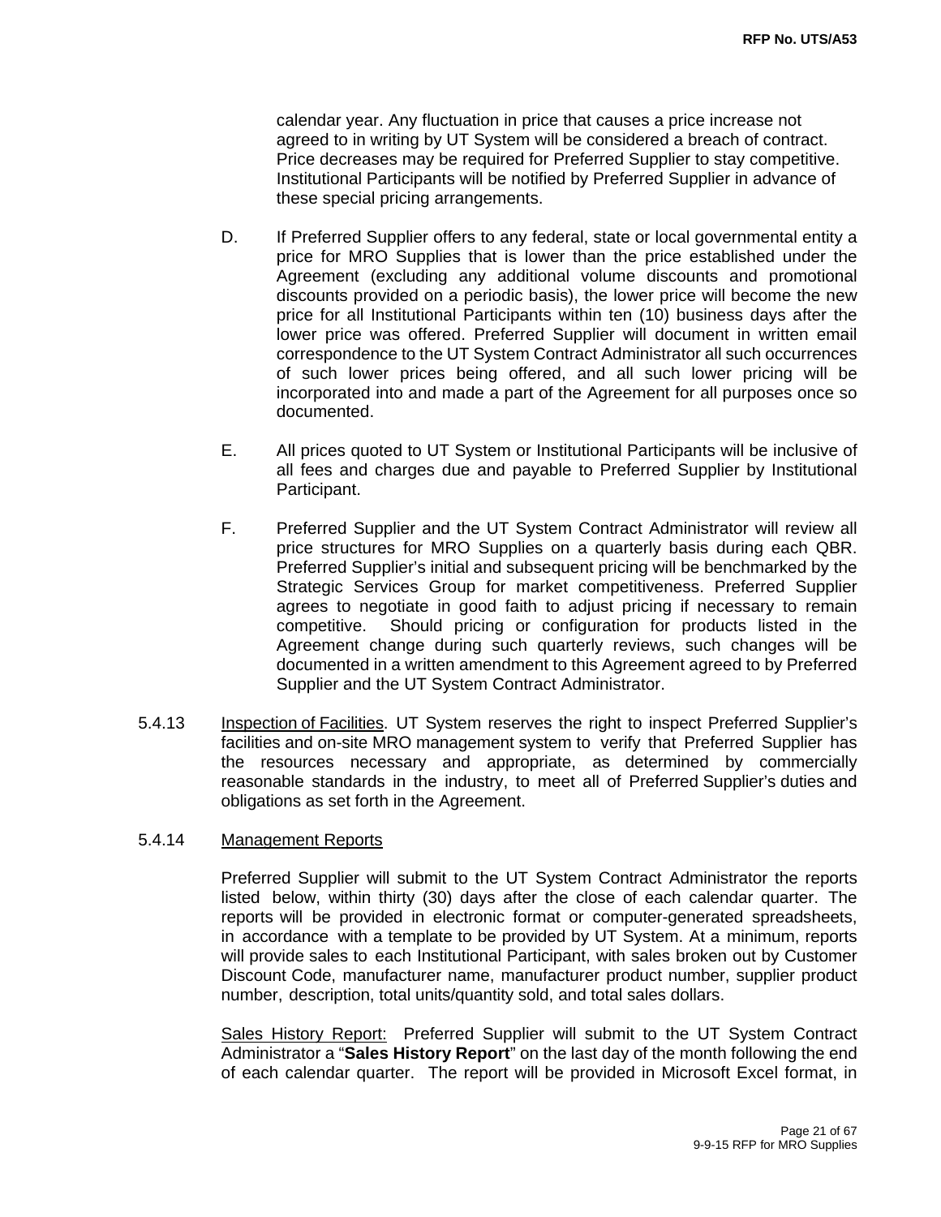calendar year. Any fluctuation in price that causes a price increase not agreed to in writing by UT System will be considered a breach of contract. Price decreases may be required for Preferred Supplier to stay competitive. Institutional Participants will be notified by Preferred Supplier in advance of these special pricing arrangements.

D. If Preferred Supplier offers to any federal, state or local governmental entity a price for MRO Supplies that is lower than the price established under the Agreement (excluding any additional volume discounts and promotional discounts provided on a periodic basis), the lower price will become the new price for all Institutional Participants within ten (10) business days after the lower price was offered. Preferred Supplier will document in written email correspondence to the UT System Contract Administrator all such occurrences of such lower prices being offered, and all such lower pricing will be incorporated into and made a part of the Agreement for all purposes once so documented.

E. All prices quoted to UT System or Institutional Participants will be inclusive of all fees and charges due and payable to Preferred Supplier by Institutional Participant.

F. Preferred Supplier and the UT System Contract Administrator will review all price structures for MRO Supplies on a quarterly basis during each QBR. Preferred Supplier's initial and subsequent pricing will be benchmarked by the Strategic Services Group for market competitiveness. Preferred Supplier agrees to negotiate in good faith to adjust pricing if necessary to remain competitive. Should pricing or configuration for products listed in the Agreement change during such quarterly reviews, such changes will be documented in a written amendment to this Agreement agreed to by Preferred Supplier and the UT System Contract Administrator.

5.4.13 Inspection of Facilities. UT System reserves the right to inspect Preferred Supplier's facilities and on-site MRO management system to verify that Preferred Supplier has the resources necessary and appropriate, as determined by commercially reasonable standards in the industry, to meet all of Preferred Supplier's duties and obligations as set forth in the Agreement.

5.4.14 Management Reports

Preferred Supplier will submit to the UT System Contract Administrator the reports listed below, within thirty (30) days after the close of each calendar quarter. The reports will be provided in electronic format or computer-generated spreadsheets, in accordance with a template to be provided by UT System. At a minimum, reports will provide sales to each Institutional Participant, with sales broken out by Customer Discount Code, manufacturer name, manufacturer product number, supplier product number, description, total units/quantity sold, and total sales dollars.

Sales History Report: Preferred Supplier will submit to the UT System Contract Administrator a "**Sales History Report**" on the last day of the month following the end of each calendar quarter. The report will be provided in Microsoft Excel format, in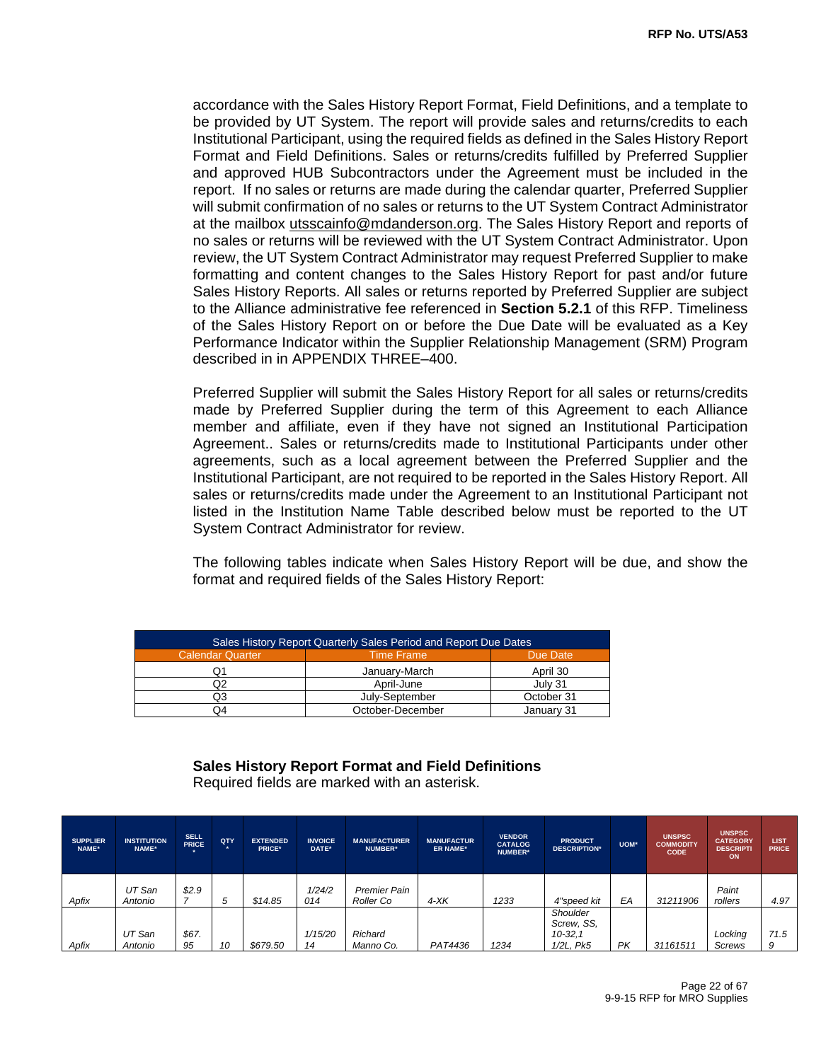accordance with the Sales History Report Format, Field Definitions, and a template to be provided by UT System. The report will provide sales and returns/credits to each Institutional Participant, using the required fields as defined in the Sales History Report Format and Field Definitions. Sales or returns/credits fulfilled by Preferred Supplier and approved HUB Subcontractors under the Agreement must be included in the report. If no sales or returns are made during the calendar quarter, Preferred Supplier will submit confirmation of no sales or returns to the UT System Contract Administrator at the mailbox utsscainfo@mdanderson.org. The Sales History Report and reports of no sales or returns will be reviewed with the UT System Contract Administrator. Upon review, the UT System Contract Administrator may request Preferred Supplier to make formatting and content changes to the Sales History Report for past and/or future Sales History Reports. All sales or returns reported by Preferred Supplier are subject to the Alliance administrative fee referenced in **Section 5.2.1** of this RFP. Timeliness of the Sales History Report on or before the Due Date will be evaluated as a Key Performance Indicator within the Supplier Relationship Management (SRM) Program described in in APPENDIX THREE–400.

Preferred Supplier will submit the Sales History Report for all sales or returns/credits made by Preferred Supplier during the term of this Agreement to each Alliance member and affiliate, even if they have not signed an Institutional Participation Agreement.. Sales or returns/credits made to Institutional Participants under other agreements, such as a local agreement between the Preferred Supplier and the Institutional Participant, are not required to be reported in the Sales History Report. All sales or returns/credits made under the Agreement to an Institutional Participant not listed in the Institution Name Table described below must be reported to the UT System Contract Administrator for review.

The following tables indicate when Sales History Report will be due, and show the format and required fields of the Sales History Report:

| Sales History Report Quarterly Sales Period and Report Due Dates | | |
|---|---|---|
| Calendar Quarter | Time Frame | Due Date |
| Q1 | January-March | April 30 |
| Q2 | April-June | July 31 |
| Q3 | July-September | October 31 |
| Q4 | October-December | January 31 |

**Sales History Report Format and Field Definitions**

Required fields are marked with an asterisk.

| SUPPLIER NAME* | INSTITUTION NAME* | SELL PRICE* | QTY* | EXTENDED PRICE* | INVOICE DATE* | MANUFACTURER NUMBER* | MANUFACTURER NAME* | VENDOR CATALOG NUMBER* | PRODUCT DESCRIPTION* | UOM* | UNSPSC COMMODITY CODE | UNSPSC CATEGORY DESCRIPTION | LIST PRICE |
|---|---|---|---|---|---|---|---|---|---|---|---|---|---|
| *Apfix* | *UT San Antonio* | *$2.97* | *5* | *$14.85* | *1/24/2014* | *Premier Pain Roller Co* | *4-XK* | *1233* | *4"speed kit* | *EA* | *31211906* | *Paint rollers* | *4.97* |
| *Apfix* | *UT San Antonio* | *$67.95* | *10* | *$679.50* | *1/15/2014* | *Richard Manno Co.* | *PAT4436* | *1234* | *Shoulder Screw, SS, 10-32,1 1/2L, Pk5* | *PK* | *31161511* | *Locking Screws* | *71.59* |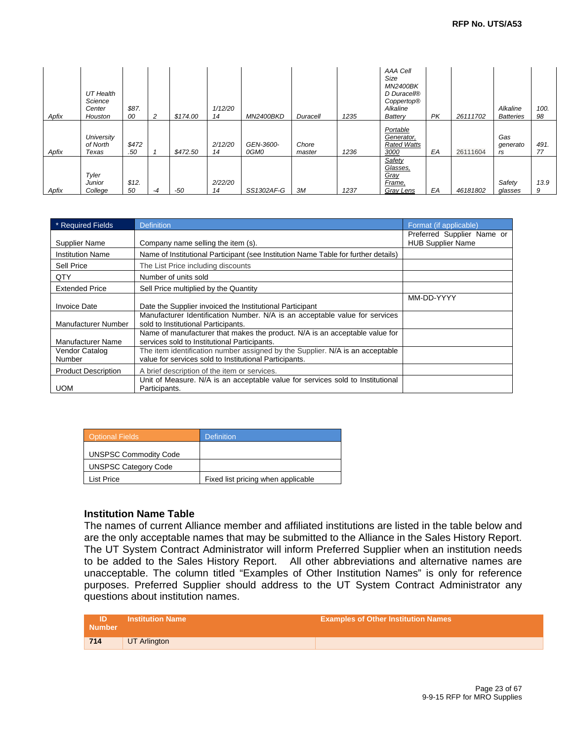| | | | | | | | | | | | | | |
|---|---|---|---|---|---|---|---|---|---|---|---|---|---|
| *Apfix* | *UT Health Science Center Houston* | *$87.00* | *2* | *$174.00* | *1/12/2014* | *MN2400BKD* | *Duracell* | *1235* | *AAA Cell Size MN2400BKD Duracell® Coppertop® Alkaline Battery* | *PK* | *26111702* | *Alkaline Batteries* | *100.98* |
| *Apfix* | *University of North Texas* | *$472.50* | *1* | *$472.50* | *2/12/2014* | *GEN-3600-0GM0* | *Chore master* | *1236* | *Portable Generator, Rated Watts 3000* | *EA* | 26111604 | *Gas generators* | *491.77* |
| *Apfix* | *Tyler Junior College* | *$12.50* | *-4* | *-50* | *2/22/2014* | *SS1302AF-G* | *3M* | *1237* | *Safety Glasses, Gray Frame, Gray Lens* | *EA* | *46181802* | *Safety glasses* | *13.99* |

| * Required Fields | Definition | Format (if applicable) |
|---|---|---|
| Supplier Name | Company name selling the item (s). | Preferred Supplier Name or HUB Supplier Name |
| Institution Name | Name of Institutional Participant (see Institution Name Table for further details) | |
| Sell Price | The List Price including discounts | |
| QTY | Number of units sold | |
| Extended Price | Sell Price multiplied by the Quantity | |
| Invoice Date | Date the Supplier invoiced the Institutional Participant | MM-DD-YYYY |
| Manufacturer Number | Manufacturer Identification Number. N/A is an acceptable value for services sold to Institutional Participants. | |
| Manufacturer Name | Name of manufacturer that makes the product. N/A is an acceptable value for services sold to Institutional Participants. | |
| Vendor Catalog Number | The item identification number assigned by the Supplier. N/A is an acceptable value for services sold to Institutional Participants. | |
| Product Description | A brief description of the item or services. | |
| UOM | Unit of Measure. N/A is an acceptable value for services sold to Institutional Participants. | |

| Optional Fields | Definition |
|---|---|
| UNSPSC Commodity Code | |
| UNSPSC Category Code | |
| List Price | Fixed list pricing when applicable |

**Institution Name Table**

The names of current Alliance member and affiliated institutions are listed in the table below and are the only acceptable names that may be submitted to the Alliance in the Sales History Report. The UT System Contract Administrator will inform Preferred Supplier when an institution needs to be added to the Sales History Report. All other abbreviations and alternative names are unacceptable. The column titled "Examples of Other Institution Names" is only for reference purposes. Preferred Supplier should address to the UT System Contract Administrator any questions about institution names.

| ID Number | Institution Name | Examples of Other Institution Names |
|---|---|---|
| **714** | UT Arlington | |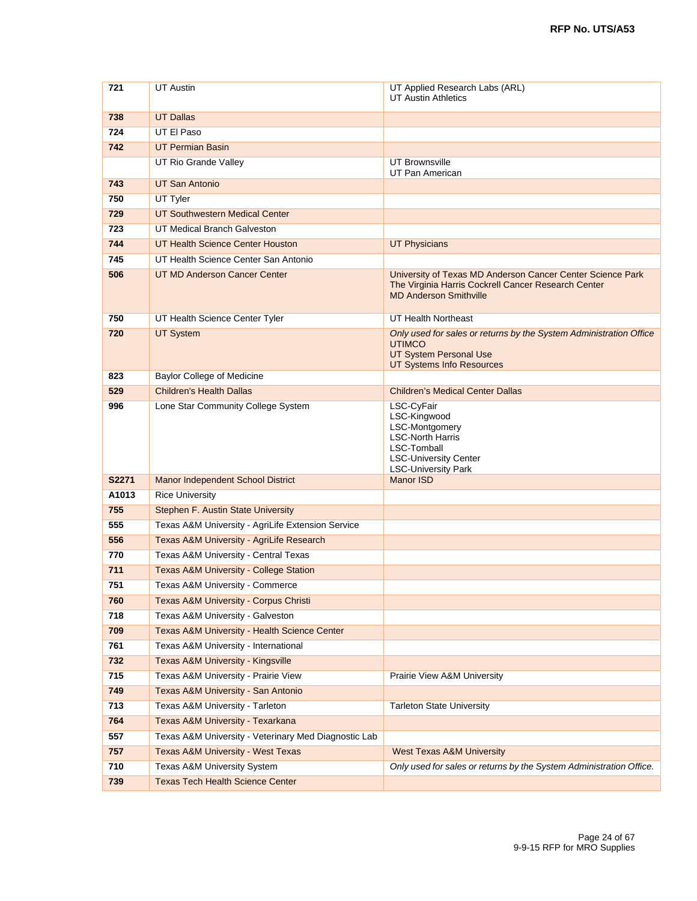| | | |
|---|---|---|
| **721** | UT Austin | UT Applied Research Labs (ARL)<br>UT Austin Athletics |
| **738** | UT Dallas | |
| **724** | UT El Paso | |
| **742** | UT Permian Basin | |
| | UT Rio Grande Valley | UT Brownsville<br>UT Pan American |
| **743** | UT San Antonio | |
| **750** | UT Tyler | |
| **729** | UT Southwestern Medical Center | |
| **723** | UT Medical Branch Galveston | |
| **744** | UT Health Science Center Houston | UT Physicians |
| **745** | UT Health Science Center San Antonio | |
| **506** | UT MD Anderson Cancer Center | University of Texas MD Anderson Cancer Center Science Park<br>The Virginia Harris Cockrell Cancer Research Center<br>MD Anderson Smithville |
| **750** | UT Health Science Center Tyler | UT Health Northeast |
| **720** | UT System | *Only used for sales or returns by the System Administration Office*<br>UTIMCO<br>UT System Personal Use<br>UT Systems Info Resources |
| **823** | Baylor College of Medicine | |
| **529** | Children's Health Dallas | Children's Medical Center Dallas |
| **996** | Lone Star Community College System | LSC-CyFair<br>LSC-Kingwood<br>LSC-Montgomery<br>LSC-North Harris<br>LSC-Tomball<br>LSC-University Center<br>LSC-University Park |
| **S2271** | Manor Independent School District | Manor ISD |
| **A1013** | Rice University | |
| **755** | Stephen F. Austin State University | |
| **555** | Texas A&M University - AgriLife Extension Service | |
| **556** | Texas A&M University - AgriLife Research | |
| **770** | Texas A&M University - Central Texas | |
| **711** | Texas A&M University - College Station | |
| **751** | Texas A&M University - Commerce | |
| **760** | Texas A&M University - Corpus Christi | |
| **718** | Texas A&M University - Galveston | |
| **709** | Texas A&M University - Health Science Center | |
| **761** | Texas A&M University - International | |
| **732** | Texas A&M University - Kingsville | |
| **715** | Texas A&M University - Prairie View | Prairie View A&M University |
| **749** | Texas A&M University - San Antonio | |
| **713** | Texas A&M University - Tarleton | Tarleton State University |
| **764** | Texas A&M University - Texarkana | |
| **557** | Texas A&M University - Veterinary Med Diagnostic Lab | |
| **757** | Texas A&M University - West Texas | West Texas A&M University |
| **710** | Texas A&M University System | *Only used for sales or returns by the System Administration Office.* |
| **739** | Texas Tech Health Science Center | |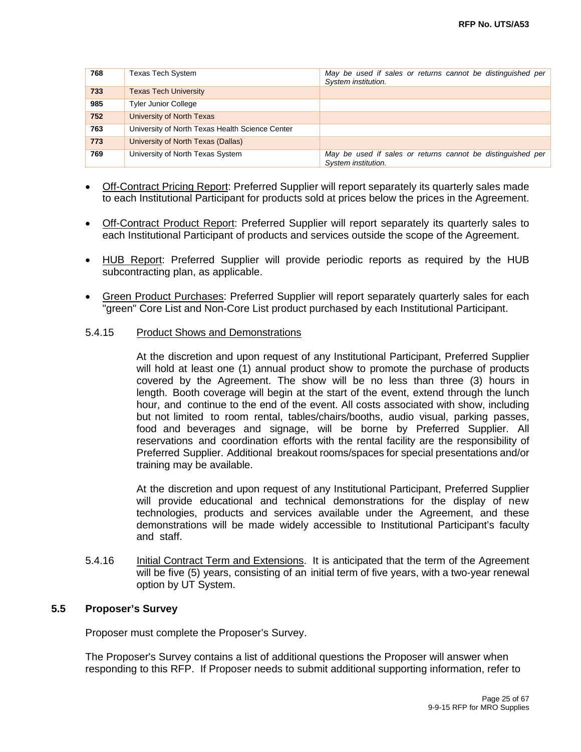| | | |
|---|---|---|
| 768 | Texas Tech System | *May be used if sales or returns cannot be distinguished per System institution.* |
| 733 | Texas Tech University | |
| 985 | Tyler Junior College | |
| 752 | University of North Texas | |
| 763 | University of North Texas Health Science Center | |
| 773 | University of North Texas (Dallas) | |
| 769 | University of North Texas System | *May be used if sales or returns cannot be distinguished per System institution.* |

- Off-Contract Pricing Report: Preferred Supplier will report separately its quarterly sales made to each Institutional Participant for products sold at prices below the prices in the Agreement.

- Off-Contract Product Report: Preferred Supplier will report separately its quarterly sales to each Institutional Participant of products and services outside the scope of the Agreement.

- HUB Report: Preferred Supplier will provide periodic reports as required by the HUB subcontracting plan, as applicable.

- Green Product Purchases: Preferred Supplier will report separately quarterly sales for each "green" Core List and Non-Core List product purchased by each Institutional Participant.

5.4.15 Product Shows and Demonstrations

At the discretion and upon request of any Institutional Participant, Preferred Supplier will hold at least one (1) annual product show to promote the purchase of products covered by the Agreement. The show will be no less than three (3) hours in length. Booth coverage will begin at the start of the event, extend through the lunch hour, and continue to the end of the event. All costs associated with show, including but not limited to room rental, tables/chairs/booths, audio visual, parking passes, food and beverages and signage, will be borne by Preferred Supplier. All reservations and coordination efforts with the rental facility are the responsibility of Preferred Supplier. Additional breakout rooms/spaces for special presentations and/or training may be available.

At the discretion and upon request of any Institutional Participant, Preferred Supplier will provide educational and technical demonstrations for the display of new technologies, products and services available under the Agreement, and these demonstrations will be made widely accessible to Institutional Participant's faculty and staff.

5.4.16 Initial Contract Term and Extensions. It is anticipated that the term of the Agreement will be five (5) years, consisting of an initial term of five years, with a two-year renewal option by UT System.

### 5.5 Proposer's Survey

Proposer must complete the Proposer's Survey.

The Proposer's Survey contains a list of additional questions the Proposer will answer when responding to this RFP. If Proposer needs to submit additional supporting information, refer to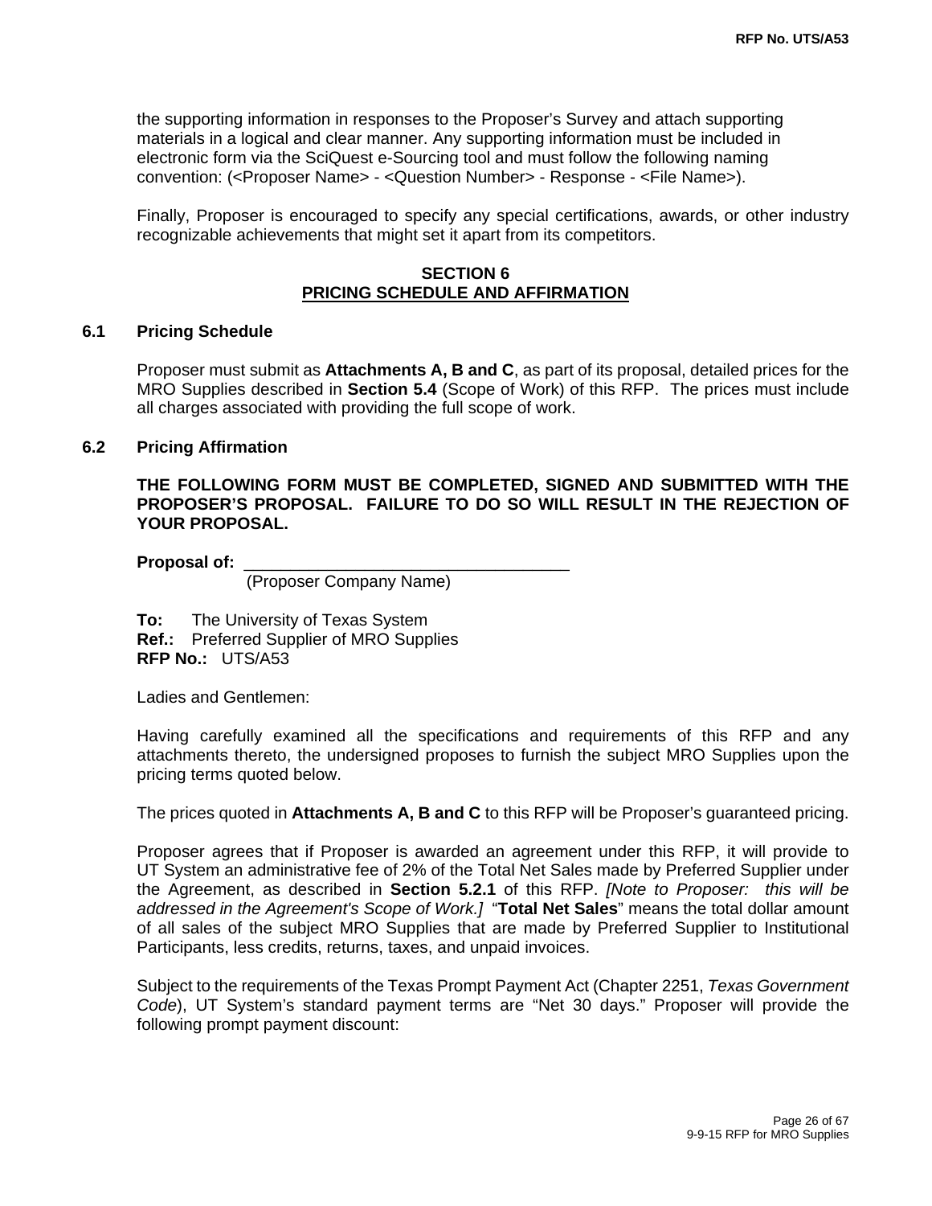the supporting information in responses to the Proposer's Survey and attach supporting materials in a logical and clear manner. Any supporting information must be included in electronic form via the SciQuest e-Sourcing tool and must follow the following naming convention: (<Proposer Name> - <Question Number> - Response - <File Name>).

Finally, Proposer is encouraged to specify any special certifications, awards, or other industry recognizable achievements that might set it apart from its competitors.

## SECTION 6
## PRICING SCHEDULE AND AFFIRMATION

### 6.1 Pricing Schedule

Proposer must submit as **Attachments A, B and C**, as part of its proposal, detailed prices for the MRO Supplies described in **Section 5.4** (Scope of Work) of this RFP. The prices must include all charges associated with providing the full scope of work.

### 6.2 Pricing Affirmation

**THE FOLLOWING FORM MUST BE COMPLETED, SIGNED AND SUBMITTED WITH THE PROPOSER'S PROPOSAL. FAILURE TO DO SO WILL RESULT IN THE REJECTION OF YOUR PROPOSAL.**

**Proposal of:** ___________________________________
(Proposer Company Name)

**To:** The University of Texas System
**Ref.:** Preferred Supplier of MRO Supplies
**RFP No.:** UTS/A53

Ladies and Gentlemen:

Having carefully examined all the specifications and requirements of this RFP and any attachments thereto, the undersigned proposes to furnish the subject MRO Supplies upon the pricing terms quoted below.

The prices quoted in **Attachments A, B and C** to this RFP will be Proposer's guaranteed pricing.

Proposer agrees that if Proposer is awarded an agreement under this RFP, it will provide to UT System an administrative fee of 2% of the Total Net Sales made by Preferred Supplier under the Agreement, as described in **Section 5.2.1** of this RFP. *[Note to Proposer: this will be addressed in the Agreement's Scope of Work.]* "**Total Net Sales**" means the total dollar amount of all sales of the subject MRO Supplies that are made by Preferred Supplier to Institutional Participants, less credits, returns, taxes, and unpaid invoices.

Subject to the requirements of the Texas Prompt Payment Act (Chapter 2251, *Texas Government Code*), UT System's standard payment terms are "Net 30 days." Proposer will provide the following prompt payment discount: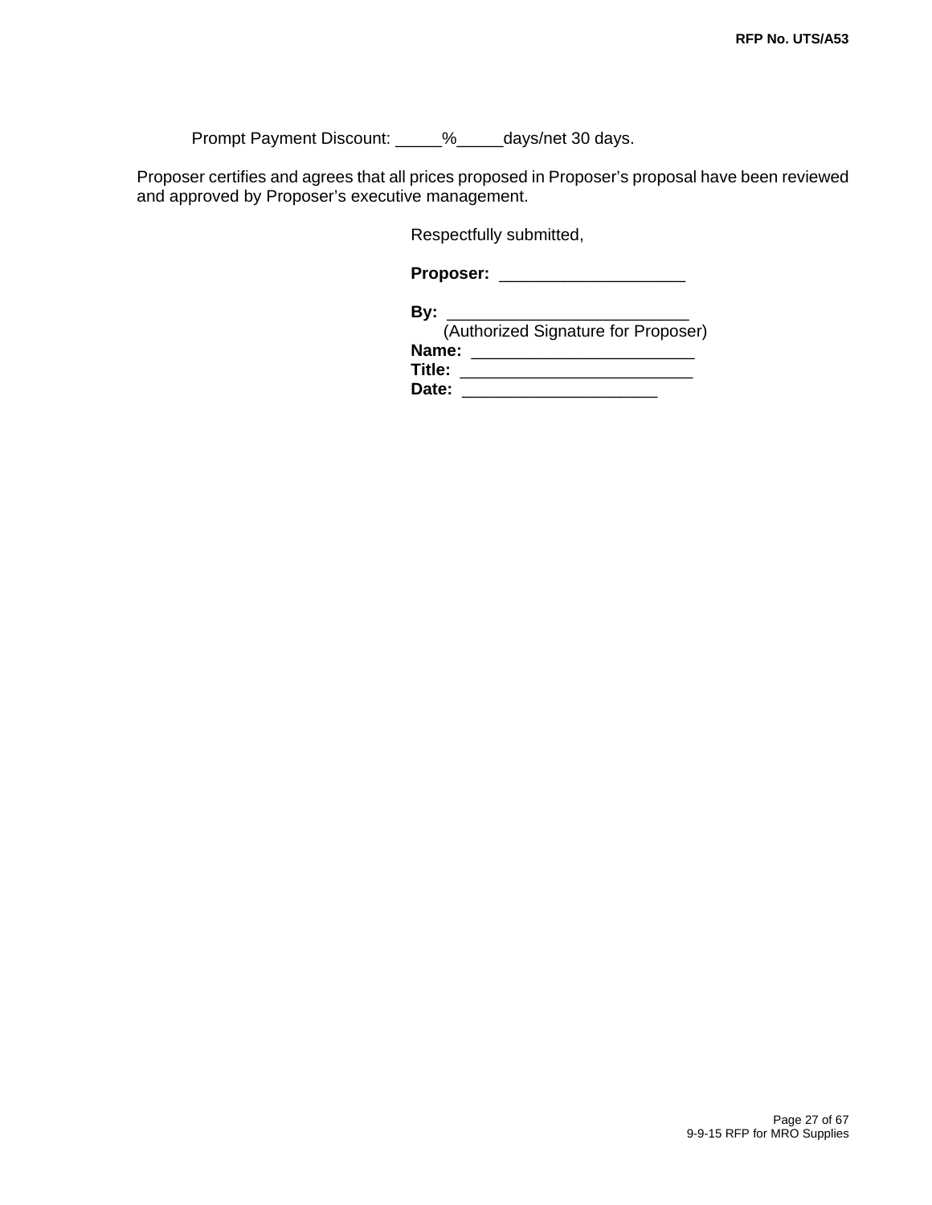Prompt Payment Discount: _____%_____days/net 30 days.

Proposer certifies and agrees that all prices proposed in Proposer's proposal have been reviewed and approved by Proposer's executive management.

Respectfully submitted,

**Proposer:** ____________________

**By:** ___________________________
(Authorized Signature for Proposer)
**Name:** ________________________
**Title:** _________________________
**Date:** _____________________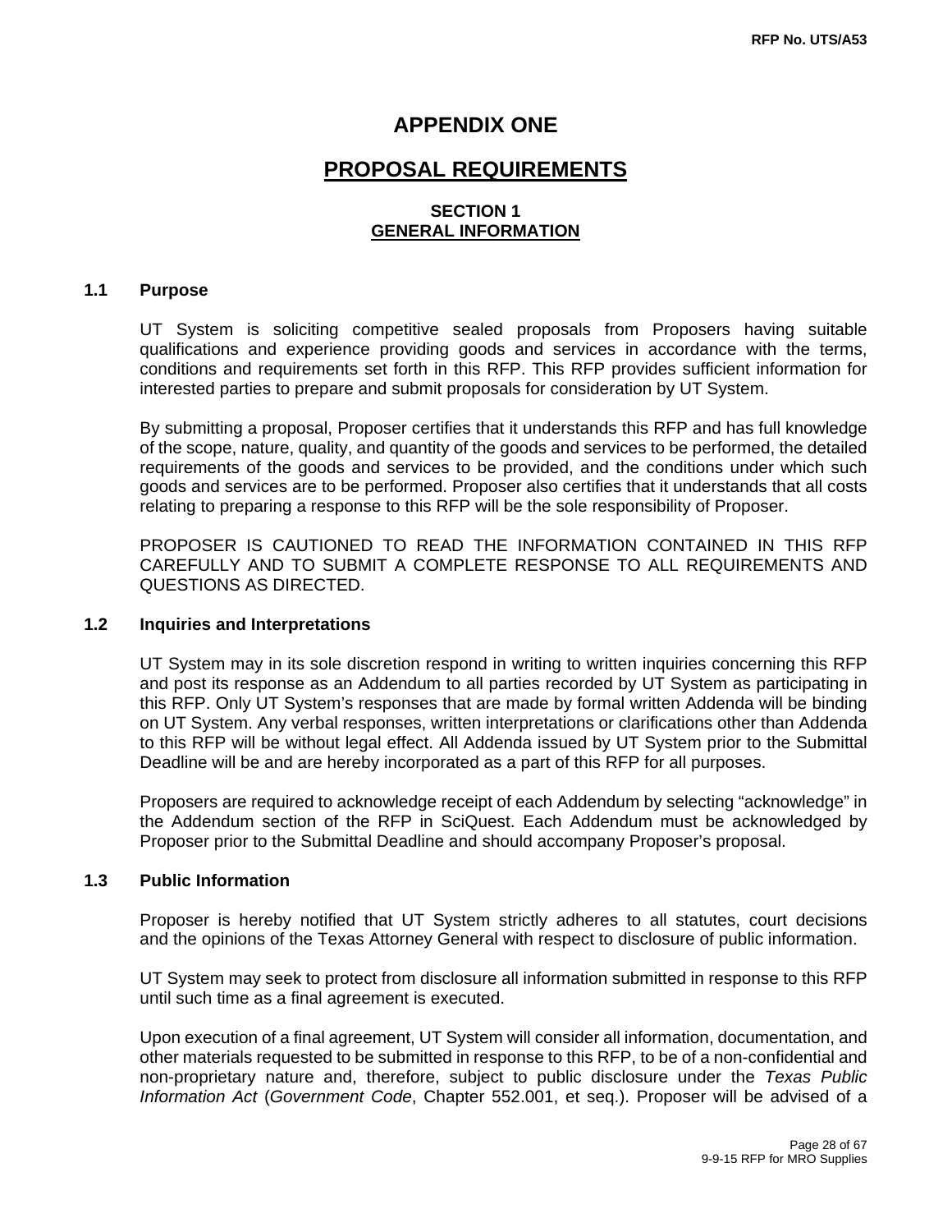# APPENDIX ONE

# <u>PROPOSAL REQUIREMENTS</u>

## SECTION 1
## <u>GENERAL INFORMATION</u>

### 1.1 Purpose

UT System is soliciting competitive sealed proposals from Proposers having suitable qualifications and experience providing goods and services in accordance with the terms, conditions and requirements set forth in this RFP. This RFP provides sufficient information for interested parties to prepare and submit proposals for consideration by UT System.

By submitting a proposal, Proposer certifies that it understands this RFP and has full knowledge of the scope, nature, quality, and quantity of the goods and services to be performed, the detailed requirements of the goods and services to be provided, and the conditions under which such goods and services are to be performed. Proposer also certifies that it understands that all costs relating to preparing a response to this RFP will be the sole responsibility of Proposer.

PROPOSER IS CAUTIONED TO READ THE INFORMATION CONTAINED IN THIS RFP CAREFULLY AND TO SUBMIT A COMPLETE RESPONSE TO ALL REQUIREMENTS AND QUESTIONS AS DIRECTED.

### 1.2 Inquiries and Interpretations

UT System may in its sole discretion respond in writing to written inquiries concerning this RFP and post its response as an Addendum to all parties recorded by UT System as participating in this RFP. Only UT System's responses that are made by formal written Addenda will be binding on UT System. Any verbal responses, written interpretations or clarifications other than Addenda to this RFP will be without legal effect. All Addenda issued by UT System prior to the Submittal Deadline will be and are hereby incorporated as a part of this RFP for all purposes.

Proposers are required to acknowledge receipt of each Addendum by selecting "acknowledge" in the Addendum section of the RFP in SciQuest. Each Addendum must be acknowledged by Proposer prior to the Submittal Deadline and should accompany Proposer's proposal.

### 1.3 Public Information

Proposer is hereby notified that UT System strictly adheres to all statutes, court decisions and the opinions of the Texas Attorney General with respect to disclosure of public information.

UT System may seek to protect from disclosure all information submitted in response to this RFP until such time as a final agreement is executed.

Upon execution of a final agreement, UT System will consider all information, documentation, and other materials requested to be submitted in response to this RFP, to be of a non-confidential and non-proprietary nature and, therefore, subject to public disclosure under the *Texas Public Information Act* (*Government Code*, Chapter 552.001, et seq.). Proposer will be advised of a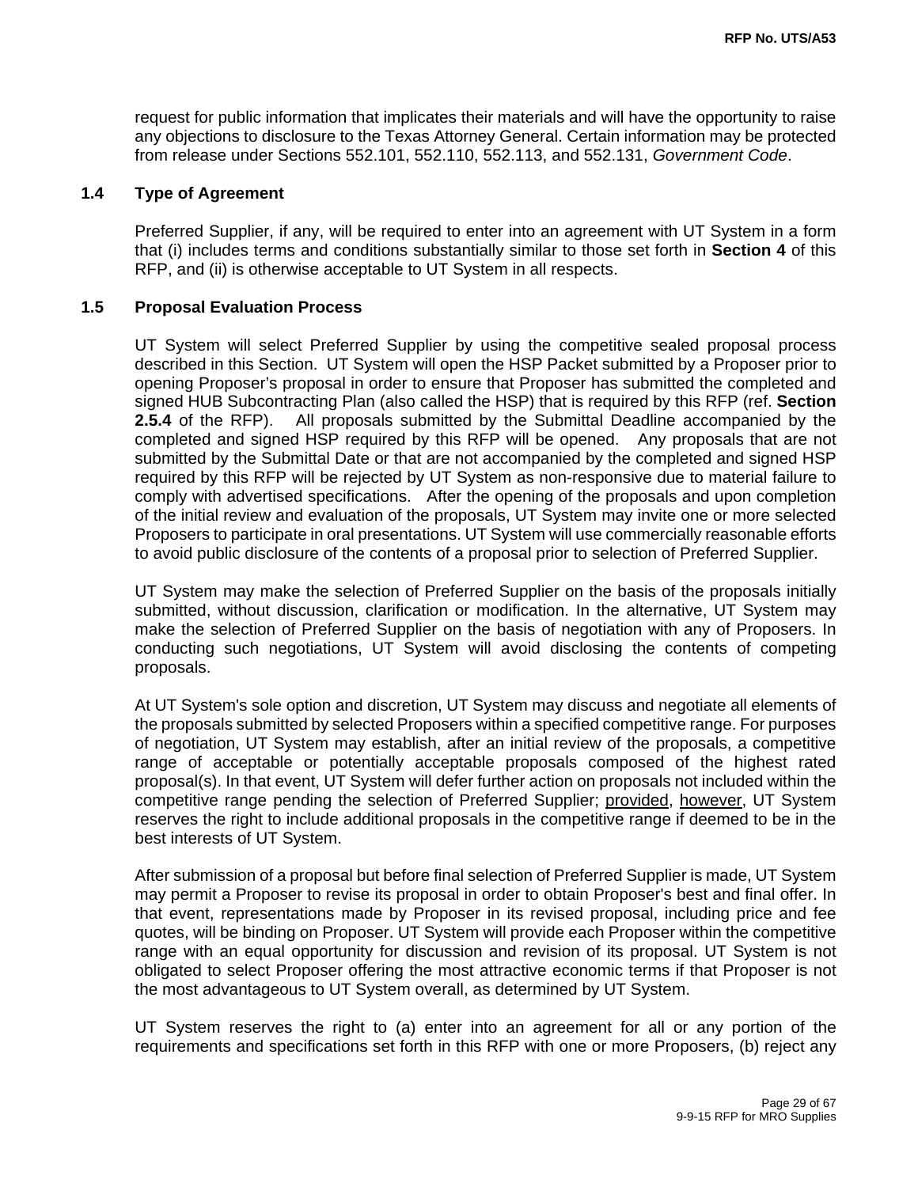request for public information that implicates their materials and will have the opportunity to raise any objections to disclosure to the Texas Attorney General. Certain information may be protected from release under Sections 552.101, 552.110, 552.113, and 552.131, *Government Code*.

### 1.4 Type of Agreement

Preferred Supplier, if any, will be required to enter into an agreement with UT System in a form that (i) includes terms and conditions substantially similar to those set forth in **Section 4** of this RFP, and (ii) is otherwise acceptable to UT System in all respects.

### 1.5 Proposal Evaluation Process

UT System will select Preferred Supplier by using the competitive sealed proposal process described in this Section. UT System will open the HSP Packet submitted by a Proposer prior to opening Proposer's proposal in order to ensure that Proposer has submitted the completed and signed HUB Subcontracting Plan (also called the HSP) that is required by this RFP (ref. **Section 2.5.4** of the RFP). All proposals submitted by the Submittal Deadline accompanied by the completed and signed HSP required by this RFP will be opened. Any proposals that are not submitted by the Submittal Date or that are not accompanied by the completed and signed HSP required by this RFP will be rejected by UT System as non-responsive due to material failure to comply with advertised specifications. After the opening of the proposals and upon completion of the initial review and evaluation of the proposals, UT System may invite one or more selected Proposers to participate in oral presentations. UT System will use commercially reasonable efforts to avoid public disclosure of the contents of a proposal prior to selection of Preferred Supplier.

UT System may make the selection of Preferred Supplier on the basis of the proposals initially submitted, without discussion, clarification or modification. In the alternative, UT System may make the selection of Preferred Supplier on the basis of negotiation with any of Proposers. In conducting such negotiations, UT System will avoid disclosing the contents of competing proposals.

At UT System's sole option and discretion, UT System may discuss and negotiate all elements of the proposals submitted by selected Proposers within a specified competitive range. For purposes of negotiation, UT System may establish, after an initial review of the proposals, a competitive range of acceptable or potentially acceptable proposals composed of the highest rated proposal(s). In that event, UT System will defer further action on proposals not included within the competitive range pending the selection of Preferred Supplier; provided, however, UT System reserves the right to include additional proposals in the competitive range if deemed to be in the best interests of UT System.

After submission of a proposal but before final selection of Preferred Supplier is made, UT System may permit a Proposer to revise its proposal in order to obtain Proposer's best and final offer. In that event, representations made by Proposer in its revised proposal, including price and fee quotes, will be binding on Proposer. UT System will provide each Proposer within the competitive range with an equal opportunity for discussion and revision of its proposal. UT System is not obligated to select Proposer offering the most attractive economic terms if that Proposer is not the most advantageous to UT System overall, as determined by UT System.

UT System reserves the right to (a) enter into an agreement for all or any portion of the requirements and specifications set forth in this RFP with one or more Proposers, (b) reject any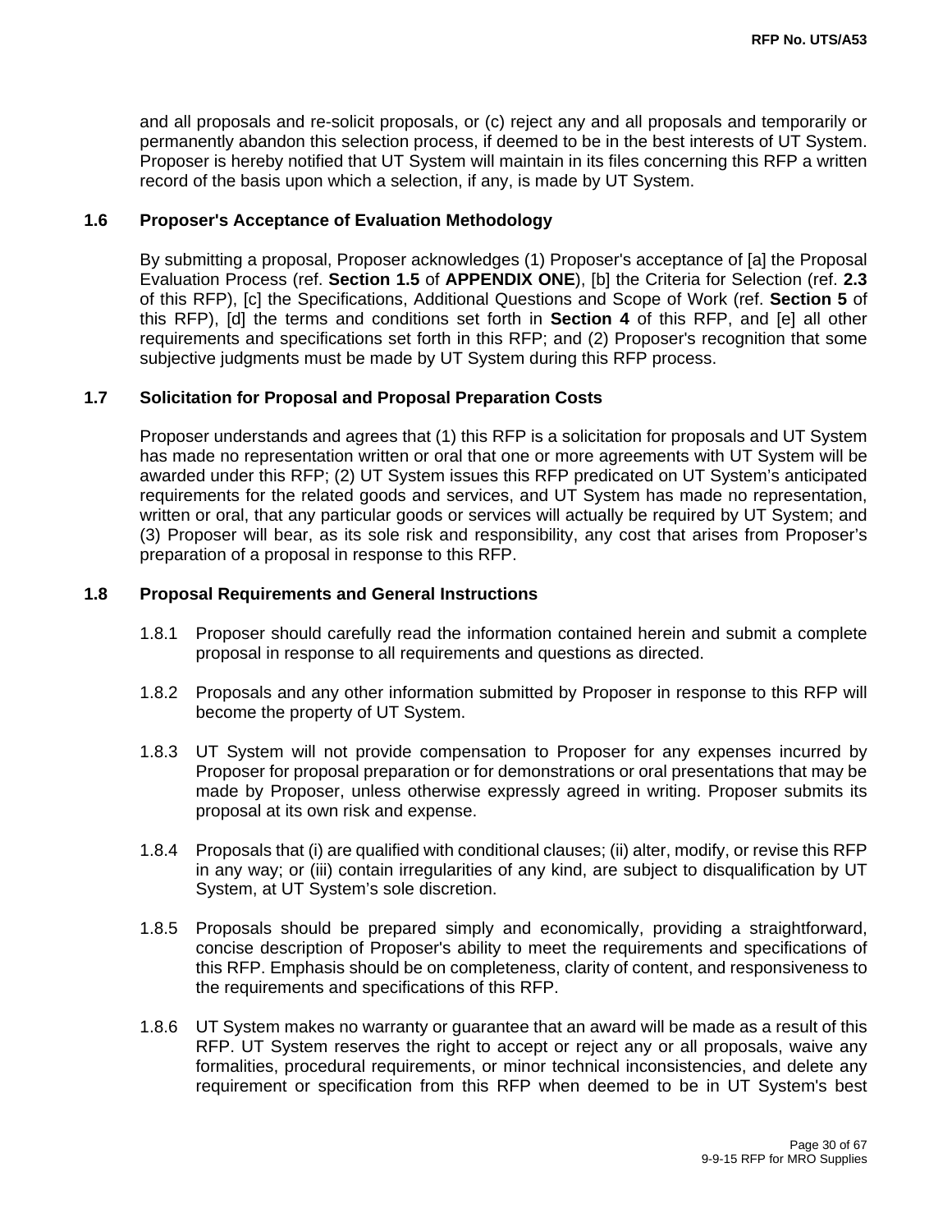and all proposals and re-solicit proposals, or (c) reject any and all proposals and temporarily or permanently abandon this selection process, if deemed to be in the best interests of UT System. Proposer is hereby notified that UT System will maintain in its files concerning this RFP a written record of the basis upon which a selection, if any, is made by UT System.

### 1.6 Proposer's Acceptance of Evaluation Methodology

By submitting a proposal, Proposer acknowledges (1) Proposer's acceptance of [a] the Proposal Evaluation Process (ref. **Section 1.5** of **APPENDIX ONE**), [b] the Criteria for Selection (ref. **2.3** of this RFP), [c] the Specifications, Additional Questions and Scope of Work (ref. **Section 5** of this RFP), [d] the terms and conditions set forth in **Section 4** of this RFP, and [e] all other requirements and specifications set forth in this RFP; and (2) Proposer's recognition that some subjective judgments must be made by UT System during this RFP process.

### 1.7 Solicitation for Proposal and Proposal Preparation Costs

Proposer understands and agrees that (1) this RFP is a solicitation for proposals and UT System has made no representation written or oral that one or more agreements with UT System will be awarded under this RFP; (2) UT System issues this RFP predicated on UT System's anticipated requirements for the related goods and services, and UT System has made no representation, written or oral, that any particular goods or services will actually be required by UT System; and (3) Proposer will bear, as its sole risk and responsibility, any cost that arises from Proposer's preparation of a proposal in response to this RFP.

### 1.8 Proposal Requirements and General Instructions

1.8.1 Proposer should carefully read the information contained herein and submit a complete proposal in response to all requirements and questions as directed.

1.8.2 Proposals and any other information submitted by Proposer in response to this RFP will become the property of UT System.

1.8.3 UT System will not provide compensation to Proposer for any expenses incurred by Proposer for proposal preparation or for demonstrations or oral presentations that may be made by Proposer, unless otherwise expressly agreed in writing. Proposer submits its proposal at its own risk and expense.

1.8.4 Proposals that (i) are qualified with conditional clauses; (ii) alter, modify, or revise this RFP in any way; or (iii) contain irregularities of any kind, are subject to disqualification by UT System, at UT System's sole discretion.

1.8.5 Proposals should be prepared simply and economically, providing a straightforward, concise description of Proposer's ability to meet the requirements and specifications of this RFP. Emphasis should be on completeness, clarity of content, and responsiveness to the requirements and specifications of this RFP.

1.8.6 UT System makes no warranty or guarantee that an award will be made as a result of this RFP. UT System reserves the right to accept or reject any or all proposals, waive any formalities, procedural requirements, or minor technical inconsistencies, and delete any requirement or specification from this RFP when deemed to be in UT System's best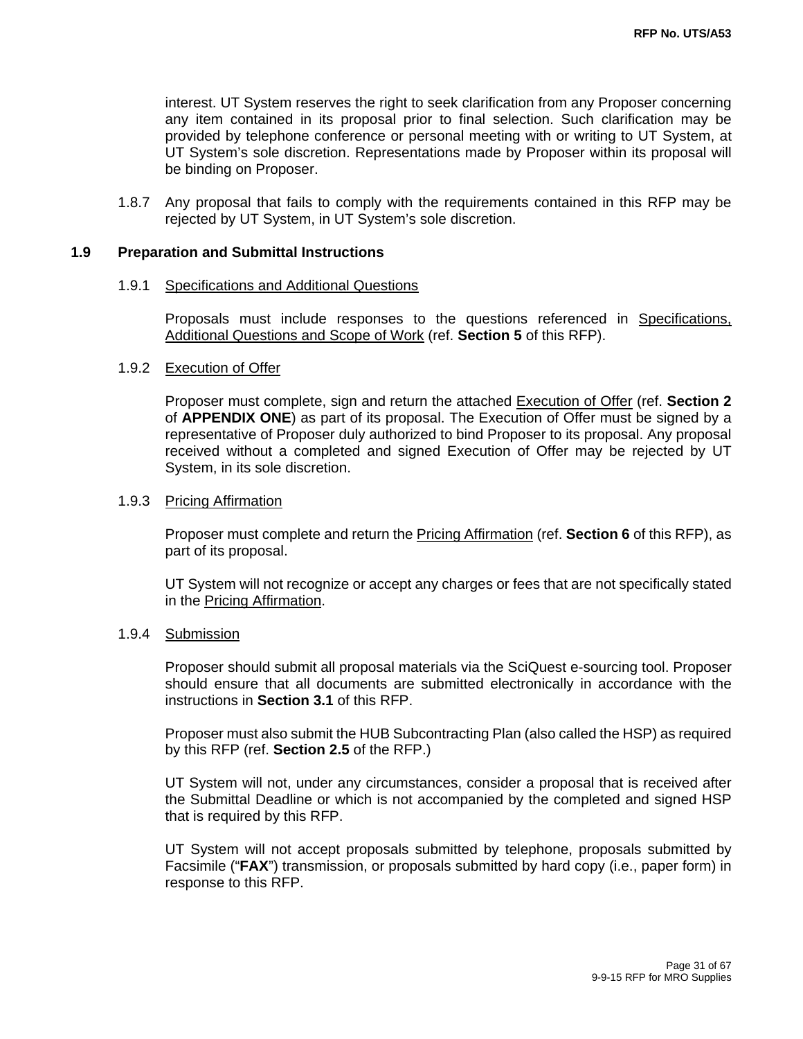interest. UT System reserves the right to seek clarification from any Proposer concerning any item contained in its proposal prior to final selection. Such clarification may be provided by telephone conference or personal meeting with or writing to UT System, at UT System's sole discretion. Representations made by Proposer within its proposal will be binding on Proposer.

1.8.7 Any proposal that fails to comply with the requirements contained in this RFP may be rejected by UT System, in UT System's sole discretion.

## 1.9 Preparation and Submittal Instructions

### 1.9.1 Specifications and Additional Questions

Proposals must include responses to the questions referenced in Specifications, Additional Questions and Scope of Work (ref. **Section 5** of this RFP).

### 1.9.2 Execution of Offer

Proposer must complete, sign and return the attached Execution of Offer (ref. **Section 2** of **APPENDIX ONE**) as part of its proposal. The Execution of Offer must be signed by a representative of Proposer duly authorized to bind Proposer to its proposal. Any proposal received without a completed and signed Execution of Offer may be rejected by UT System, in its sole discretion.

### 1.9.3 Pricing Affirmation

Proposer must complete and return the Pricing Affirmation (ref. **Section 6** of this RFP), as part of its proposal.

UT System will not recognize or accept any charges or fees that are not specifically stated in the Pricing Affirmation.

### 1.9.4 Submission

Proposer should submit all proposal materials via the SciQuest e-sourcing tool. Proposer should ensure that all documents are submitted electronically in accordance with the instructions in **Section 3.1** of this RFP.

Proposer must also submit the HUB Subcontracting Plan (also called the HSP) as required by this RFP (ref. **Section 2.5** of the RFP.)

UT System will not, under any circumstances, consider a proposal that is received after the Submittal Deadline or which is not accompanied by the completed and signed HSP that is required by this RFP.

UT System will not accept proposals submitted by telephone, proposals submitted by Facsimile ("**FAX**") transmission, or proposals submitted by hard copy (i.e., paper form) in response to this RFP.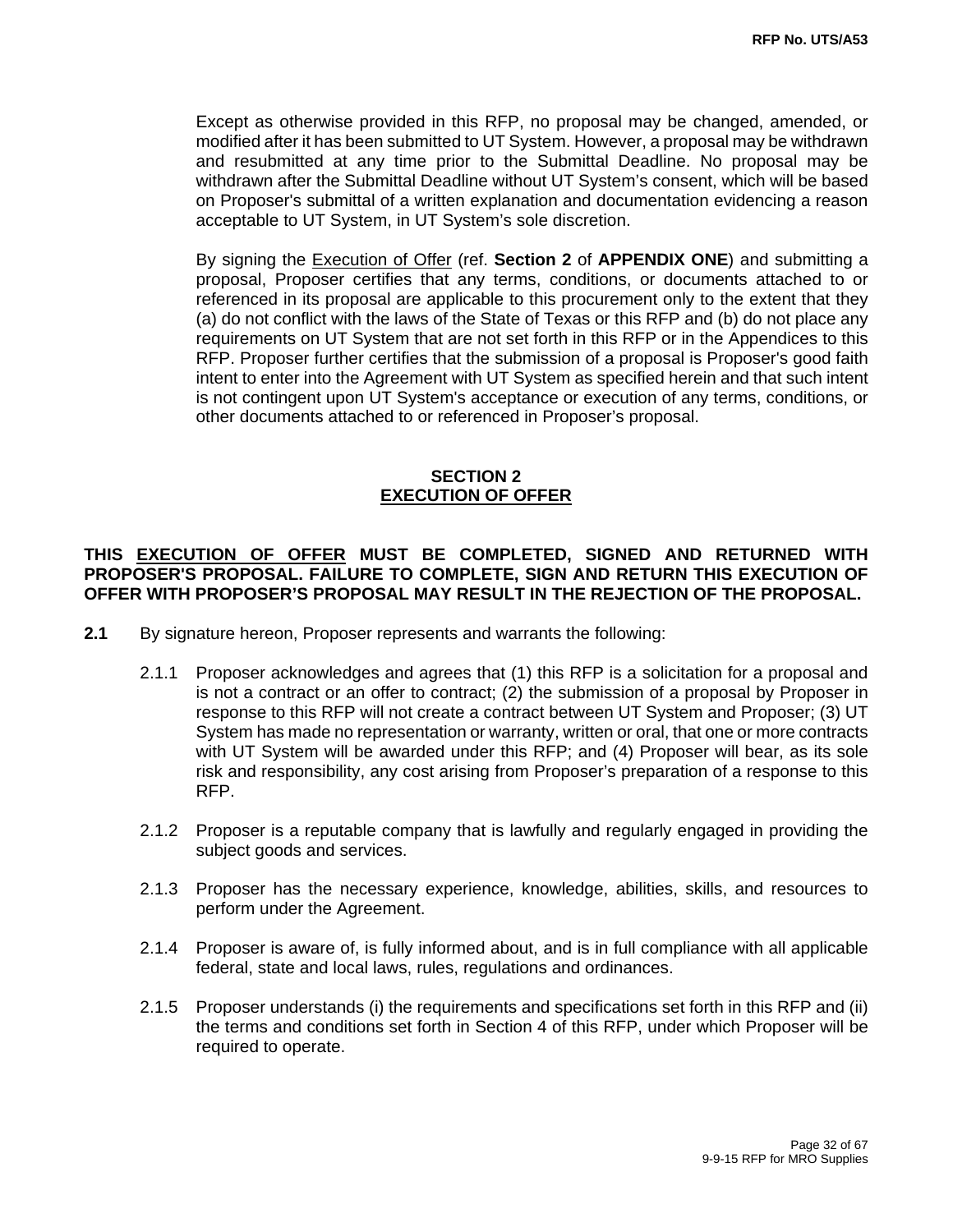Except as otherwise provided in this RFP, no proposal may be changed, amended, or modified after it has been submitted to UT System. However, a proposal may be withdrawn and resubmitted at any time prior to the Submittal Deadline. No proposal may be withdrawn after the Submittal Deadline without UT System's consent, which will be based on Proposer's submittal of a written explanation and documentation evidencing a reason acceptable to UT System, in UT System's sole discretion.

By signing the <u>Execution of Offer</u> (ref. **Section 2** of **APPENDIX ONE**) and submitting a proposal, Proposer certifies that any terms, conditions, or documents attached to or referenced in its proposal are applicable to this procurement only to the extent that they (a) do not conflict with the laws of the State of Texas or this RFP and (b) do not place any requirements on UT System that are not set forth in this RFP or in the Appendices to this RFP. Proposer further certifies that the submission of a proposal is Proposer's good faith intent to enter into the Agreement with UT System as specified herein and that such intent is not contingent upon UT System's acceptance or execution of any terms, conditions, or other documents attached to or referenced in Proposer's proposal.

## SECTION 2
## <u>EXECUTION OF OFFER</u>

**THIS <u>EXECUTION OF OFFER</u> MUST BE COMPLETED, SIGNED AND RETURNED WITH PROPOSER'S PROPOSAL. FAILURE TO COMPLETE, SIGN AND RETURN THIS EXECUTION OF OFFER WITH PROPOSER'S PROPOSAL MAY RESULT IN THE REJECTION OF THE PROPOSAL.**

**2.1** By signature hereon, Proposer represents and warrants the following:

2.1.1 Proposer acknowledges and agrees that (1) this RFP is a solicitation for a proposal and is not a contract or an offer to contract; (2) the submission of a proposal by Proposer in response to this RFP will not create a contract between UT System and Proposer; (3) UT System has made no representation or warranty, written or oral, that one or more contracts with UT System will be awarded under this RFP; and (4) Proposer will bear, as its sole risk and responsibility, any cost arising from Proposer's preparation of a response to this RFP.

2.1.2 Proposer is a reputable company that is lawfully and regularly engaged in providing the subject goods and services.

2.1.3 Proposer has the necessary experience, knowledge, abilities, skills, and resources to perform under the Agreement.

2.1.4 Proposer is aware of, is fully informed about, and is in full compliance with all applicable federal, state and local laws, rules, regulations and ordinances.

2.1.5 Proposer understands (i) the requirements and specifications set forth in this RFP and (ii) the terms and conditions set forth in Section 4 of this RFP, under which Proposer will be required to operate.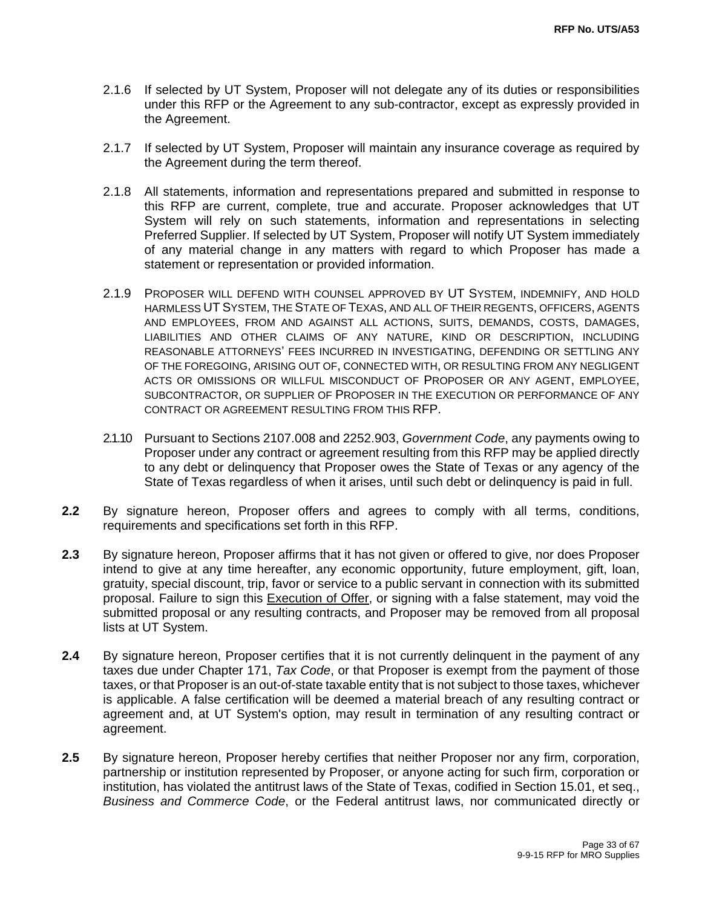2.1.6 If selected by UT System, Proposer will not delegate any of its duties or responsibilities under this RFP or the Agreement to any sub-contractor, except as expressly provided in the Agreement.

2.1.7 If selected by UT System, Proposer will maintain any insurance coverage as required by the Agreement during the term thereof.

2.1.8 All statements, information and representations prepared and submitted in response to this RFP are current, complete, true and accurate. Proposer acknowledges that UT System will rely on such statements, information and representations in selecting Preferred Supplier. If selected by UT System, Proposer will notify UT System immediately of any material change in any matters with regard to which Proposer has made a statement or representation or provided information.

2.1.9 PROPOSER WILL DEFEND WITH COUNSEL APPROVED BY UT SYSTEM, INDEMNIFY, AND HOLD HARMLESS UT SYSTEM, THE STATE OF TEXAS, AND ALL OF THEIR REGENTS, OFFICERS, AGENTS AND EMPLOYEES, FROM AND AGAINST ALL ACTIONS, SUITS, DEMANDS, COSTS, DAMAGES, LIABILITIES AND OTHER CLAIMS OF ANY NATURE, KIND OR DESCRIPTION, INCLUDING REASONABLE ATTORNEYS' FEES INCURRED IN INVESTIGATING, DEFENDING OR SETTLING ANY OF THE FOREGOING, ARISING OUT OF, CONNECTED WITH, OR RESULTING FROM ANY NEGLIGENT ACTS OR OMISSIONS OR WILLFUL MISCONDUCT OF PROPOSER OR ANY AGENT, EMPLOYEE, SUBCONTRACTOR, OR SUPPLIER OF PROPOSER IN THE EXECUTION OR PERFORMANCE OF ANY CONTRACT OR AGREEMENT RESULTING FROM THIS RFP.

2.1.10 Pursuant to Sections 2107.008 and 2252.903, *Government Code*, any payments owing to Proposer under any contract or agreement resulting from this RFP may be applied directly to any debt or delinquency that Proposer owes the State of Texas or any agency of the State of Texas regardless of when it arises, until such debt or delinquency is paid in full.

**2.2** By signature hereon, Proposer offers and agrees to comply with all terms, conditions, requirements and specifications set forth in this RFP.

**2.3** By signature hereon, Proposer affirms that it has not given or offered to give, nor does Proposer intend to give at any time hereafter, any economic opportunity, future employment, gift, loan, gratuity, special discount, trip, favor or service to a public servant in connection with its submitted proposal. Failure to sign this Execution of Offer, or signing with a false statement, may void the submitted proposal or any resulting contracts, and Proposer may be removed from all proposal lists at UT System.

**2.4** By signature hereon, Proposer certifies that it is not currently delinquent in the payment of any taxes due under Chapter 171, *Tax Code*, or that Proposer is exempt from the payment of those taxes, or that Proposer is an out-of-state taxable entity that is not subject to those taxes, whichever is applicable. A false certification will be deemed a material breach of any resulting contract or agreement and, at UT System's option, may result in termination of any resulting contract or agreement.

**2.5** By signature hereon, Proposer hereby certifies that neither Proposer nor any firm, corporation, partnership or institution represented by Proposer, or anyone acting for such firm, corporation or institution, has violated the antitrust laws of the State of Texas, codified in Section 15.01, et seq., *Business and Commerce Code*, or the Federal antitrust laws, nor communicated directly or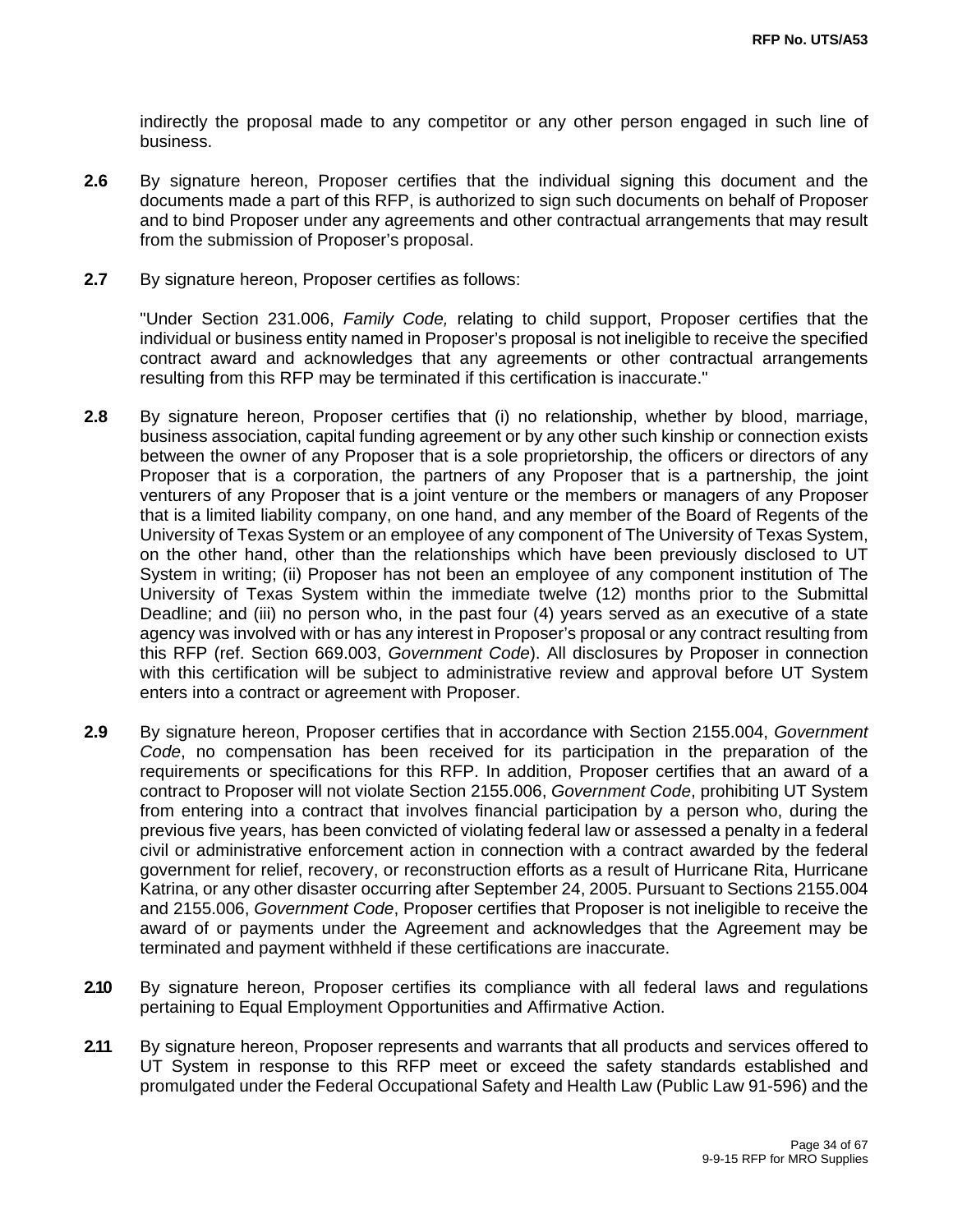indirectly the proposal made to any competitor or any other person engaged in such line of business.

**2.6** By signature hereon, Proposer certifies that the individual signing this document and the documents made a part of this RFP, is authorized to sign such documents on behalf of Proposer and to bind Proposer under any agreements and other contractual arrangements that may result from the submission of Proposer's proposal.

**2.7** By signature hereon, Proposer certifies as follows:

"Under Section 231.006, *Family Code,* relating to child support, Proposer certifies that the individual or business entity named in Proposer's proposal is not ineligible to receive the specified contract award and acknowledges that any agreements or other contractual arrangements resulting from this RFP may be terminated if this certification is inaccurate."

**2.8** By signature hereon, Proposer certifies that (i) no relationship, whether by blood, marriage, business association, capital funding agreement or by any other such kinship or connection exists between the owner of any Proposer that is a sole proprietorship, the officers or directors of any Proposer that is a corporation, the partners of any Proposer that is a partnership, the joint venturers of any Proposer that is a joint venture or the members or managers of any Proposer that is a limited liability company, on one hand, and any member of the Board of Regents of the University of Texas System or an employee of any component of The University of Texas System, on the other hand, other than the relationships which have been previously disclosed to UT System in writing; (ii) Proposer has not been an employee of any component institution of The University of Texas System within the immediate twelve (12) months prior to the Submittal Deadline; and (iii) no person who, in the past four (4) years served as an executive of a state agency was involved with or has any interest in Proposer's proposal or any contract resulting from this RFP (ref. Section 669.003, *Government Code*). All disclosures by Proposer in connection with this certification will be subject to administrative review and approval before UT System enters into a contract or agreement with Proposer.

**2.9** By signature hereon, Proposer certifies that in accordance with Section 2155.004, *Government Code*, no compensation has been received for its participation in the preparation of the requirements or specifications for this RFP. In addition, Proposer certifies that an award of a contract to Proposer will not violate Section 2155.006, *Government Code*, prohibiting UT System from entering into a contract that involves financial participation by a person who, during the previous five years, has been convicted of violating federal law or assessed a penalty in a federal civil or administrative enforcement action in connection with a contract awarded by the federal government for relief, recovery, or reconstruction efforts as a result of Hurricane Rita, Hurricane Katrina, or any other disaster occurring after September 24, 2005. Pursuant to Sections 2155.004 and 2155.006, *Government Code*, Proposer certifies that Proposer is not ineligible to receive the award of or payments under the Agreement and acknowledges that the Agreement may be terminated and payment withheld if these certifications are inaccurate.

**2.10** By signature hereon, Proposer certifies its compliance with all federal laws and regulations pertaining to Equal Employment Opportunities and Affirmative Action.

**2.11** By signature hereon, Proposer represents and warrants that all products and services offered to UT System in response to this RFP meet or exceed the safety standards established and promulgated under the Federal Occupational Safety and Health Law (Public Law 91-596) and the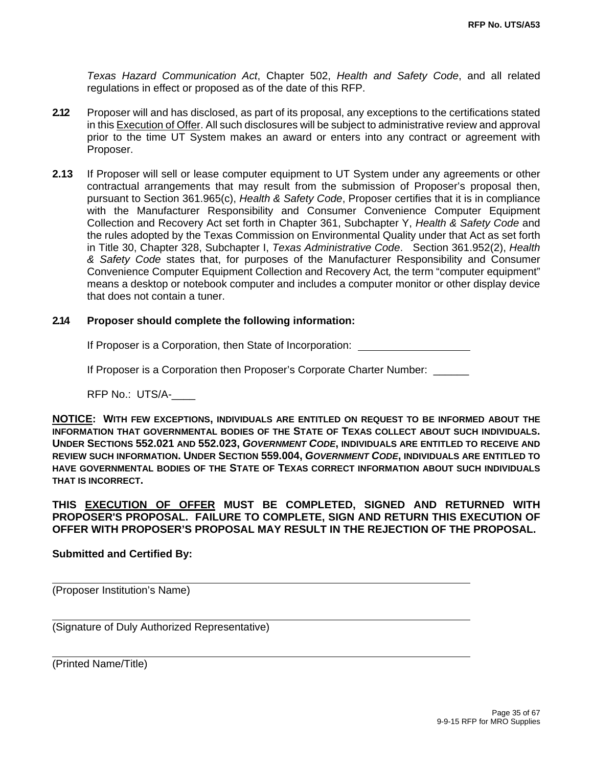*Texas Hazard Communication Act*, Chapter 502, *Health and Safety Code*, and all related regulations in effect or proposed as of the date of this RFP.

**2.12** Proposer will and has disclosed, as part of its proposal, any exceptions to the certifications stated in this Execution of Offer. All such disclosures will be subject to administrative review and approval prior to the time UT System makes an award or enters into any contract or agreement with Proposer.

**2.13** If Proposer will sell or lease computer equipment to UT System under any agreements or other contractual arrangements that may result from the submission of Proposer's proposal then, pursuant to Section 361.965(c), *Health & Safety Code*, Proposer certifies that it is in compliance with the Manufacturer Responsibility and Consumer Convenience Computer Equipment Collection and Recovery Act set forth in Chapter 361, Subchapter Y, *Health & Safety Code* and the rules adopted by the Texas Commission on Environmental Quality under that Act as set forth in Title 30, Chapter 328, Subchapter I, *Texas Administrative Code*. Section 361.952(2), *Health & Safety Code* states that, for purposes of the Manufacturer Responsibility and Consumer Convenience Computer Equipment Collection and Recovery Act, the term "computer equipment" means a desktop or notebook computer and includes a computer monitor or other display device that does not contain a tuner.

**2.14 Proposer should complete the following information:**

If Proposer is a Corporation, then State of Incorporation: ____________________

If Proposer is a Corporation then Proposer's Corporate Charter Number: ______

RFP No.: UTS/A-____

**NOTICE: WITH FEW EXCEPTIONS, INDIVIDUALS ARE ENTITLED ON REQUEST TO BE INFORMED ABOUT THE INFORMATION THAT GOVERNMENTAL BODIES OF THE STATE OF TEXAS COLLECT ABOUT SUCH INDIVIDUALS. UNDER SECTIONS 552.021 AND 552.023, *GOVERNMENT CODE*, INDIVIDUALS ARE ENTITLED TO RECEIVE AND REVIEW SUCH INFORMATION. UNDER SECTION 559.004, *GOVERNMENT CODE*, INDIVIDUALS ARE ENTITLED TO HAVE GOVERNMENTAL BODIES OF THE STATE OF TEXAS CORRECT INFORMATION ABOUT SUCH INDIVIDUALS THAT IS INCORRECT.**

**THIS EXECUTION OF OFFER MUST BE COMPLETED, SIGNED AND RETURNED WITH PROPOSER'S PROPOSAL. FAILURE TO COMPLETE, SIGN AND RETURN THIS EXECUTION OF OFFER WITH PROPOSER'S PROPOSAL MAY RESULT IN THE REJECTION OF THE PROPOSAL.**

**Submitted and Certified By:**

______________________________________________________________________
(Proposer Institution's Name)

______________________________________________________________________
(Signature of Duly Authorized Representative)

______________________________________________________________________
(Printed Name/Title)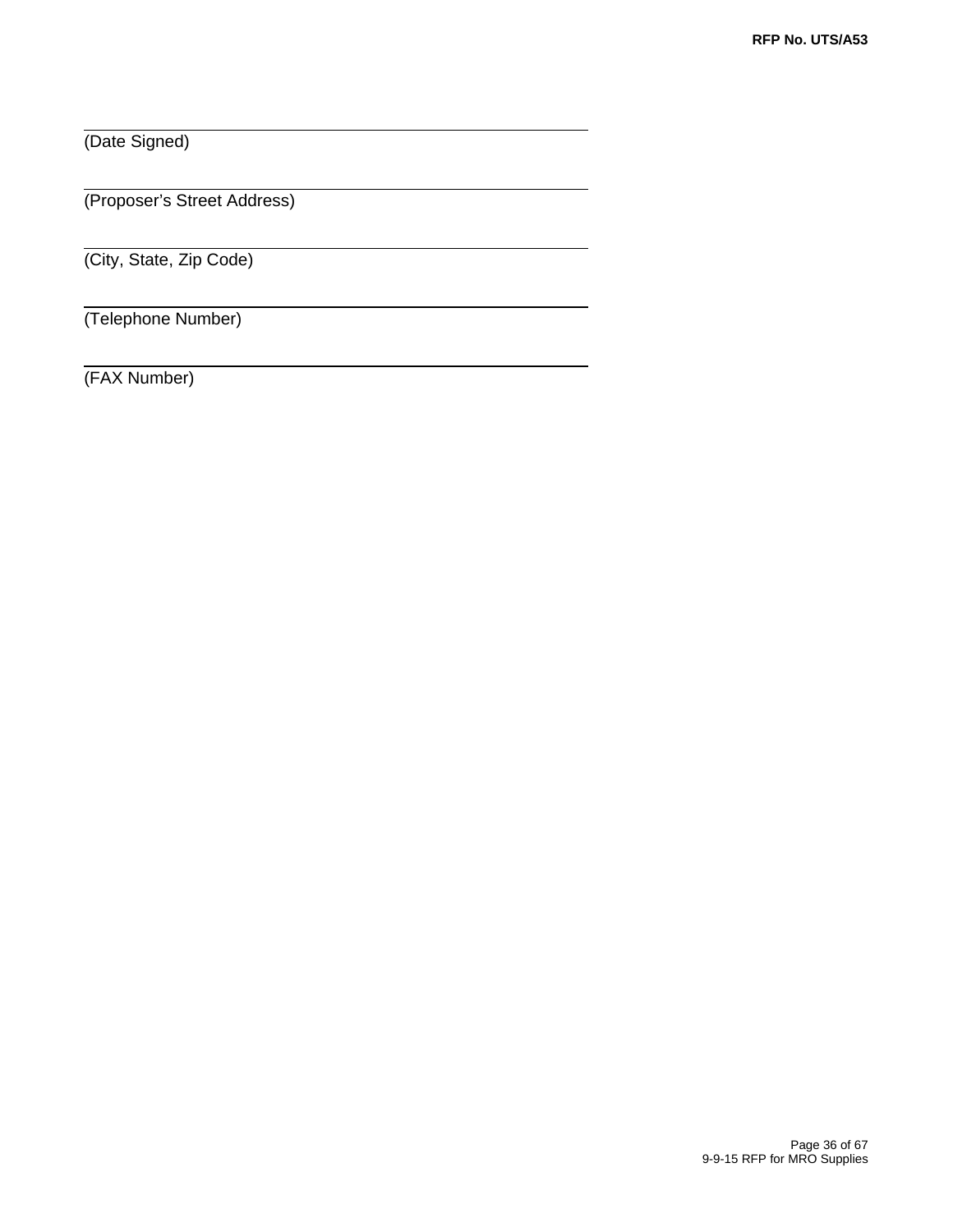\_\_\_\_\_\_\_\_\_\_\_\_\_\_\_\_\_\_\_\_\_\_\_\_\_\_\_\_\_\_\_\_\_\_\_\_\_\_\_\_\_\_\_\_

(Date Signed)

\_\_\_\_\_\_\_\_\_\_\_\_\_\_\_\_\_\_\_\_\_\_\_\_\_\_\_\_\_\_\_\_\_\_\_\_\_\_\_\_\_\_\_\_

(Proposer's Street Address)

\_\_\_\_\_\_\_\_\_\_\_\_\_\_\_\_\_\_\_\_\_\_\_\_\_\_\_\_\_\_\_\_\_\_\_\_\_\_\_\_\_\_\_\_

(City, State, Zip Code)

\_\_\_\_\_\_\_\_\_\_\_\_\_\_\_\_\_\_\_\_\_\_\_\_\_\_\_\_\_\_\_\_\_\_\_\_\_\_\_\_\_\_\_\_

(Telephone Number)

\_\_\_\_\_\_\_\_\_\_\_\_\_\_\_\_\_\_\_\_\_\_\_\_\_\_\_\_\_\_\_\_\_\_\_\_\_\_\_\_\_\_\_\_

(FAX Number)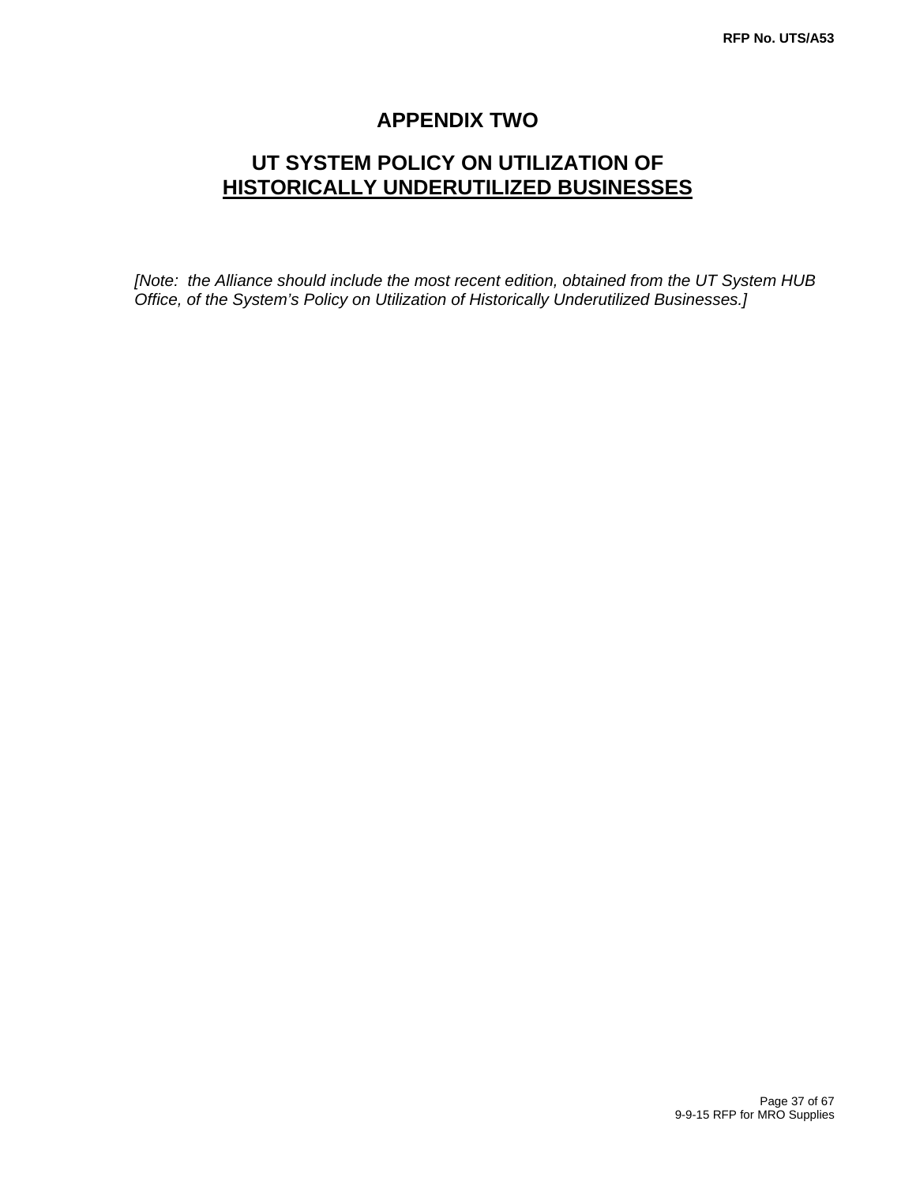# APPENDIX TWO

## UT SYSTEM POLICY ON UTILIZATION OF HISTORICALLY UNDERUTILIZED BUSINESSES

*[Note: the Alliance should include the most recent edition, obtained from the UT System HUB Office, of the System's Policy on Utilization of Historically Underutilized Businesses.]*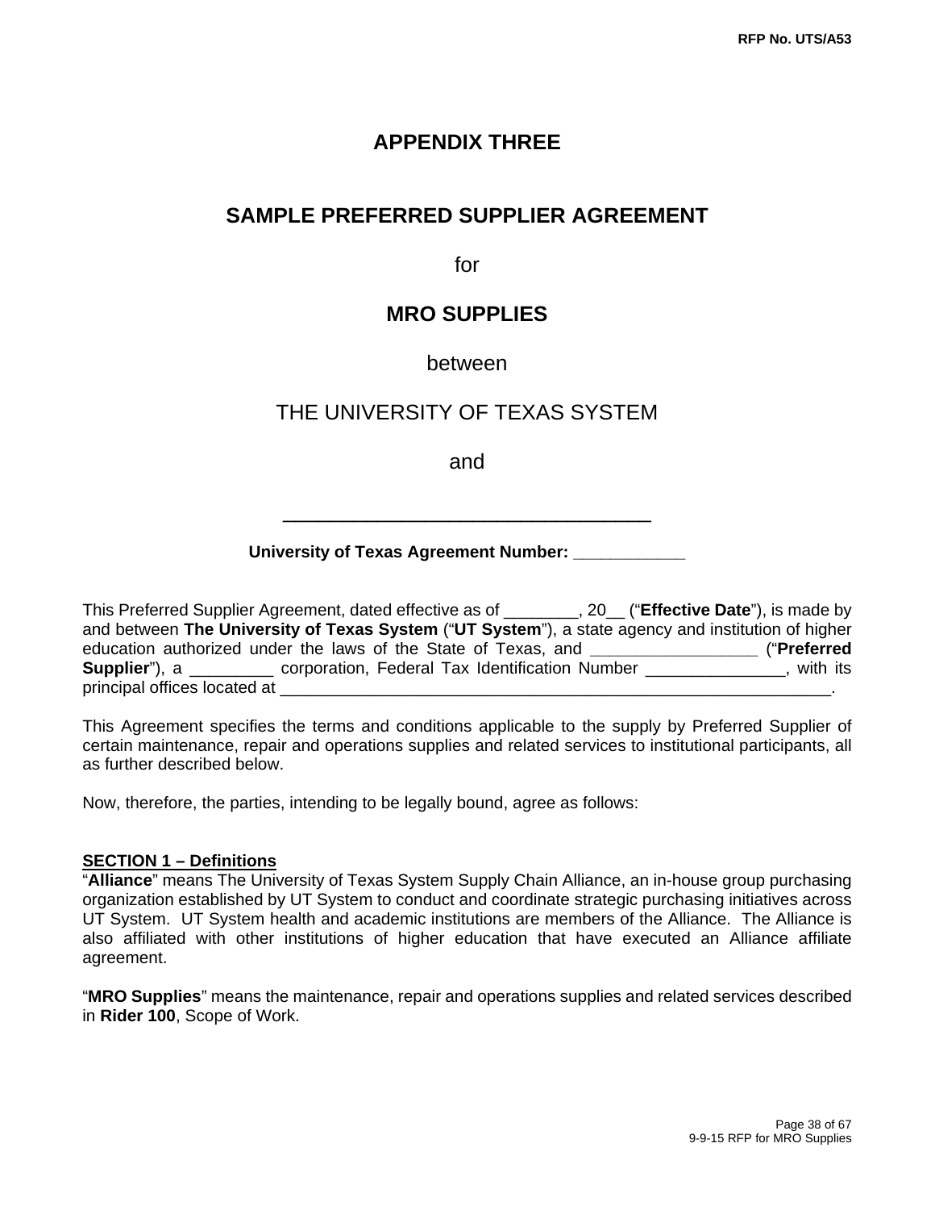# APPENDIX THREE

## SAMPLE PREFERRED SUPPLIER AGREEMENT

for

## MRO SUPPLIES

between

THE UNIVERSITY OF TEXAS SYSTEM

and

\_\_\_\_\_\_\_\_\_\_\_\_\_\_\_\_\_\_\_\_\_\_\_\_\_\_\_\_\_\_\_\_\_\_\_

**University of Texas Agreement Number: \_\_\_\_\_\_\_\_\_\_\_\_**

This Preferred Supplier Agreement, dated effective as of \_\_\_\_\_\_\_\_, 20\_\_ ("**Effective Date**"), is made by and between **The University of Texas System** ("**UT System**"), a state agency and institution of higher education authorized under the laws of the State of Texas, and \_\_\_\_\_\_\_\_\_\_\_\_\_\_\_\_\_\_ ("**Preferred Supplier**"), a \_\_\_\_\_\_\_\_\_ corporation, Federal Tax Identification Number \_\_\_\_\_\_\_\_\_\_\_\_\_\_\_, with its principal offices located at \_\_\_\_\_\_\_\_\_\_\_\_\_\_\_\_\_\_\_\_\_\_\_\_\_\_\_\_\_\_\_\_\_\_\_\_\_\_\_\_\_\_\_\_\_\_\_\_\_\_\_\_\_\_\_\_\_\_\_\_\_\_.

This Agreement specifies the terms and conditions applicable to the supply by Preferred Supplier of certain maintenance, repair and operations supplies and related services to institutional participants, all as further described below.

Now, therefore, the parties, intending to be legally bound, agree as follows:

**SECTION 1 – Definitions**

"**Alliance**" means The University of Texas System Supply Chain Alliance, an in-house group purchasing organization established by UT System to conduct and coordinate strategic purchasing initiatives across UT System. UT System health and academic institutions are members of the Alliance. The Alliance is also affiliated with other institutions of higher education that have executed an Alliance affiliate agreement.

"**MRO Supplies**" means the maintenance, repair and operations supplies and related services described in **Rider 100**, Scope of Work.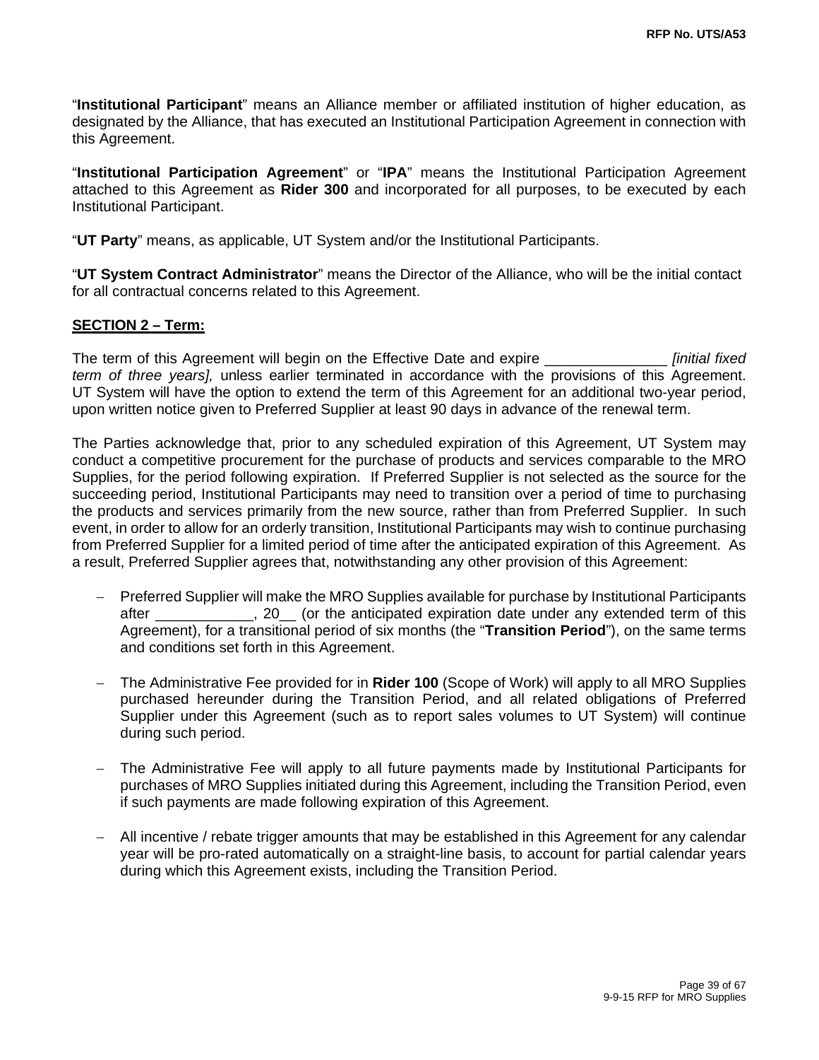"**Institutional Participant**" means an Alliance member or affiliated institution of higher education, as designated by the Alliance, that has executed an Institutional Participation Agreement in connection with this Agreement.

"**Institutional Participation Agreement**" or "**IPA**" means the Institutional Participation Agreement attached to this Agreement as **Rider 300** and incorporated for all purposes, to be executed by each Institutional Participant.

"**UT Party**" means, as applicable, UT System and/or the Institutional Participants.

"**UT System Contract Administrator**" means the Director of the Alliance, who will be the initial contact for all contractual concerns related to this Agreement.

**SECTION 2 – Term:**

The term of this Agreement will begin on the Effective Date and expire _______________ *[initial fixed term of three years],* unless earlier terminated in accordance with the provisions of this Agreement. UT System will have the option to extend the term of this Agreement for an additional two-year period, upon written notice given to Preferred Supplier at least 90 days in advance of the renewal term.

The Parties acknowledge that, prior to any scheduled expiration of this Agreement, UT System may conduct a competitive procurement for the purchase of products and services comparable to the MRO Supplies, for the period following expiration. If Preferred Supplier is not selected as the source for the succeeding period, Institutional Participants may need to transition over a period of time to purchasing the products and services primarily from the new source, rather than from Preferred Supplier. In such event, in order to allow for an orderly transition, Institutional Participants may wish to continue purchasing from Preferred Supplier for a limited period of time after the anticipated expiration of this Agreement. As a result, Preferred Supplier agrees that, notwithstanding any other provision of this Agreement:

- Preferred Supplier will make the MRO Supplies available for purchase by Institutional Participants after ____________, 20__ (or the anticipated expiration date under any extended term of this Agreement), for a transitional period of six months (the "**Transition Period**"), on the same terms and conditions set forth in this Agreement.

- The Administrative Fee provided for in **Rider 100** (Scope of Work) will apply to all MRO Supplies purchased hereunder during the Transition Period, and all related obligations of Preferred Supplier under this Agreement (such as to report sales volumes to UT System) will continue during such period.

- The Administrative Fee will apply to all future payments made by Institutional Participants for purchases of MRO Supplies initiated during this Agreement, including the Transition Period, even if such payments are made following expiration of this Agreement.

- All incentive / rebate trigger amounts that may be established in this Agreement for any calendar year will be pro-rated automatically on a straight-line basis, to account for partial calendar years during which this Agreement exists, including the Transition Period.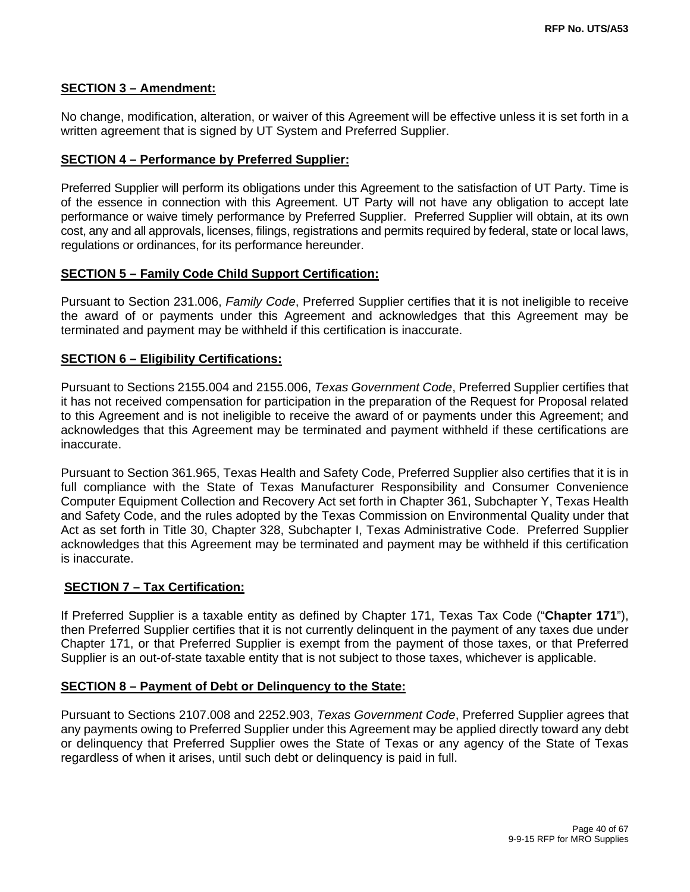**SECTION 3 – Amendment:**

No change, modification, alteration, or waiver of this Agreement will be effective unless it is set forth in a written agreement that is signed by UT System and Preferred Supplier.

**SECTION 4 – Performance by Preferred Supplier:**

Preferred Supplier will perform its obligations under this Agreement to the satisfaction of UT Party. Time is of the essence in connection with this Agreement. UT Party will not have any obligation to accept late performance or waive timely performance by Preferred Supplier. Preferred Supplier will obtain, at its own cost, any and all approvals, licenses, filings, registrations and permits required by federal, state or local laws, regulations or ordinances, for its performance hereunder.

**SECTION 5 – Family Code Child Support Certification:**

Pursuant to Section 231.006, *Family Code*, Preferred Supplier certifies that it is not ineligible to receive the award of or payments under this Agreement and acknowledges that this Agreement may be terminated and payment may be withheld if this certification is inaccurate.

**SECTION 6 – Eligibility Certifications:**

Pursuant to Sections 2155.004 and 2155.006, *Texas Government Code*, Preferred Supplier certifies that it has not received compensation for participation in the preparation of the Request for Proposal related to this Agreement and is not ineligible to receive the award of or payments under this Agreement; and acknowledges that this Agreement may be terminated and payment withheld if these certifications are inaccurate.

Pursuant to Section 361.965, Texas Health and Safety Code, Preferred Supplier also certifies that it is in full compliance with the State of Texas Manufacturer Responsibility and Consumer Convenience Computer Equipment Collection and Recovery Act set forth in Chapter 361, Subchapter Y, Texas Health and Safety Code, and the rules adopted by the Texas Commission on Environmental Quality under that Act as set forth in Title 30, Chapter 328, Subchapter I, Texas Administrative Code. Preferred Supplier acknowledges that this Agreement may be terminated and payment may be withheld if this certification is inaccurate.

**SECTION 7 – Tax Certification:**

If Preferred Supplier is a taxable entity as defined by Chapter 171, Texas Tax Code ("**Chapter 171**"), then Preferred Supplier certifies that it is not currently delinquent in the payment of any taxes due under Chapter 171, or that Preferred Supplier is exempt from the payment of those taxes, or that Preferred Supplier is an out-of-state taxable entity that is not subject to those taxes, whichever is applicable.

**SECTION 8 – Payment of Debt or Delinquency to the State:**

Pursuant to Sections 2107.008 and 2252.903, *Texas Government Code*, Preferred Supplier agrees that any payments owing to Preferred Supplier under this Agreement may be applied directly toward any debt or delinquency that Preferred Supplier owes the State of Texas or any agency of the State of Texas regardless of when it arises, until such debt or delinquency is paid in full.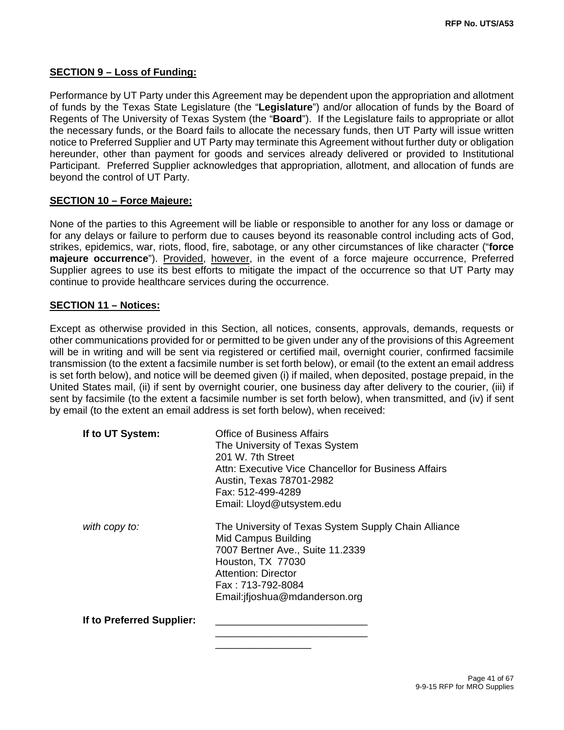**SECTION 9 – Loss of Funding:**

Performance by UT Party under this Agreement may be dependent upon the appropriation and allotment of funds by the Texas State Legislature (the "**Legislature**") and/or allocation of funds by the Board of Regents of The University of Texas System (the "**Board**"). If the Legislature fails to appropriate or allot the necessary funds, or the Board fails to allocate the necessary funds, then UT Party will issue written notice to Preferred Supplier and UT Party may terminate this Agreement without further duty or obligation hereunder, other than payment for goods and services already delivered or provided to Institutional Participant. Preferred Supplier acknowledges that appropriation, allotment, and allocation of funds are beyond the control of UT Party.

**SECTION 10 – Force Majeure:**

None of the parties to this Agreement will be liable or responsible to another for any loss or damage or for any delays or failure to perform due to causes beyond its reasonable control including acts of God, strikes, epidemics, war, riots, flood, fire, sabotage, or any other circumstances of like character ("**force majeure occurrence**"). Provided, however, in the event of a force majeure occurrence, Preferred Supplier agrees to use its best efforts to mitigate the impact of the occurrence so that UT Party may continue to provide healthcare services during the occurrence.

**SECTION 11 – Notices:**

Except as otherwise provided in this Section, all notices, consents, approvals, demands, requests or other communications provided for or permitted to be given under any of the provisions of this Agreement will be in writing and will be sent via registered or certified mail, overnight courier, confirmed facsimile transmission (to the extent a facsimile number is set forth below), or email (to the extent an email address is set forth below), and notice will be deemed given (i) if mailed, when deposited, postage prepaid, in the United States mail, (ii) if sent by overnight courier, one business day after delivery to the courier, (iii) if sent by facsimile (to the extent a facsimile number is set forth below), when transmitted, and (iv) if sent by email (to the extent an email address is set forth below), when received:

**If to UT System:**

Office of Business Affairs
The University of Texas System
201 W. 7th Street
Attn: Executive Vice Chancellor for Business Affairs
Austin, Texas 78701-2982
Fax: 512-499-4289
Email: Lloyd@utsystem.edu

*with copy to:*

The University of Texas System Supply Chain Alliance
Mid Campus Building
7007 Bertner Ave., Suite 11.2339
Houston, TX 77030
Attention: Director
Fax : 713-792-8084
Email:jfjoshua@mdanderson.org

**If to Preferred Supplier:**

___________________________
___________________________
_________________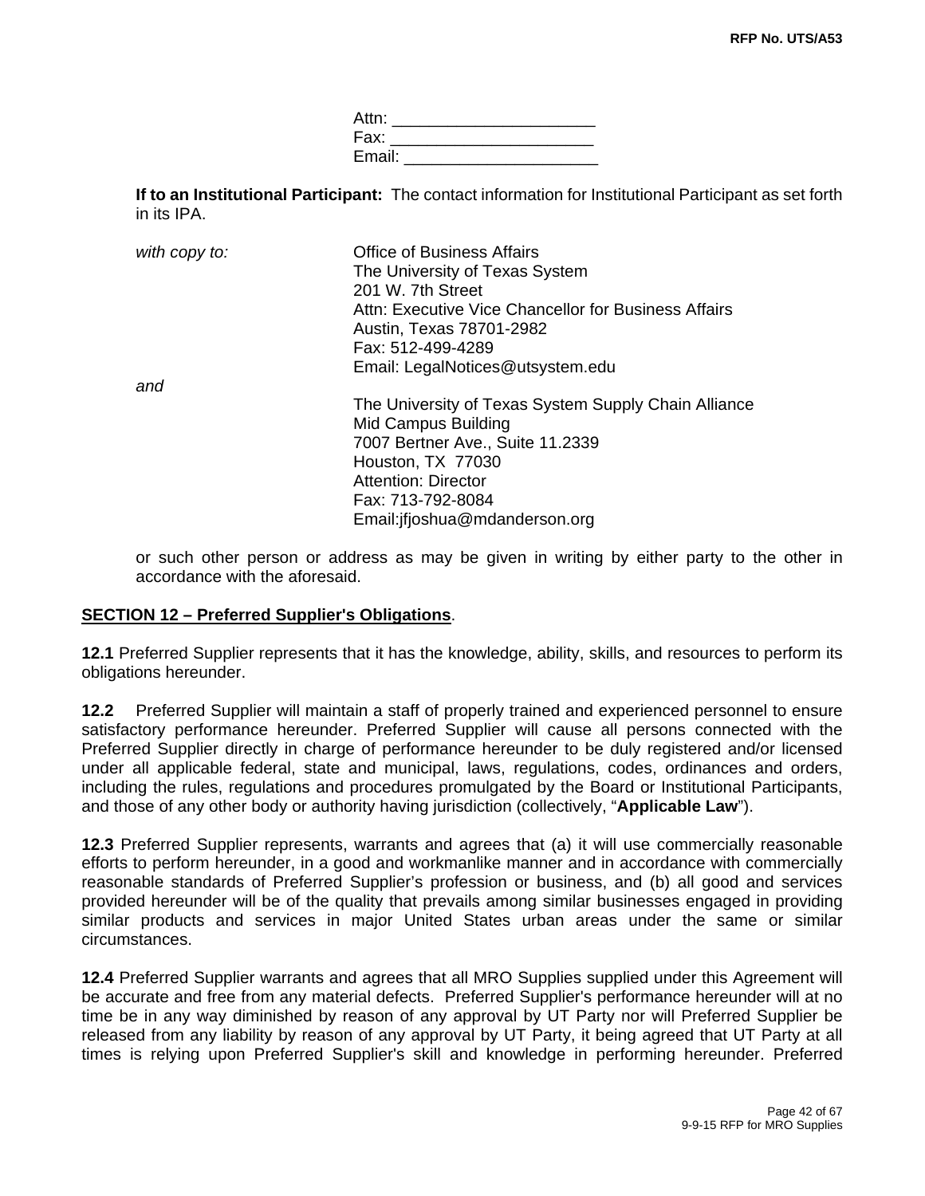Attn: ______________________
Fax: ______________________
Email: _____________________

**If to an Institutional Participant:** The contact information for Institutional Participant as set forth in its IPA.

*with copy to:*

Office of Business Affairs
The University of Texas System
201 W. 7th Street
Attn: Executive Vice Chancellor for Business Affairs
Austin, Texas 78701-2982
Fax: 512-499-4289
Email: LegalNotices@utsystem.edu

*and*

The University of Texas System Supply Chain Alliance
Mid Campus Building
7007 Bertner Ave., Suite 11.2339
Houston, TX 77030
Attention: Director
Fax: 713-792-8084
Email:jfjoshua@mdanderson.org

or such other person or address as may be given in writing by either party to the other in accordance with the aforesaid.

**SECTION 12 – Preferred Supplier's Obligations**.

**12.1** Preferred Supplier represents that it has the knowledge, ability, skills, and resources to perform its obligations hereunder.

**12.2** Preferred Supplier will maintain a staff of properly trained and experienced personnel to ensure satisfactory performance hereunder. Preferred Supplier will cause all persons connected with the Preferred Supplier directly in charge of performance hereunder to be duly registered and/or licensed under all applicable federal, state and municipal, laws, regulations, codes, ordinances and orders, including the rules, regulations and procedures promulgated by the Board or Institutional Participants, and those of any other body or authority having jurisdiction (collectively, "**Applicable Law**").

**12.3** Preferred Supplier represents, warrants and agrees that (a) it will use commercially reasonable efforts to perform hereunder, in a good and workmanlike manner and in accordance with commercially reasonable standards of Preferred Supplier's profession or business, and (b) all good and services provided hereunder will be of the quality that prevails among similar businesses engaged in providing similar products and services in major United States urban areas under the same or similar circumstances.

**12.4** Preferred Supplier warrants and agrees that all MRO Supplies supplied under this Agreement will be accurate and free from any material defects. Preferred Supplier's performance hereunder will at no time be in any way diminished by reason of any approval by UT Party nor will Preferred Supplier be released from any liability by reason of any approval by UT Party, it being agreed that UT Party at all times is relying upon Preferred Supplier's skill and knowledge in performing hereunder. Preferred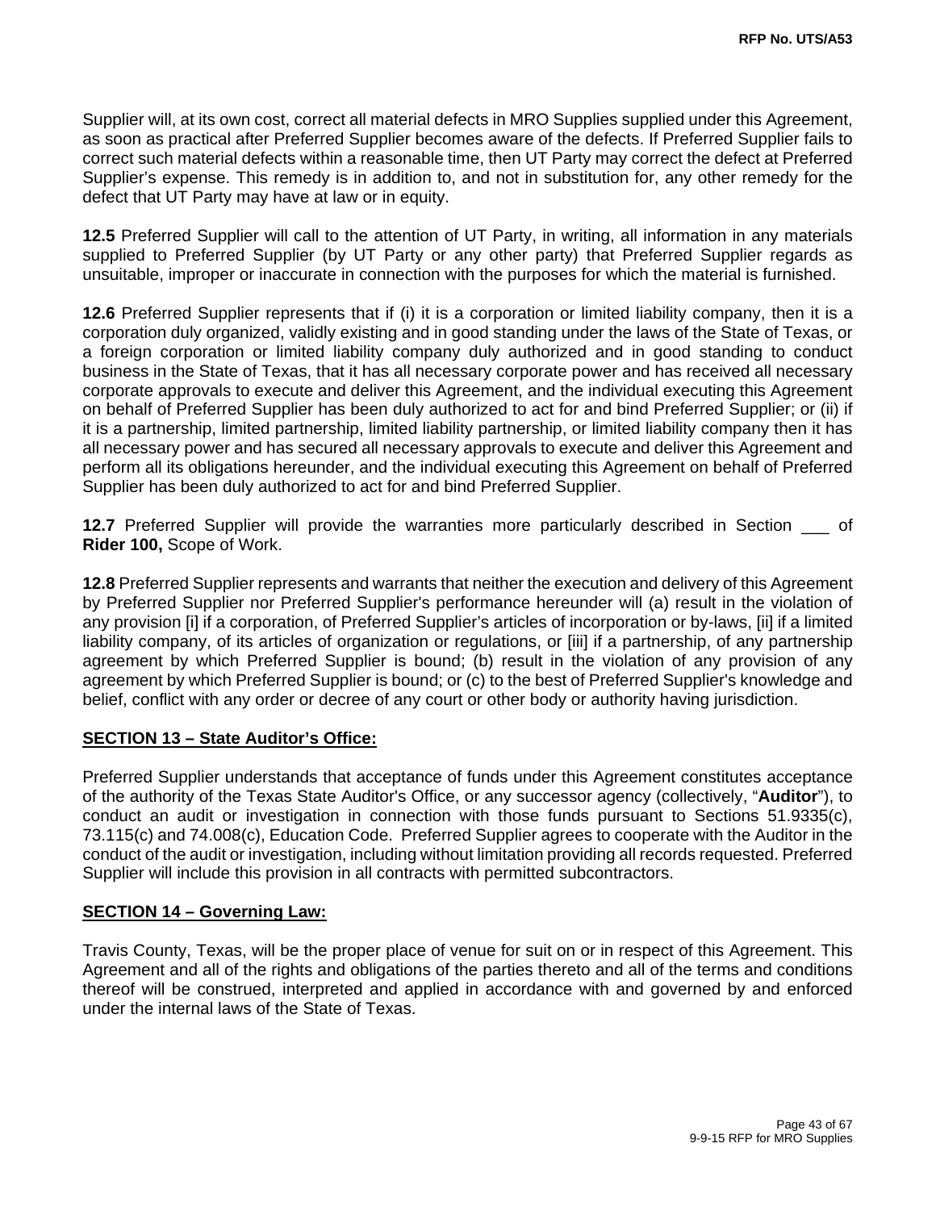Supplier will, at its own cost, correct all material defects in MRO Supplies supplied under this Agreement, as soon as practical after Preferred Supplier becomes aware of the defects. If Preferred Supplier fails to correct such material defects within a reasonable time, then UT Party may correct the defect at Preferred Supplier's expense. This remedy is in addition to, and not in substitution for, any other remedy for the defect that UT Party may have at law or in equity.

**12.5** Preferred Supplier will call to the attention of UT Party, in writing, all information in any materials supplied to Preferred Supplier (by UT Party or any other party) that Preferred Supplier regards as unsuitable, improper or inaccurate in connection with the purposes for which the material is furnished.

**12.6** Preferred Supplier represents that if (i) it is a corporation or limited liability company, then it is a corporation duly organized, validly existing and in good standing under the laws of the State of Texas, or a foreign corporation or limited liability company duly authorized and in good standing to conduct business in the State of Texas, that it has all necessary corporate power and has received all necessary corporate approvals to execute and deliver this Agreement, and the individual executing this Agreement on behalf of Preferred Supplier has been duly authorized to act for and bind Preferred Supplier; or (ii) if it is a partnership, limited partnership, limited liability partnership, or limited liability company then it has all necessary power and has secured all necessary approvals to execute and deliver this Agreement and perform all its obligations hereunder, and the individual executing this Agreement on behalf of Preferred Supplier has been duly authorized to act for and bind Preferred Supplier.

**12.7** Preferred Supplier will provide the warranties more particularly described in Section ___ of **Rider 100,** Scope of Work.

**12.8** Preferred Supplier represents and warrants that neither the execution and delivery of this Agreement by Preferred Supplier nor Preferred Supplier's performance hereunder will (a) result in the violation of any provision [i] if a corporation, of Preferred Supplier's articles of incorporation or by-laws, [ii] if a limited liability company, of its articles of organization or regulations, or [iii] if a partnership, of any partnership agreement by which Preferred Supplier is bound; (b) result in the violation of any provision of any agreement by which Preferred Supplier is bound; or (c) to the best of Preferred Supplier's knowledge and belief, conflict with any order or decree of any court or other body or authority having jurisdiction.

## SECTION 13 – State Auditor's Office:

Preferred Supplier understands that acceptance of funds under this Agreement constitutes acceptance of the authority of the Texas State Auditor's Office, or any successor agency (collectively, "**Auditor**"), to conduct an audit or investigation in connection with those funds pursuant to Sections 51.9335(c), 73.115(c) and 74.008(c), Education Code. Preferred Supplier agrees to cooperate with the Auditor in the conduct of the audit or investigation, including without limitation providing all records requested. Preferred Supplier will include this provision in all contracts with permitted subcontractors.

## SECTION 14 – Governing Law:

Travis County, Texas, will be the proper place of venue for suit on or in respect of this Agreement. This Agreement and all of the rights and obligations of the parties thereto and all of the terms and conditions thereof will be construed, interpreted and applied in accordance with and governed by and enforced under the internal laws of the State of Texas.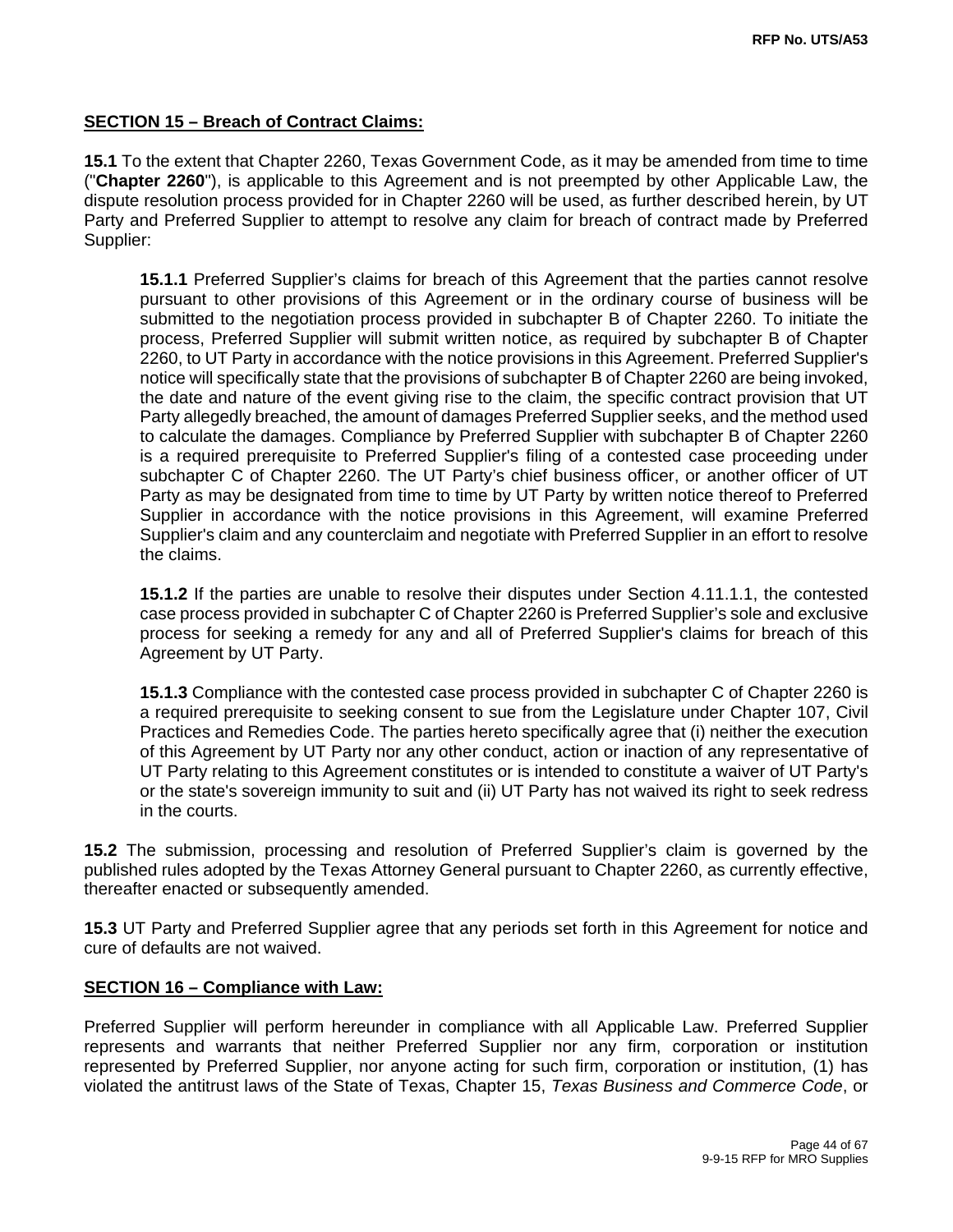**SECTION 15 – Breach of Contract Claims:**

**15.1** To the extent that Chapter 2260, Texas Government Code, as it may be amended from time to time ("**Chapter 2260**"), is applicable to this Agreement and is not preempted by other Applicable Law, the dispute resolution process provided for in Chapter 2260 will be used, as further described herein, by UT Party and Preferred Supplier to attempt to resolve any claim for breach of contract made by Preferred Supplier:

> **15.1.1** Preferred Supplier's claims for breach of this Agreement that the parties cannot resolve pursuant to other provisions of this Agreement or in the ordinary course of business will be submitted to the negotiation process provided in subchapter B of Chapter 2260. To initiate the process, Preferred Supplier will submit written notice, as required by subchapter B of Chapter 2260, to UT Party in accordance with the notice provisions in this Agreement. Preferred Supplier's notice will specifically state that the provisions of subchapter B of Chapter 2260 are being invoked, the date and nature of the event giving rise to the claim, the specific contract provision that UT Party allegedly breached, the amount of damages Preferred Supplier seeks, and the method used to calculate the damages. Compliance by Preferred Supplier with subchapter B of Chapter 2260 is a required prerequisite to Preferred Supplier's filing of a contested case proceeding under subchapter C of Chapter 2260. The UT Party's chief business officer, or another officer of UT Party as may be designated from time to time by UT Party by written notice thereof to Preferred Supplier in accordance with the notice provisions in this Agreement, will examine Preferred Supplier's claim and any counterclaim and negotiate with Preferred Supplier in an effort to resolve the claims.
>
> **15.1.2** If the parties are unable to resolve their disputes under Section 4.11.1.1, the contested case process provided in subchapter C of Chapter 2260 is Preferred Supplier's sole and exclusive process for seeking a remedy for any and all of Preferred Supplier's claims for breach of this Agreement by UT Party.
>
> **15.1.3** Compliance with the contested case process provided in subchapter C of Chapter 2260 is a required prerequisite to seeking consent to sue from the Legislature under Chapter 107, Civil Practices and Remedies Code. The parties hereto specifically agree that (i) neither the execution of this Agreement by UT Party nor any other conduct, action or inaction of any representative of UT Party relating to this Agreement constitutes or is intended to constitute a waiver of UT Party's or the state's sovereign immunity to suit and (ii) UT Party has not waived its right to seek redress in the courts.

**15.2** The submission, processing and resolution of Preferred Supplier's claim is governed by the published rules adopted by the Texas Attorney General pursuant to Chapter 2260, as currently effective, thereafter enacted or subsequently amended.

**15.3** UT Party and Preferred Supplier agree that any periods set forth in this Agreement for notice and cure of defaults are not waived.

**SECTION 16 – Compliance with Law:**

Preferred Supplier will perform hereunder in compliance with all Applicable Law. Preferred Supplier represents and warrants that neither Preferred Supplier nor any firm, corporation or institution represented by Preferred Supplier, nor anyone acting for such firm, corporation or institution, (1) has violated the antitrust laws of the State of Texas, Chapter 15, *Texas Business and Commerce Code*, or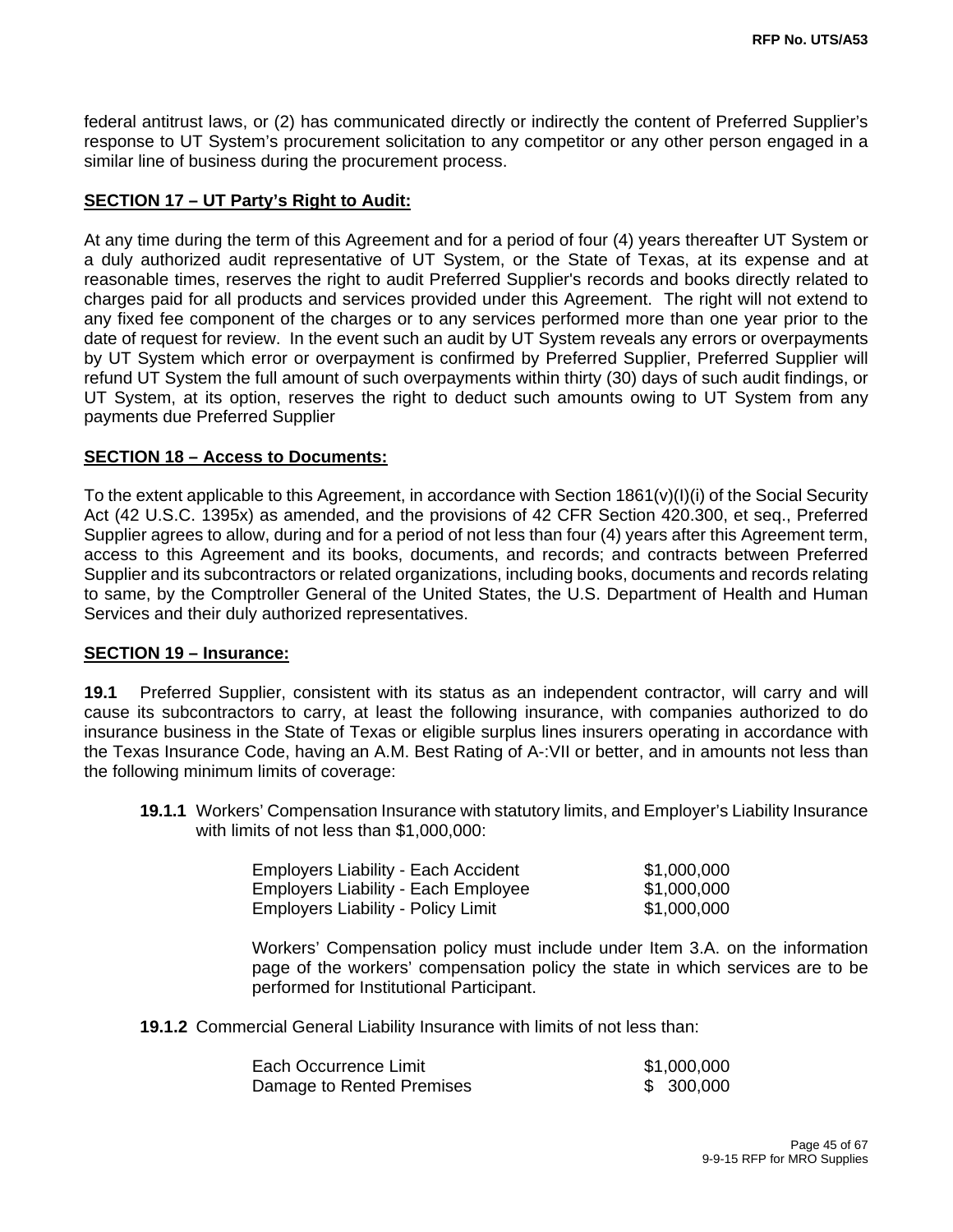federal antitrust laws, or (2) has communicated directly or indirectly the content of Preferred Supplier's response to UT System's procurement solicitation to any competitor or any other person engaged in a similar line of business during the procurement process.

**SECTION 17 – UT Party's Right to Audit:**

At any time during the term of this Agreement and for a period of four (4) years thereafter UT System or a duly authorized audit representative of UT System, or the State of Texas, at its expense and at reasonable times, reserves the right to audit Preferred Supplier's records and books directly related to charges paid for all products and services provided under this Agreement. The right will not extend to any fixed fee component of the charges or to any services performed more than one year prior to the date of request for review. In the event such an audit by UT System reveals any errors or overpayments by UT System which error or overpayment is confirmed by Preferred Supplier, Preferred Supplier will refund UT System the full amount of such overpayments within thirty (30) days of such audit findings, or UT System, at its option, reserves the right to deduct such amounts owing to UT System from any payments due Preferred Supplier

**SECTION 18 – Access to Documents:**

To the extent applicable to this Agreement, in accordance with Section 1861(v)(I)(i) of the Social Security Act (42 U.S.C. 1395x) as amended, and the provisions of 42 CFR Section 420.300, et seq., Preferred Supplier agrees to allow, during and for a period of not less than four (4) years after this Agreement term, access to this Agreement and its books, documents, and records; and contracts between Preferred Supplier and its subcontractors or related organizations, including books, documents and records relating to same, by the Comptroller General of the United States, the U.S. Department of Health and Human Services and their duly authorized representatives.

**SECTION 19 – Insurance:**

**19.1** Preferred Supplier, consistent with its status as an independent contractor, will carry and will cause its subcontractors to carry, at least the following insurance, with companies authorized to do insurance business in the State of Texas or eligible surplus lines insurers operating in accordance with the Texas Insurance Code, having an A.M. Best Rating of A-:VII or better, and in amounts not less than the following minimum limits of coverage:

**19.1.1** Workers' Compensation Insurance with statutory limits, and Employer's Liability Insurance with limits of not less than $1,000,000:

| | |
|---|---|
| Employers Liability - Each Accident | $1,000,000 |
| Employers Liability - Each Employee | $1,000,000 |
| Employers Liability - Policy Limit | $1,000,000 |

Workers' Compensation policy must include under Item 3.A. on the information page of the workers' compensation policy the state in which services are to be performed for Institutional Participant.

**19.1.2** Commercial General Liability Insurance with limits of not less than:

| | |
|---|---|
| Each Occurrence Limit | $1,000,000 |
| Damage to Rented Premises | $ 300,000 |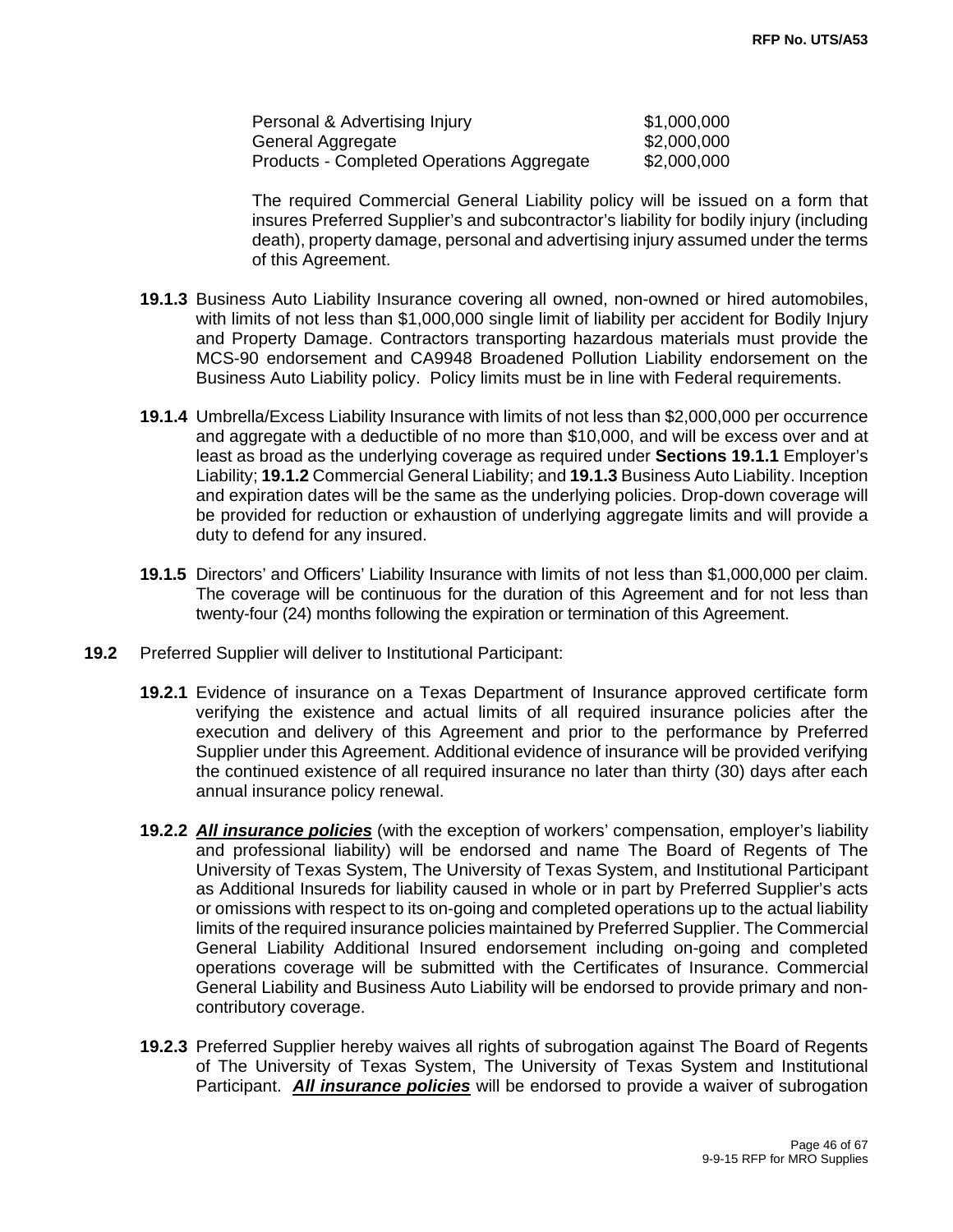| | |
|---|---|
| Personal & Advertising Injury | \$1,000,000 |
| General Aggregate | \$2,000,000 |
| Products - Completed Operations Aggregate | \$2,000,000 |

The required Commercial General Liability policy will be issued on a form that insures Preferred Supplier's and subcontractor's liability for bodily injury (including death), property damage, personal and advertising injury assumed under the terms of this Agreement.

**19.1.3** Business Auto Liability Insurance covering all owned, non-owned or hired automobiles, with limits of not less than \$1,000,000 single limit of liability per accident for Bodily Injury and Property Damage. Contractors transporting hazardous materials must provide the MCS-90 endorsement and CA9948 Broadened Pollution Liability endorsement on the Business Auto Liability policy. Policy limits must be in line with Federal requirements.

**19.1.4** Umbrella/Excess Liability Insurance with limits of not less than \$2,000,000 per occurrence and aggregate with a deductible of no more than \$10,000, and will be excess over and at least as broad as the underlying coverage as required under **Sections 19.1.1** Employer's Liability; **19.1.2** Commercial General Liability; and **19.1.3** Business Auto Liability. Inception and expiration dates will be the same as the underlying policies. Drop-down coverage will be provided for reduction or exhaustion of underlying aggregate limits and will provide a duty to defend for any insured.

**19.1.5** Directors' and Officers' Liability Insurance with limits of not less than \$1,000,000 per claim. The coverage will be continuous for the duration of this Agreement and for not less than twenty-four (24) months following the expiration or termination of this Agreement.

**19.2** Preferred Supplier will deliver to Institutional Participant:

**19.2.1** Evidence of insurance on a Texas Department of Insurance approved certificate form verifying the existence and actual limits of all required insurance policies after the execution and delivery of this Agreement and prior to the performance by Preferred Supplier under this Agreement. Additional evidence of insurance will be provided verifying the continued existence of all required insurance no later than thirty (30) days after each annual insurance policy renewal.

**19.2.2** ***All insurance policies*** (with the exception of workers' compensation, employer's liability and professional liability) will be endorsed and name The Board of Regents of The University of Texas System, The University of Texas System, and Institutional Participant as Additional Insureds for liability caused in whole or in part by Preferred Supplier's acts or omissions with respect to its on-going and completed operations up to the actual liability limits of the required insurance policies maintained by Preferred Supplier. The Commercial General Liability Additional Insured endorsement including on-going and completed operations coverage will be submitted with the Certificates of Insurance. Commercial General Liability and Business Auto Liability will be endorsed to provide primary and non-contributory coverage.

**19.2.3** Preferred Supplier hereby waives all rights of subrogation against The Board of Regents of The University of Texas System, The University of Texas System and Institutional Participant. ***All insurance policies*** will be endorsed to provide a waiver of subrogation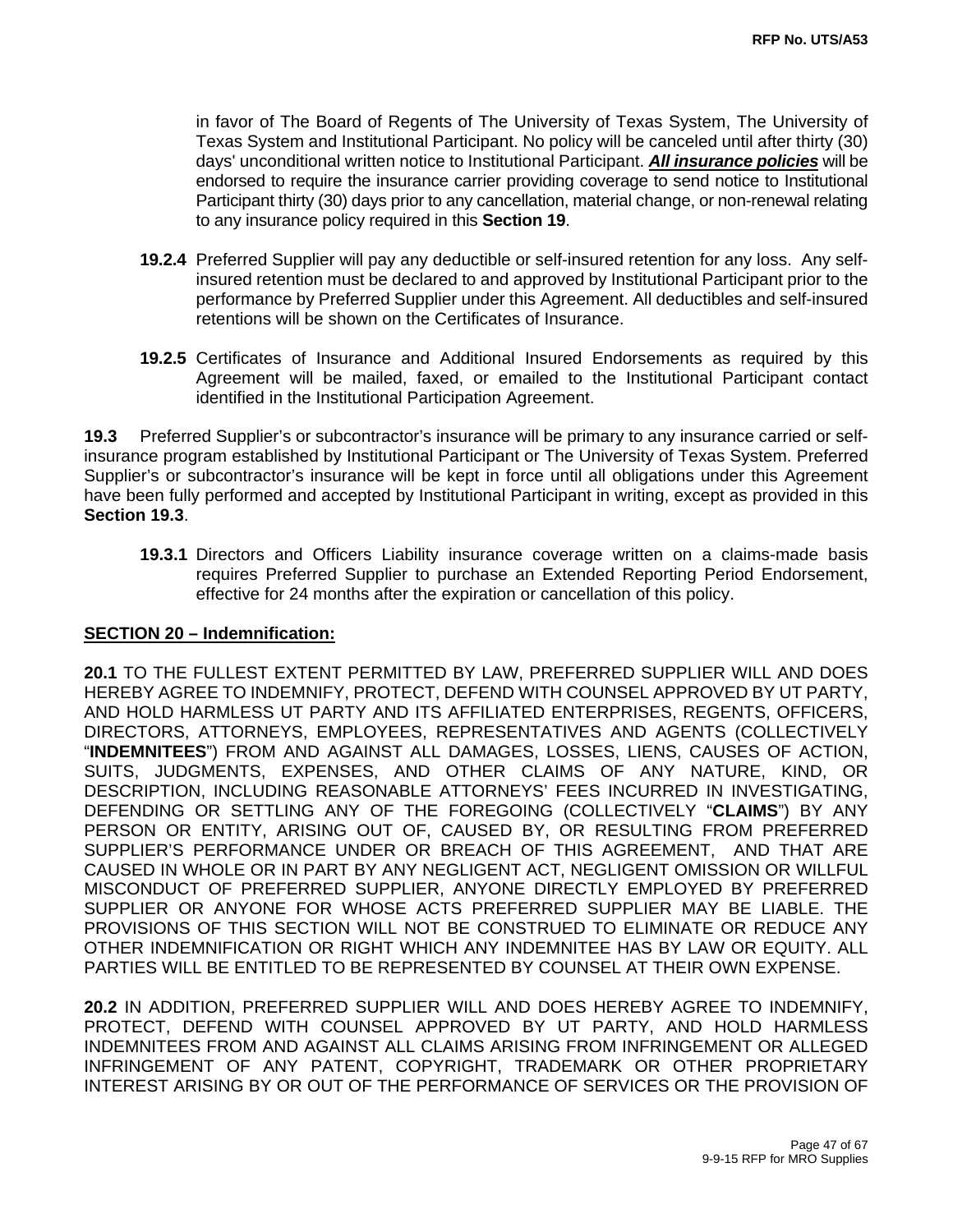in favor of The Board of Regents of The University of Texas System, The University of Texas System and Institutional Participant. No policy will be canceled until after thirty (30) days' unconditional written notice to Institutional Participant. ***<u>All insurance policies</u>*** will be endorsed to require the insurance carrier providing coverage to send notice to Institutional Participant thirty (30) days prior to any cancellation, material change, or non-renewal relating to any insurance policy required in this **Section 19**.

**19.2.4** Preferred Supplier will pay any deductible or self-insured retention for any loss. Any self-insured retention must be declared to and approved by Institutional Participant prior to the performance by Preferred Supplier under this Agreement. All deductibles and self-insured retentions will be shown on the Certificates of Insurance.

**19.2.5** Certificates of Insurance and Additional Insured Endorsements as required by this Agreement will be mailed, faxed, or emailed to the Institutional Participant contact identified in the Institutional Participation Agreement.

**19.3** Preferred Supplier's or subcontractor's insurance will be primary to any insurance carried or self-insurance program established by Institutional Participant or The University of Texas System. Preferred Supplier's or subcontractor's insurance will be kept in force until all obligations under this Agreement have been fully performed and accepted by Institutional Participant in writing, except as provided in this **Section 19.3**.

**19.3.1** Directors and Officers Liability insurance coverage written on a claims-made basis requires Preferred Supplier to purchase an Extended Reporting Period Endorsement, effective for 24 months after the expiration or cancellation of this policy.

## <u>SECTION 20 – Indemnification:</u>

**20.1** TO THE FULLEST EXTENT PERMITTED BY LAW, PREFERRED SUPPLIER WILL AND DOES HEREBY AGREE TO INDEMNIFY, PROTECT, DEFEND WITH COUNSEL APPROVED BY UT PARTY, AND HOLD HARMLESS UT PARTY AND ITS AFFILIATED ENTERPRISES, REGENTS, OFFICERS, DIRECTORS, ATTORNEYS, EMPLOYEES, REPRESENTATIVES AND AGENTS (COLLECTIVELY "**INDEMNITEES**") FROM AND AGAINST ALL DAMAGES, LOSSES, LIENS, CAUSES OF ACTION, SUITS, JUDGMENTS, EXPENSES, AND OTHER CLAIMS OF ANY NATURE, KIND, OR DESCRIPTION, INCLUDING REASONABLE ATTORNEYS' FEES INCURRED IN INVESTIGATING, DEFENDING OR SETTLING ANY OF THE FOREGOING (COLLECTIVELY "**CLAIMS**") BY ANY PERSON OR ENTITY, ARISING OUT OF, CAUSED BY, OR RESULTING FROM PREFERRED SUPPLIER'S PERFORMANCE UNDER OR BREACH OF THIS AGREEMENT, AND THAT ARE CAUSED IN WHOLE OR IN PART BY ANY NEGLIGENT ACT, NEGLIGENT OMISSION OR WILLFUL MISCONDUCT OF PREFERRED SUPPLIER, ANYONE DIRECTLY EMPLOYED BY PREFERRED SUPPLIER OR ANYONE FOR WHOSE ACTS PREFERRED SUPPLIER MAY BE LIABLE. THE PROVISIONS OF THIS SECTION WILL NOT BE CONSTRUED TO ELIMINATE OR REDUCE ANY OTHER INDEMNIFICATION OR RIGHT WHICH ANY INDEMNITEE HAS BY LAW OR EQUITY. ALL PARTIES WILL BE ENTITLED TO BE REPRESENTED BY COUNSEL AT THEIR OWN EXPENSE.

**20.2** IN ADDITION, PREFERRED SUPPLIER WILL AND DOES HEREBY AGREE TO INDEMNIFY, PROTECT, DEFEND WITH COUNSEL APPROVED BY UT PARTY, AND HOLD HARMLESS INDEMNITEES FROM AND AGAINST ALL CLAIMS ARISING FROM INFRINGEMENT OR ALLEGED INFRINGEMENT OF ANY PATENT, COPYRIGHT, TRADEMARK OR OTHER PROPRIETARY INTEREST ARISING BY OR OUT OF THE PERFORMANCE OF SERVICES OR THE PROVISION OF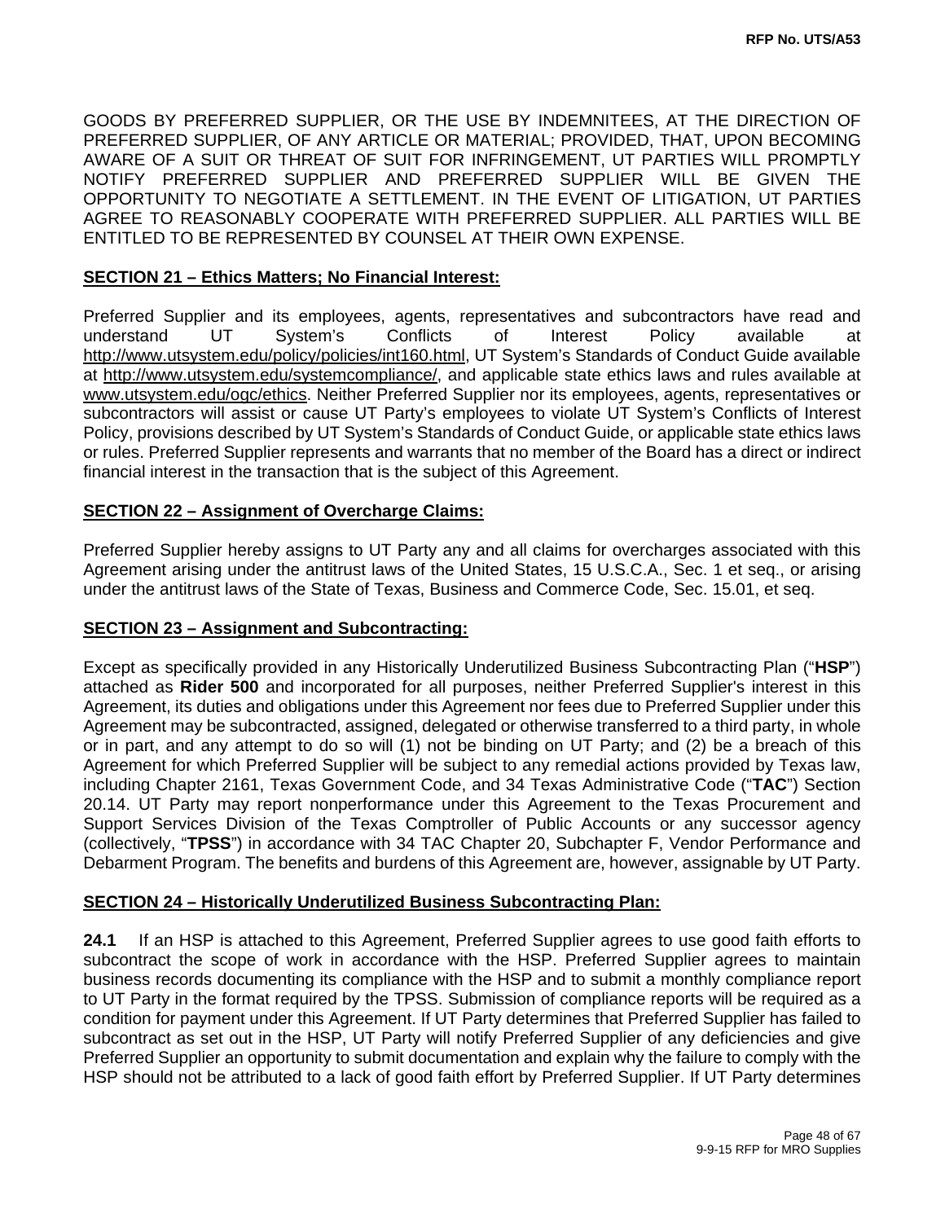GOODS BY PREFERRED SUPPLIER, OR THE USE BY INDEMNITEES, AT THE DIRECTION OF PREFERRED SUPPLIER, OF ANY ARTICLE OR MATERIAL; PROVIDED, THAT, UPON BECOMING AWARE OF A SUIT OR THREAT OF SUIT FOR INFRINGEMENT, UT PARTIES WILL PROMPTLY NOTIFY PREFERRED SUPPLIER AND PREFERRED SUPPLIER WILL BE GIVEN THE OPPORTUNITY TO NEGOTIATE A SETTLEMENT. IN THE EVENT OF LITIGATION, UT PARTIES AGREE TO REASONABLY COOPERATE WITH PREFERRED SUPPLIER. ALL PARTIES WILL BE ENTITLED TO BE REPRESENTED BY COUNSEL AT THEIR OWN EXPENSE.

**SECTION 21 – Ethics Matters; No Financial Interest:**

Preferred Supplier and its employees, agents, representatives and subcontractors have read and understand UT System's Conflicts of Interest Policy available at http://www.utsystem.edu/policy/policies/int160.html, UT System's Standards of Conduct Guide available at http://www.utsystem.edu/systemcompliance/, and applicable state ethics laws and rules available at www.utsystem.edu/ogc/ethics. Neither Preferred Supplier nor its employees, agents, representatives or subcontractors will assist or cause UT Party's employees to violate UT System's Conflicts of Interest Policy, provisions described by UT System's Standards of Conduct Guide, or applicable state ethics laws or rules. Preferred Supplier represents and warrants that no member of the Board has a direct or indirect financial interest in the transaction that is the subject of this Agreement.

**SECTION 22 – Assignment of Overcharge Claims:**

Preferred Supplier hereby assigns to UT Party any and all claims for overcharges associated with this Agreement arising under the antitrust laws of the United States, 15 U.S.C.A., Sec. 1 et seq., or arising under the antitrust laws of the State of Texas, Business and Commerce Code, Sec. 15.01, et seq.

**SECTION 23 – Assignment and Subcontracting:**

Except as specifically provided in any Historically Underutilized Business Subcontracting Plan ("**HSP**") attached as **Rider 500** and incorporated for all purposes, neither Preferred Supplier's interest in this Agreement, its duties and obligations under this Agreement nor fees due to Preferred Supplier under this Agreement may be subcontracted, assigned, delegated or otherwise transferred to a third party, in whole or in part, and any attempt to do so will (1) not be binding on UT Party; and (2) be a breach of this Agreement for which Preferred Supplier will be subject to any remedial actions provided by Texas law, including Chapter 2161, Texas Government Code, and 34 Texas Administrative Code ("**TAC**") Section 20.14. UT Party may report nonperformance under this Agreement to the Texas Procurement and Support Services Division of the Texas Comptroller of Public Accounts or any successor agency (collectively, "**TPSS**") in accordance with 34 TAC Chapter 20, Subchapter F, Vendor Performance and Debarment Program. The benefits and burdens of this Agreement are, however, assignable by UT Party.

**SECTION 24 – Historically Underutilized Business Subcontracting Plan:**

**24.1** If an HSP is attached to this Agreement, Preferred Supplier agrees to use good faith efforts to subcontract the scope of work in accordance with the HSP. Preferred Supplier agrees to maintain business records documenting its compliance with the HSP and to submit a monthly compliance report to UT Party in the format required by the TPSS. Submission of compliance reports will be required as a condition for payment under this Agreement. If UT Party determines that Preferred Supplier has failed to subcontract as set out in the HSP, UT Party will notify Preferred Supplier of any deficiencies and give Preferred Supplier an opportunity to submit documentation and explain why the failure to comply with the HSP should not be attributed to a lack of good faith effort by Preferred Supplier. If UT Party determines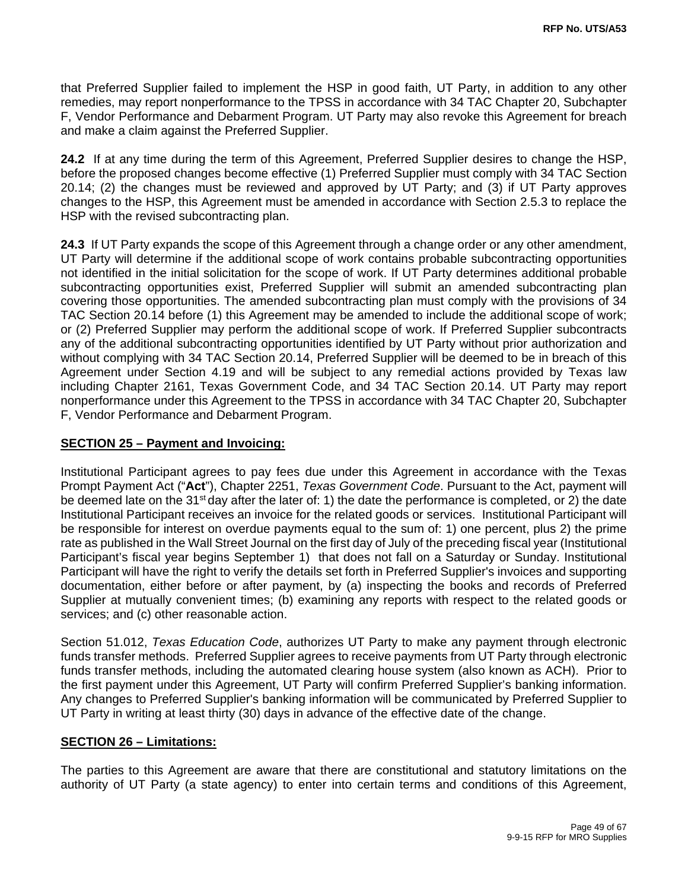that Preferred Supplier failed to implement the HSP in good faith, UT Party, in addition to any other remedies, may report nonperformance to the TPSS in accordance with 34 TAC Chapter 20, Subchapter F, Vendor Performance and Debarment Program. UT Party may also revoke this Agreement for breach and make a claim against the Preferred Supplier.

**24.2** If at any time during the term of this Agreement, Preferred Supplier desires to change the HSP, before the proposed changes become effective (1) Preferred Supplier must comply with 34 TAC Section 20.14; (2) the changes must be reviewed and approved by UT Party; and (3) if UT Party approves changes to the HSP, this Agreement must be amended in accordance with Section 2.5.3 to replace the HSP with the revised subcontracting plan.

**24.3** If UT Party expands the scope of this Agreement through a change order or any other amendment, UT Party will determine if the additional scope of work contains probable subcontracting opportunities not identified in the initial solicitation for the scope of work. If UT Party determines additional probable subcontracting opportunities exist, Preferred Supplier will submit an amended subcontracting plan covering those opportunities. The amended subcontracting plan must comply with the provisions of 34 TAC Section 20.14 before (1) this Agreement may be amended to include the additional scope of work; or (2) Preferred Supplier may perform the additional scope of work. If Preferred Supplier subcontracts any of the additional subcontracting opportunities identified by UT Party without prior authorization and without complying with 34 TAC Section 20.14, Preferred Supplier will be deemed to be in breach of this Agreement under Section 4.19 and will be subject to any remedial actions provided by Texas law including Chapter 2161, Texas Government Code, and 34 TAC Section 20.14. UT Party may report nonperformance under this Agreement to the TPSS in accordance with 34 TAC Chapter 20, Subchapter F, Vendor Performance and Debarment Program.

**SECTION 25 – Payment and Invoicing:**

Institutional Participant agrees to pay fees due under this Agreement in accordance with the Texas Prompt Payment Act ("**Act**"), Chapter 2251, *Texas Government Code*. Pursuant to the Act, payment will be deemed late on the 31st day after the later of: 1) the date the performance is completed, or 2) the date Institutional Participant receives an invoice for the related goods or services. Institutional Participant will be responsible for interest on overdue payments equal to the sum of: 1) one percent, plus 2) the prime rate as published in the Wall Street Journal on the first day of July of the preceding fiscal year (Institutional Participant's fiscal year begins September 1) that does not fall on a Saturday or Sunday. Institutional Participant will have the right to verify the details set forth in Preferred Supplier's invoices and supporting documentation, either before or after payment, by (a) inspecting the books and records of Preferred Supplier at mutually convenient times; (b) examining any reports with respect to the related goods or services; and (c) other reasonable action.

Section 51.012, *Texas Education Code*, authorizes UT Party to make any payment through electronic funds transfer methods. Preferred Supplier agrees to receive payments from UT Party through electronic funds transfer methods, including the automated clearing house system (also known as ACH). Prior to the first payment under this Agreement, UT Party will confirm Preferred Supplier's banking information. Any changes to Preferred Supplier's banking information will be communicated by Preferred Supplier to UT Party in writing at least thirty (30) days in advance of the effective date of the change.

**SECTION 26 – Limitations:**

The parties to this Agreement are aware that there are constitutional and statutory limitations on the authority of UT Party (a state agency) to enter into certain terms and conditions of this Agreement,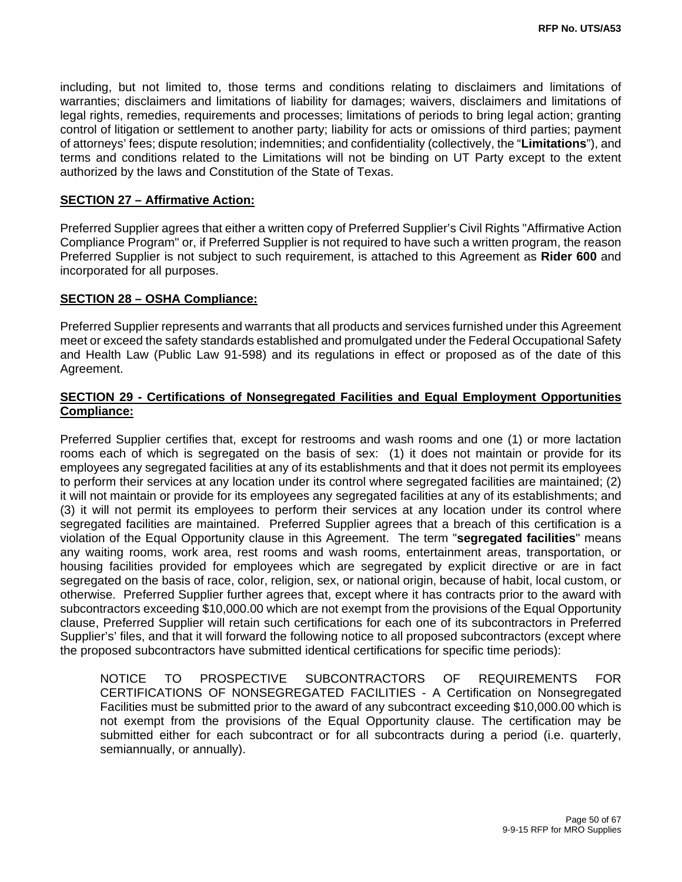including, but not limited to, those terms and conditions relating to disclaimers and limitations of warranties; disclaimers and limitations of liability for damages; waivers, disclaimers and limitations of legal rights, remedies, requirements and processes; limitations of periods to bring legal action; granting control of litigation or settlement to another party; liability for acts or omissions of third parties; payment of attorneys' fees; dispute resolution; indemnities; and confidentiality (collectively, the "**Limitations**"), and terms and conditions related to the Limitations will not be binding on UT Party except to the extent authorized by the laws and Constitution of the State of Texas.

**SECTION 27 – Affirmative Action:**

Preferred Supplier agrees that either a written copy of Preferred Supplier's Civil Rights "Affirmative Action Compliance Program" or, if Preferred Supplier is not required to have such a written program, the reason Preferred Supplier is not subject to such requirement, is attached to this Agreement as **Rider 600** and incorporated for all purposes.

**SECTION 28 – OSHA Compliance:**

Preferred Supplier represents and warrants that all products and services furnished under this Agreement meet or exceed the safety standards established and promulgated under the Federal Occupational Safety and Health Law (Public Law 91-598) and its regulations in effect or proposed as of the date of this Agreement.

**SECTION 29 - Certifications of Nonsegregated Facilities and Equal Employment Opportunities Compliance:**

Preferred Supplier certifies that, except for restrooms and wash rooms and one (1) or more lactation rooms each of which is segregated on the basis of sex: (1) it does not maintain or provide for its employees any segregated facilities at any of its establishments and that it does not permit its employees to perform their services at any location under its control where segregated facilities are maintained; (2) it will not maintain or provide for its employees any segregated facilities at any of its establishments; and (3) it will not permit its employees to perform their services at any location under its control where segregated facilities are maintained. Preferred Supplier agrees that a breach of this certification is a violation of the Equal Opportunity clause in this Agreement. The term "**segregated facilities**" means any waiting rooms, work area, rest rooms and wash rooms, entertainment areas, transportation, or housing facilities provided for employees which are segregated by explicit directive or are in fact segregated on the basis of race, color, religion, sex, or national origin, because of habit, local custom, or otherwise. Preferred Supplier further agrees that, except where it has contracts prior to the award with subcontractors exceeding $10,000.00 which are not exempt from the provisions of the Equal Opportunity clause, Preferred Supplier will retain such certifications for each one of its subcontractors in Preferred Supplier's' files, and that it will forward the following notice to all proposed subcontractors (except where the proposed subcontractors have submitted identical certifications for specific time periods):

> NOTICE TO PROSPECTIVE SUBCONTRACTORS OF REQUIREMENTS FOR CERTIFICATIONS OF NONSEGREGATED FACILITIES - A Certification on Nonsegregated Facilities must be submitted prior to the award of any subcontract exceeding $10,000.00 which is not exempt from the provisions of the Equal Opportunity clause. The certification may be submitted either for each subcontract or for all subcontracts during a period (i.e. quarterly, semiannually, or annually).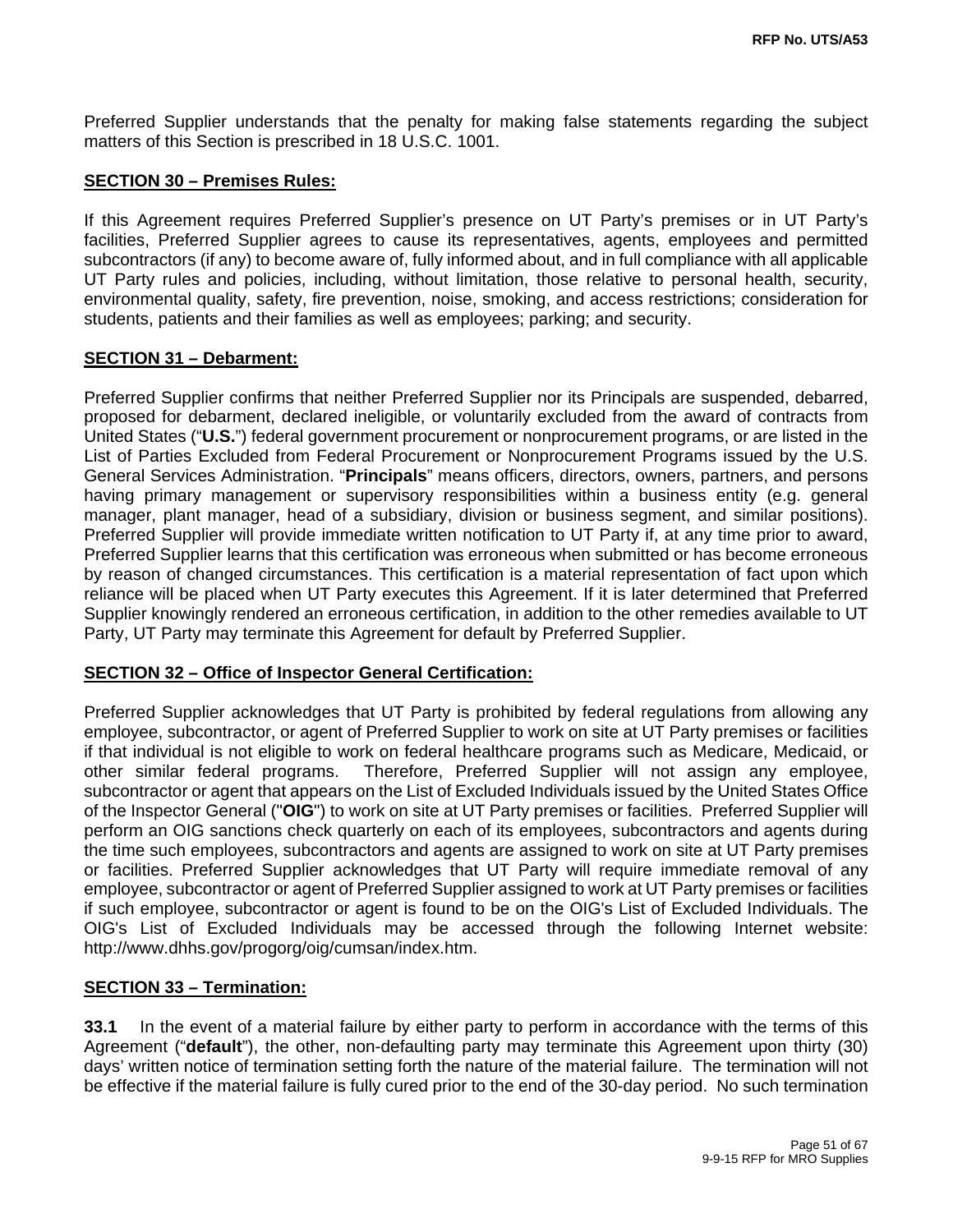Preferred Supplier understands that the penalty for making false statements regarding the subject matters of this Section is prescribed in 18 U.S.C. 1001.

**SECTION 30 – Premises Rules:**

If this Agreement requires Preferred Supplier's presence on UT Party's premises or in UT Party's facilities, Preferred Supplier agrees to cause its representatives, agents, employees and permitted subcontractors (if any) to become aware of, fully informed about, and in full compliance with all applicable UT Party rules and policies, including, without limitation, those relative to personal health, security, environmental quality, safety, fire prevention, noise, smoking, and access restrictions; consideration for students, patients and their families as well as employees; parking; and security.

**SECTION 31 – Debarment:**

Preferred Supplier confirms that neither Preferred Supplier nor its Principals are suspended, debarred, proposed for debarment, declared ineligible, or voluntarily excluded from the award of contracts from United States ("**U.S.**") federal government procurement or nonprocurement programs, or are listed in the List of Parties Excluded from Federal Procurement or Nonprocurement Programs issued by the U.S. General Services Administration. "**Principals**" means officers, directors, owners, partners, and persons having primary management or supervisory responsibilities within a business entity (e.g. general manager, plant manager, head of a subsidiary, division or business segment, and similar positions). Preferred Supplier will provide immediate written notification to UT Party if, at any time prior to award, Preferred Supplier learns that this certification was erroneous when submitted or has become erroneous by reason of changed circumstances. This certification is a material representation of fact upon which reliance will be placed when UT Party executes this Agreement. If it is later determined that Preferred Supplier knowingly rendered an erroneous certification, in addition to the other remedies available to UT Party, UT Party may terminate this Agreement for default by Preferred Supplier.

**SECTION 32 – Office of Inspector General Certification:**

Preferred Supplier acknowledges that UT Party is prohibited by federal regulations from allowing any employee, subcontractor, or agent of Preferred Supplier to work on site at UT Party premises or facilities if that individual is not eligible to work on federal healthcare programs such as Medicare, Medicaid, or other similar federal programs. Therefore, Preferred Supplier will not assign any employee, subcontractor or agent that appears on the List of Excluded Individuals issued by the United States Office of the Inspector General ("**OIG**") to work on site at UT Party premises or facilities. Preferred Supplier will perform an OIG sanctions check quarterly on each of its employees, subcontractors and agents during the time such employees, subcontractors and agents are assigned to work on site at UT Party premises or facilities. Preferred Supplier acknowledges that UT Party will require immediate removal of any employee, subcontractor or agent of Preferred Supplier assigned to work at UT Party premises or facilities if such employee, subcontractor or agent is found to be on the OIG's List of Excluded Individuals. The OIG's List of Excluded Individuals may be accessed through the following Internet website: http://www.dhhs.gov/progorg/oig/cumsan/index.htm.

**SECTION 33 – Termination:**

**33.1** In the event of a material failure by either party to perform in accordance with the terms of this Agreement ("**default**"), the other, non-defaulting party may terminate this Agreement upon thirty (30) days' written notice of termination setting forth the nature of the material failure. The termination will not be effective if the material failure is fully cured prior to the end of the 30-day period. No such termination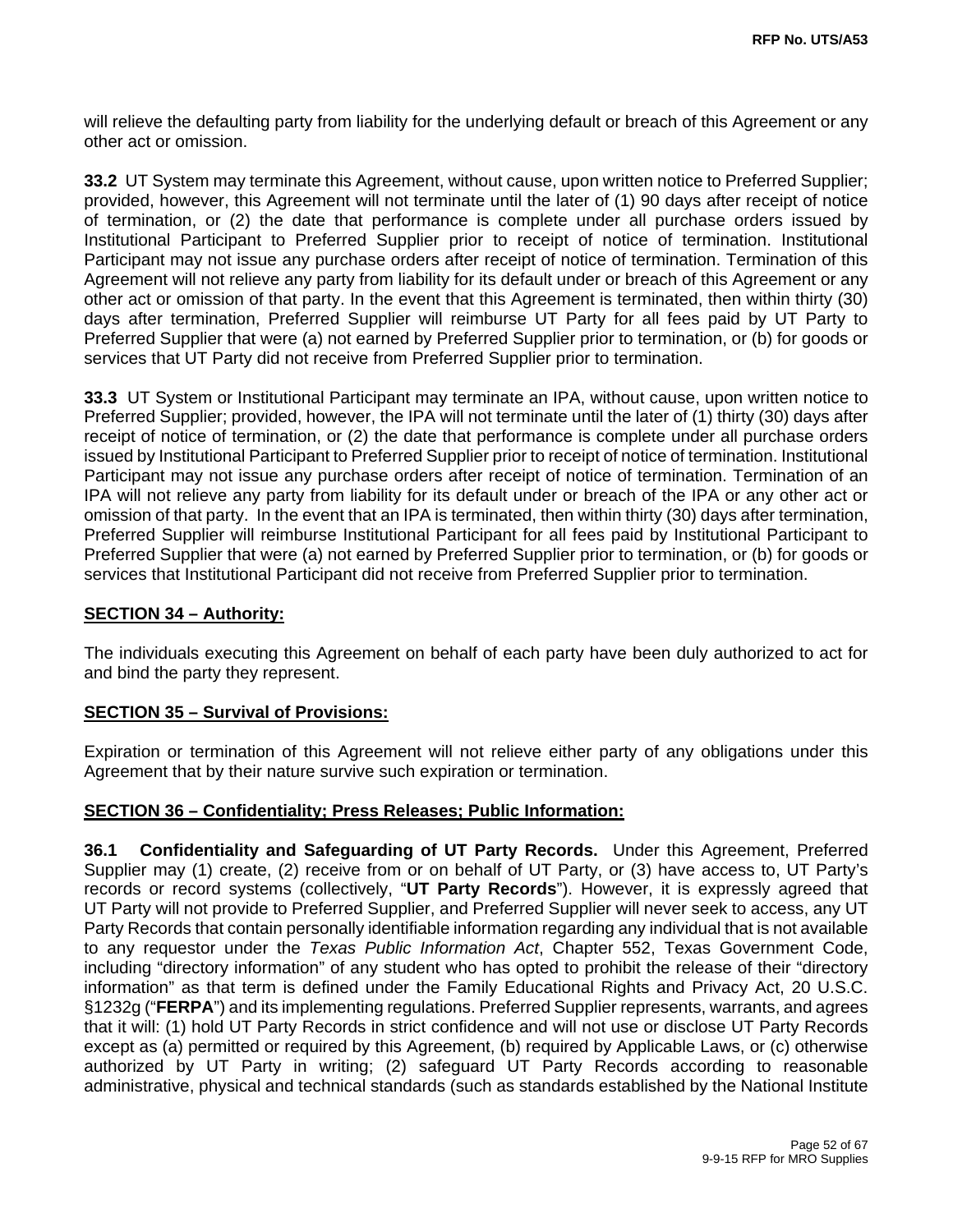will relieve the defaulting party from liability for the underlying default or breach of this Agreement or any other act or omission.

**33.2** UT System may terminate this Agreement, without cause, upon written notice to Preferred Supplier; provided, however, this Agreement will not terminate until the later of (1) 90 days after receipt of notice of termination, or (2) the date that performance is complete under all purchase orders issued by Institutional Participant to Preferred Supplier prior to receipt of notice of termination. Institutional Participant may not issue any purchase orders after receipt of notice of termination. Termination of this Agreement will not relieve any party from liability for its default under or breach of this Agreement or any other act or omission of that party. In the event that this Agreement is terminated, then within thirty (30) days after termination, Preferred Supplier will reimburse UT Party for all fees paid by UT Party to Preferred Supplier that were (a) not earned by Preferred Supplier prior to termination, or (b) for goods or services that UT Party did not receive from Preferred Supplier prior to termination.

**33.3** UT System or Institutional Participant may terminate an IPA, without cause, upon written notice to Preferred Supplier; provided, however, the IPA will not terminate until the later of (1) thirty (30) days after receipt of notice of termination, or (2) the date that performance is complete under all purchase orders issued by Institutional Participant to Preferred Supplier prior to receipt of notice of termination. Institutional Participant may not issue any purchase orders after receipt of notice of termination. Termination of an IPA will not relieve any party from liability for its default under or breach of the IPA or any other act or omission of that party. In the event that an IPA is terminated, then within thirty (30) days after termination, Preferred Supplier will reimburse Institutional Participant for all fees paid by Institutional Participant to Preferred Supplier that were (a) not earned by Preferred Supplier prior to termination, or (b) for goods or services that Institutional Participant did not receive from Preferred Supplier prior to termination.

## SECTION 34 – Authority:

The individuals executing this Agreement on behalf of each party have been duly authorized to act for and bind the party they represent.

## SECTION 35 – Survival of Provisions:

Expiration or termination of this Agreement will not relieve either party of any obligations under this Agreement that by their nature survive such expiration or termination.

## SECTION 36 – Confidentiality; Press Releases; Public Information:

**36.1 Confidentiality and Safeguarding of UT Party Records.** Under this Agreement, Preferred Supplier may (1) create, (2) receive from or on behalf of UT Party, or (3) have access to, UT Party's records or record systems (collectively, "**UT Party Records**"). However, it is expressly agreed that UT Party will not provide to Preferred Supplier, and Preferred Supplier will never seek to access, any UT Party Records that contain personally identifiable information regarding any individual that is not available to any requestor under the *Texas Public Information Act*, Chapter 552, Texas Government Code, including "directory information" of any student who has opted to prohibit the release of their "directory information" as that term is defined under the Family Educational Rights and Privacy Act, 20 U.S.C. §1232g ("**FERPA**") and its implementing regulations. Preferred Supplier represents, warrants, and agrees that it will: (1) hold UT Party Records in strict confidence and will not use or disclose UT Party Records except as (a) permitted or required by this Agreement, (b) required by Applicable Laws, or (c) otherwise authorized by UT Party in writing; (2) safeguard UT Party Records according to reasonable administrative, physical and technical standards (such as standards established by the National Institute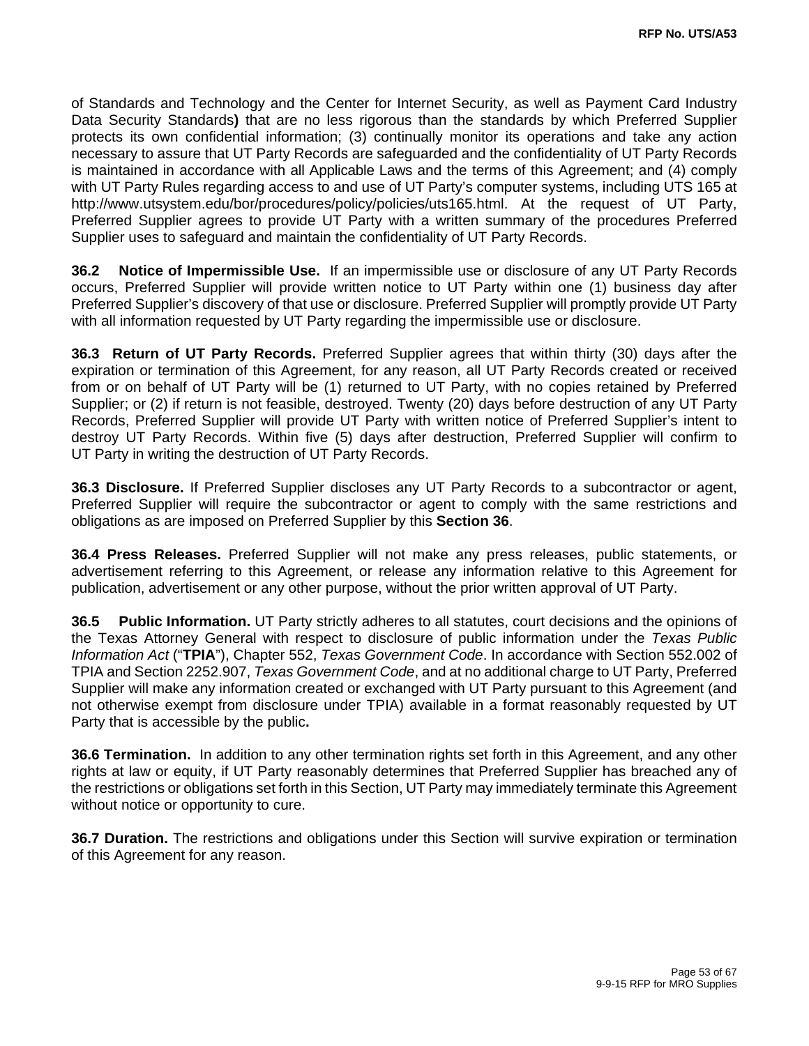of Standards and Technology and the Center for Internet Security, as well as Payment Card Industry Data Security Standards**)** that are no less rigorous than the standards by which Preferred Supplier protects its own confidential information; (3) continually monitor its operations and take any action necessary to assure that UT Party Records are safeguarded and the confidentiality of UT Party Records is maintained in accordance with all Applicable Laws and the terms of this Agreement; and (4) comply with UT Party Rules regarding access to and use of UT Party's computer systems, including UTS 165 at http://www.utsystem.edu/bor/procedures/policy/policies/uts165.html. At the request of UT Party, Preferred Supplier agrees to provide UT Party with a written summary of the procedures Preferred Supplier uses to safeguard and maintain the confidentiality of UT Party Records.

**36.2 Notice of Impermissible Use.** If an impermissible use or disclosure of any UT Party Records occurs, Preferred Supplier will provide written notice to UT Party within one (1) business day after Preferred Supplier's discovery of that use or disclosure. Preferred Supplier will promptly provide UT Party with all information requested by UT Party regarding the impermissible use or disclosure.

**36.3 Return of UT Party Records.** Preferred Supplier agrees that within thirty (30) days after the expiration or termination of this Agreement, for any reason, all UT Party Records created or received from or on behalf of UT Party will be (1) returned to UT Party, with no copies retained by Preferred Supplier; or (2) if return is not feasible, destroyed. Twenty (20) days before destruction of any UT Party Records, Preferred Supplier will provide UT Party with written notice of Preferred Supplier's intent to destroy UT Party Records. Within five (5) days after destruction, Preferred Supplier will confirm to UT Party in writing the destruction of UT Party Records.

**36.3 Disclosure.** If Preferred Supplier discloses any UT Party Records to a subcontractor or agent, Preferred Supplier will require the subcontractor or agent to comply with the same restrictions and obligations as are imposed on Preferred Supplier by this **Section 36**.

**36.4 Press Releases.** Preferred Supplier will not make any press releases, public statements, or advertisement referring to this Agreement, or release any information relative to this Agreement for publication, advertisement or any other purpose, without the prior written approval of UT Party.

**36.5 Public Information.** UT Party strictly adheres to all statutes, court decisions and the opinions of the Texas Attorney General with respect to disclosure of public information under the *Texas Public Information Act* ("**TPIA**"), Chapter 552, *Texas Government Code*. In accordance with Section 552.002 of TPIA and Section 2252.907, *Texas Government Code*, and at no additional charge to UT Party, Preferred Supplier will make any information created or exchanged with UT Party pursuant to this Agreement (and not otherwise exempt from disclosure under TPIA) available in a format reasonably requested by UT Party that is accessible by the public**.**

**36.6 Termination.** In addition to any other termination rights set forth in this Agreement, and any other rights at law or equity, if UT Party reasonably determines that Preferred Supplier has breached any of the restrictions or obligations set forth in this Section, UT Party may immediately terminate this Agreement without notice or opportunity to cure.

**36.7 Duration.** The restrictions and obligations under this Section will survive expiration or termination of this Agreement for any reason.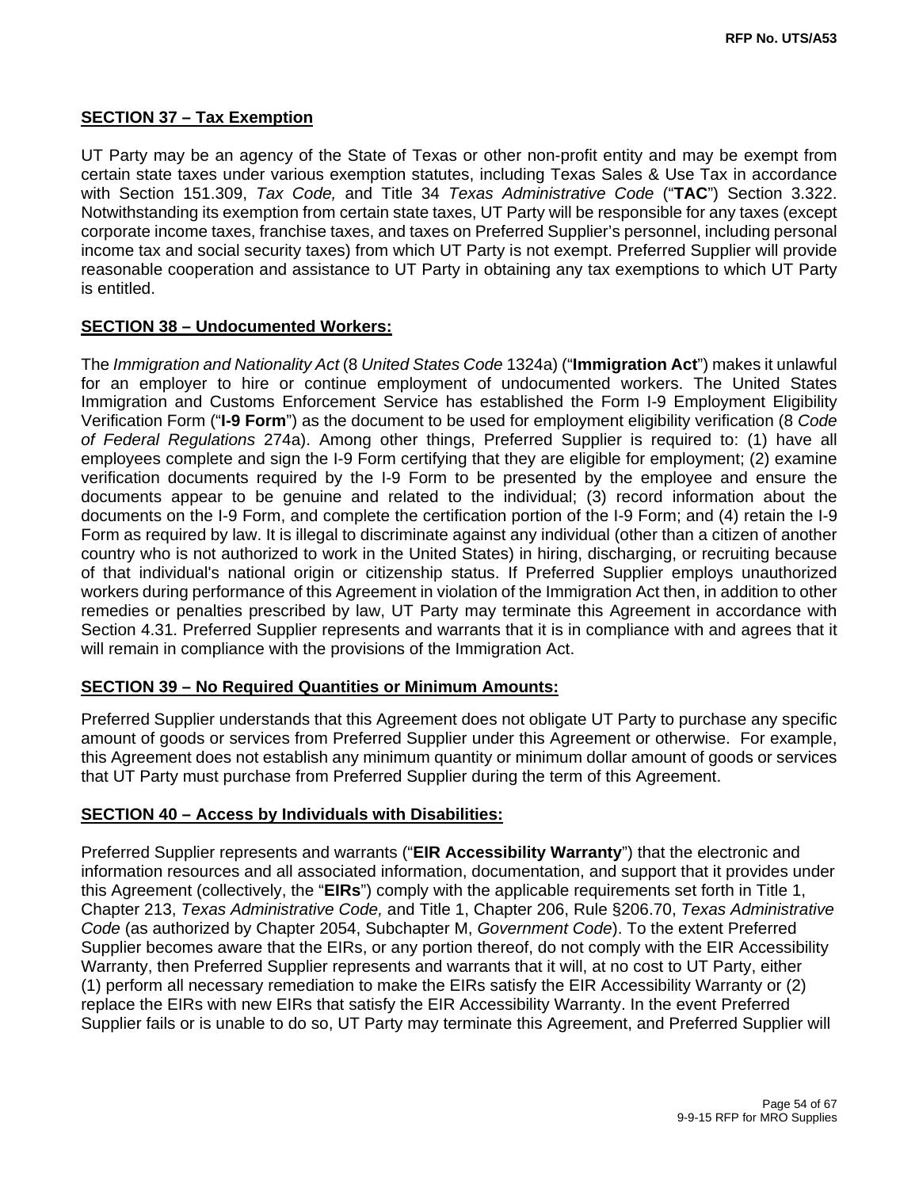**SECTION 37 – Tax Exemption**

UT Party may be an agency of the State of Texas or other non-profit entity and may be exempt from certain state taxes under various exemption statutes, including Texas Sales & Use Tax in accordance with Section 151.309, *Tax Code,* and Title 34 *Texas Administrative Code* ("**TAC**") Section 3.322. Notwithstanding its exemption from certain state taxes, UT Party will be responsible for any taxes (except corporate income taxes, franchise taxes, and taxes on Preferred Supplier's personnel, including personal income tax and social security taxes) from which UT Party is not exempt. Preferred Supplier will provide reasonable cooperation and assistance to UT Party in obtaining any tax exemptions to which UT Party is entitled.

**SECTION 38 – Undocumented Workers:**

The *Immigration and Nationality Act* (8 *United States Code* 1324a) ("**Immigration Act**") makes it unlawful for an employer to hire or continue employment of undocumented workers. The United States Immigration and Customs Enforcement Service has established the Form I-9 Employment Eligibility Verification Form ("**I-9 Form**") as the document to be used for employment eligibility verification (8 *Code of Federal Regulations* 274a). Among other things, Preferred Supplier is required to: (1) have all employees complete and sign the I-9 Form certifying that they are eligible for employment; (2) examine verification documents required by the I-9 Form to be presented by the employee and ensure the documents appear to be genuine and related to the individual; (3) record information about the documents on the I-9 Form, and complete the certification portion of the I-9 Form; and (4) retain the I-9 Form as required by law. It is illegal to discriminate against any individual (other than a citizen of another country who is not authorized to work in the United States) in hiring, discharging, or recruiting because of that individual's national origin or citizenship status. If Preferred Supplier employs unauthorized workers during performance of this Agreement in violation of the Immigration Act then, in addition to other remedies or penalties prescribed by law, UT Party may terminate this Agreement in accordance with Section 4.31. Preferred Supplier represents and warrants that it is in compliance with and agrees that it will remain in compliance with the provisions of the Immigration Act.

**SECTION 39 – No Required Quantities or Minimum Amounts:**

Preferred Supplier understands that this Agreement does not obligate UT Party to purchase any specific amount of goods or services from Preferred Supplier under this Agreement or otherwise. For example, this Agreement does not establish any minimum quantity or minimum dollar amount of goods or services that UT Party must purchase from Preferred Supplier during the term of this Agreement.

**SECTION 40 – Access by Individuals with Disabilities:**

Preferred Supplier represents and warrants ("**EIR Accessibility Warranty**") that the electronic and information resources and all associated information, documentation, and support that it provides under this Agreement (collectively, the "**EIRs**") comply with the applicable requirements set forth in Title 1, Chapter 213, *Texas Administrative Code,* and Title 1, Chapter 206, Rule §206.70, *Texas Administrative Code* (as authorized by Chapter 2054, Subchapter M, *Government Code*). To the extent Preferred Supplier becomes aware that the EIRs, or any portion thereof, do not comply with the EIR Accessibility Warranty, then Preferred Supplier represents and warrants that it will, at no cost to UT Party, either (1) perform all necessary remediation to make the EIRs satisfy the EIR Accessibility Warranty or (2) replace the EIRs with new EIRs that satisfy the EIR Accessibility Warranty. In the event Preferred Supplier fails or is unable to do so, UT Party may terminate this Agreement, and Preferred Supplier will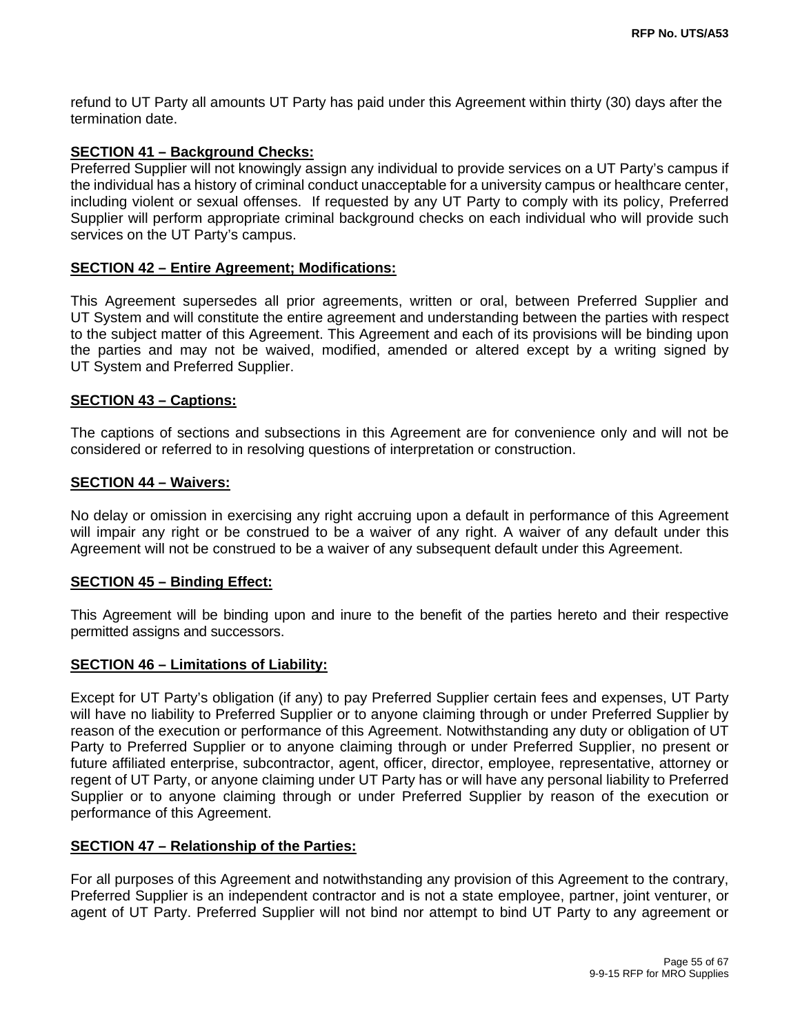refund to UT Party all amounts UT Party has paid under this Agreement within thirty (30) days after the termination date.

**SECTION 41 – Background Checks:**

Preferred Supplier will not knowingly assign any individual to provide services on a UT Party's campus if the individual has a history of criminal conduct unacceptable for a university campus or healthcare center, including violent or sexual offenses. If requested by any UT Party to comply with its policy, Preferred Supplier will perform appropriate criminal background checks on each individual who will provide such services on the UT Party's campus.

**SECTION 42 – Entire Agreement; Modifications:**

This Agreement supersedes all prior agreements, written or oral, between Preferred Supplier and UT System and will constitute the entire agreement and understanding between the parties with respect to the subject matter of this Agreement. This Agreement and each of its provisions will be binding upon the parties and may not be waived, modified, amended or altered except by a writing signed by UT System and Preferred Supplier.

**SECTION 43 – Captions:**

The captions of sections and subsections in this Agreement are for convenience only and will not be considered or referred to in resolving questions of interpretation or construction.

**SECTION 44 – Waivers:**

No delay or omission in exercising any right accruing upon a default in performance of this Agreement will impair any right or be construed to be a waiver of any right. A waiver of any default under this Agreement will not be construed to be a waiver of any subsequent default under this Agreement.

**SECTION 45 – Binding Effect:**

This Agreement will be binding upon and inure to the benefit of the parties hereto and their respective permitted assigns and successors.

**SECTION 46 – Limitations of Liability:**

Except for UT Party's obligation (if any) to pay Preferred Supplier certain fees and expenses, UT Party will have no liability to Preferred Supplier or to anyone claiming through or under Preferred Supplier by reason of the execution or performance of this Agreement. Notwithstanding any duty or obligation of UT Party to Preferred Supplier or to anyone claiming through or under Preferred Supplier, no present or future affiliated enterprise, subcontractor, agent, officer, director, employee, representative, attorney or regent of UT Party, or anyone claiming under UT Party has or will have any personal liability to Preferred Supplier or to anyone claiming through or under Preferred Supplier by reason of the execution or performance of this Agreement.

**SECTION 47 – Relationship of the Parties:**

For all purposes of this Agreement and notwithstanding any provision of this Agreement to the contrary, Preferred Supplier is an independent contractor and is not a state employee, partner, joint venturer, or agent of UT Party. Preferred Supplier will not bind nor attempt to bind UT Party to any agreement or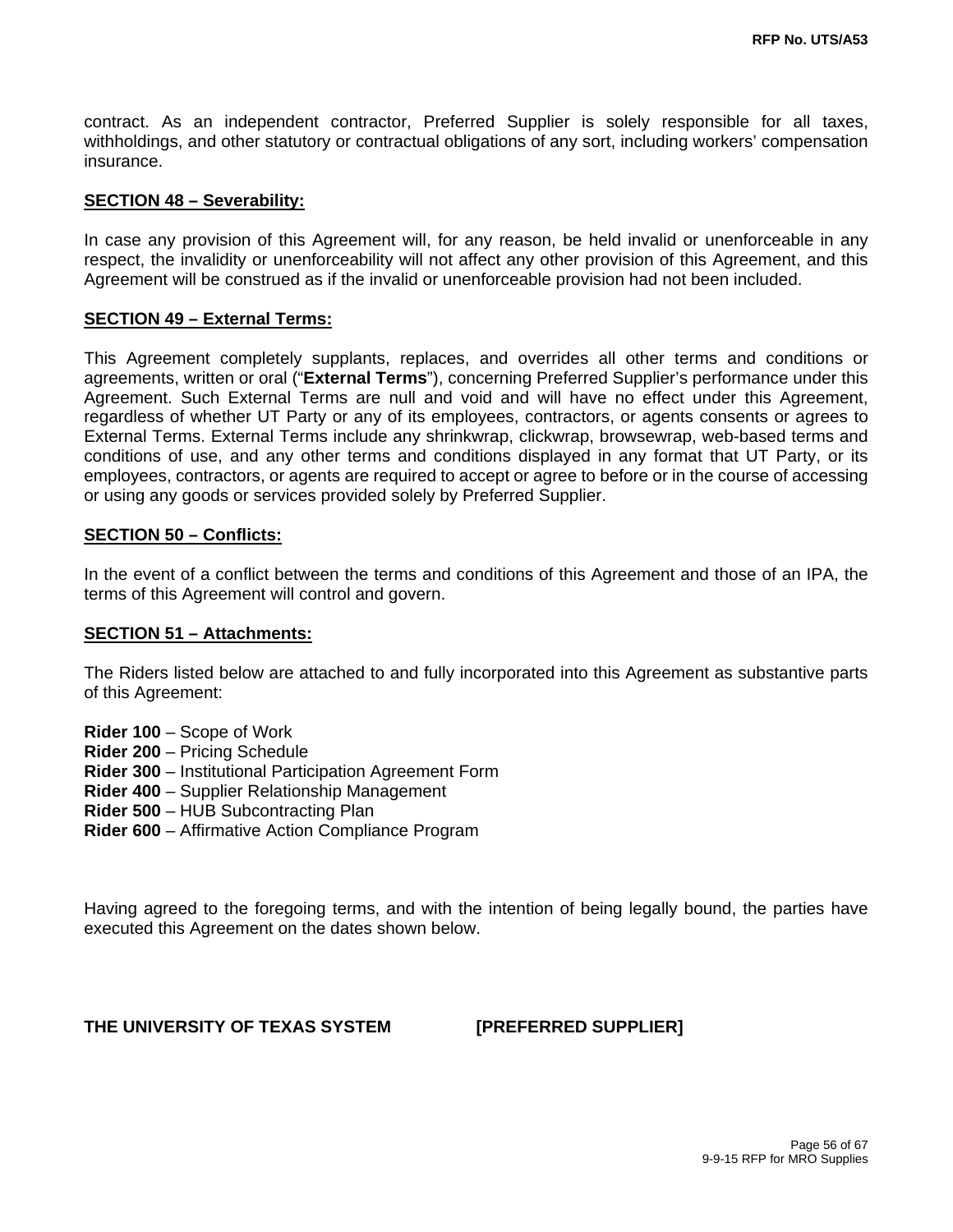contract. As an independent contractor, Preferred Supplier is solely responsible for all taxes, withholdings, and other statutory or contractual obligations of any sort, including workers' compensation insurance.

**SECTION 48 – Severability:**

In case any provision of this Agreement will, for any reason, be held invalid or unenforceable in any respect, the invalidity or unenforceability will not affect any other provision of this Agreement, and this Agreement will be construed as if the invalid or unenforceable provision had not been included.

**SECTION 49 – External Terms:**

This Agreement completely supplants, replaces, and overrides all other terms and conditions or agreements, written or oral ("**External Terms**"), concerning Preferred Supplier's performance under this Agreement. Such External Terms are null and void and will have no effect under this Agreement, regardless of whether UT Party or any of its employees, contractors, or agents consents or agrees to External Terms. External Terms include any shrinkwrap, clickwrap, browsewrap, web-based terms and conditions of use, and any other terms and conditions displayed in any format that UT Party, or its employees, contractors, or agents are required to accept or agree to before or in the course of accessing or using any goods or services provided solely by Preferred Supplier.

**SECTION 50 – Conflicts:**

In the event of a conflict between the terms and conditions of this Agreement and those of an IPA, the terms of this Agreement will control and govern.

**SECTION 51 – Attachments:**

The Riders listed below are attached to and fully incorporated into this Agreement as substantive parts of this Agreement:

**Rider 100** – Scope of Work
**Rider 200** – Pricing Schedule
**Rider 300** – Institutional Participation Agreement Form
**Rider 400** – Supplier Relationship Management
**Rider 500** – HUB Subcontracting Plan
**Rider 600** – Affirmative Action Compliance Program

Having agreed to the foregoing terms, and with the intention of being legally bound, the parties have executed this Agreement on the dates shown below.

**THE UNIVERSITY OF TEXAS SYSTEM** **[PREFERRED SUPPLIER]**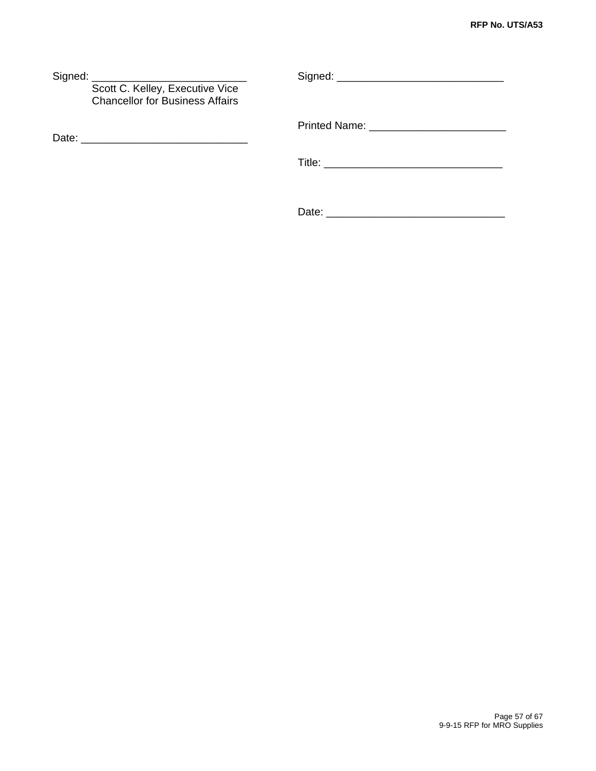Signed: ___________________________
Scott C. Kelley, Executive Vice Chancellor for Business Affairs

Date: _____________________________

Signed: ____________________________

Printed Name: _______________________

Title: ______________________________

Date: ______________________________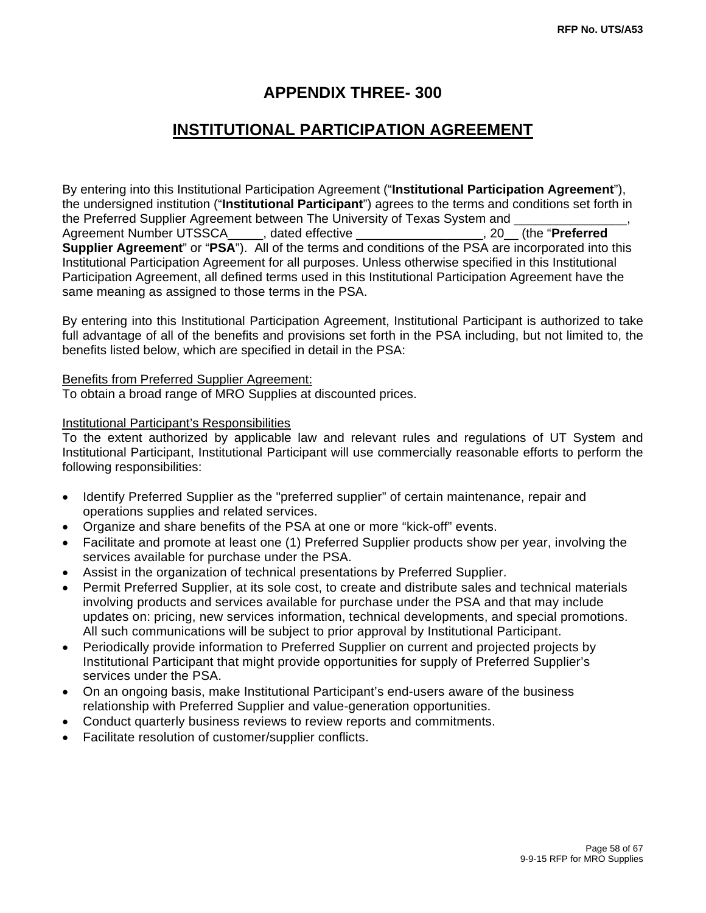# APPENDIX THREE- 300

## INSTITUTIONAL PARTICIPATION AGREEMENT

By entering into this Institutional Participation Agreement ("**Institutional Participation Agreement**"), the undersigned institution ("**Institutional Participant**") agrees to the terms and conditions set forth in the Preferred Supplier Agreement between The University of Texas System and ________________, Agreement Number UTSSCA_____, dated effective __________________, 20__ (the "**Preferred Supplier Agreement**" or "**PSA**"). All of the terms and conditions of the PSA are incorporated into this Institutional Participation Agreement for all purposes. Unless otherwise specified in this Institutional Participation Agreement, all defined terms used in this Institutional Participation Agreement have the same meaning as assigned to those terms in the PSA.

By entering into this Institutional Participation Agreement, Institutional Participant is authorized to take full advantage of all of the benefits and provisions set forth in the PSA including, but not limited to, the benefits listed below, which are specified in detail in the PSA:

<u>Benefits from Preferred Supplier Agreement:</u>
To obtain a broad range of MRO Supplies at discounted prices.

<u>Institutional Participant's Responsibilities</u>
To the extent authorized by applicable law and relevant rules and regulations of UT System and Institutional Participant, Institutional Participant will use commercially reasonable efforts to perform the following responsibilities:

- Identify Preferred Supplier as the "preferred supplier" of certain maintenance, repair and operations supplies and related services.
- Organize and share benefits of the PSA at one or more "kick-off" events.
- Facilitate and promote at least one (1) Preferred Supplier products show per year, involving the services available for purchase under the PSA.
- Assist in the organization of technical presentations by Preferred Supplier.
- Permit Preferred Supplier, at its sole cost, to create and distribute sales and technical materials involving products and services available for purchase under the PSA and that may include updates on: pricing, new services information, technical developments, and special promotions. All such communications will be subject to prior approval by Institutional Participant.
- Periodically provide information to Preferred Supplier on current and projected projects by Institutional Participant that might provide opportunities for supply of Preferred Supplier's services under the PSA.
- On an ongoing basis, make Institutional Participant's end-users aware of the business relationship with Preferred Supplier and value-generation opportunities.
- Conduct quarterly business reviews to review reports and commitments.
- Facilitate resolution of customer/supplier conflicts.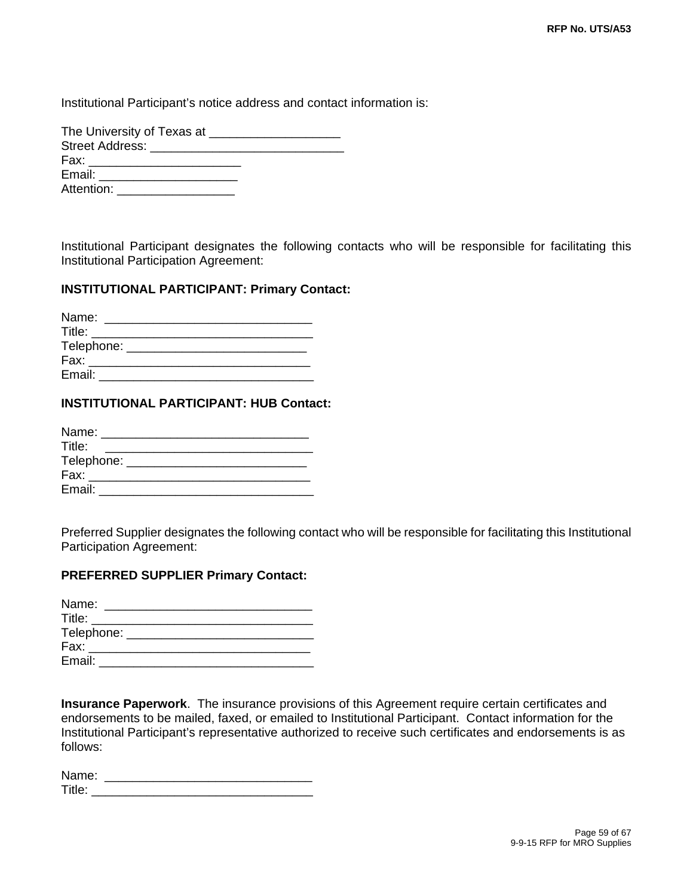Institutional Participant's notice address and contact information is:

The University of Texas at ___________________
Street Address: ____________________________
Fax: ______________________
Email: ____________________
Attention: _________________

Institutional Participant designates the following contacts who will be responsible for facilitating this Institutional Participation Agreement:

**INSTITUTIONAL PARTICIPANT: Primary Contact:**

Name: ______________________________
Title: _______________________________
Telephone: ___________________________
Fax: ________________________________
Email: _______________________________

**INSTITUTIONAL PARTICIPANT: HUB Contact:**

Name: ______________________________
Title: ______________________________
Telephone: __________________________
Fax: ________________________________
Email: _______________________________

Preferred Supplier designates the following contact who will be responsible for facilitating this Institutional Participation Agreement:

**PREFERRED SUPPLIER Primary Contact:**

Name: ______________________________
Title: _______________________________
Telephone: ____________________________
Fax: ________________________________
Email: _______________________________

**Insurance Paperwork**. The insurance provisions of this Agreement require certain certificates and endorsements to be mailed, faxed, or emailed to Institutional Participant. Contact information for the Institutional Participant's representative authorized to receive such certificates and endorsements is as follows:

Name: ______________________________
Title: _______________________________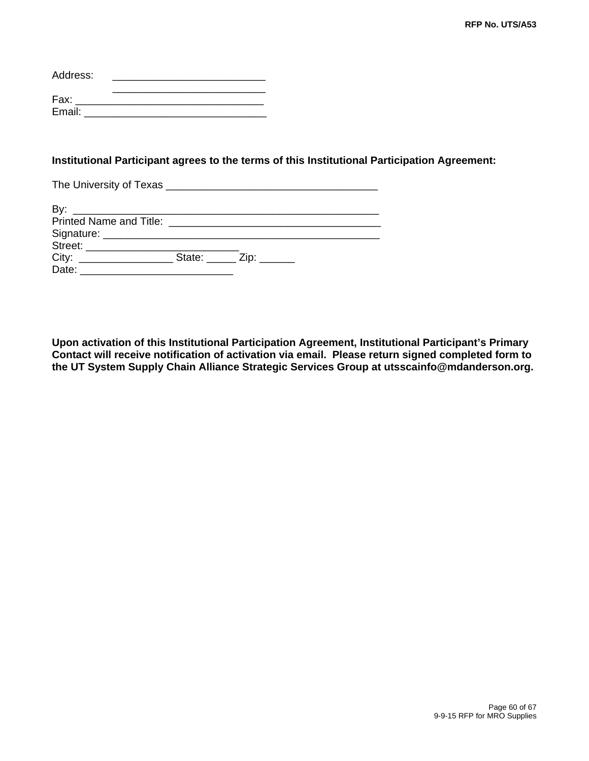Address: ___________________________
___________________________
Fax: _________________________________
Email: _________________________________

**Institutional Participant agrees to the terms of this Institutional Participation Agreement:**

The University of Texas _____________________________________

By: ______________________________________________________
Printed Name and Title: _____________________________________
Signature: _________________________________________________
Street: ___________________________
City: ________________ State: _____ Zip: ______
Date: ___________________________

**Upon activation of this Institutional Participation Agreement, Institutional Participant's Primary Contact will receive notification of activation via email. Please return signed completed form to the UT System Supply Chain Alliance Strategic Services Group at utsscainfo@mdanderson.org.**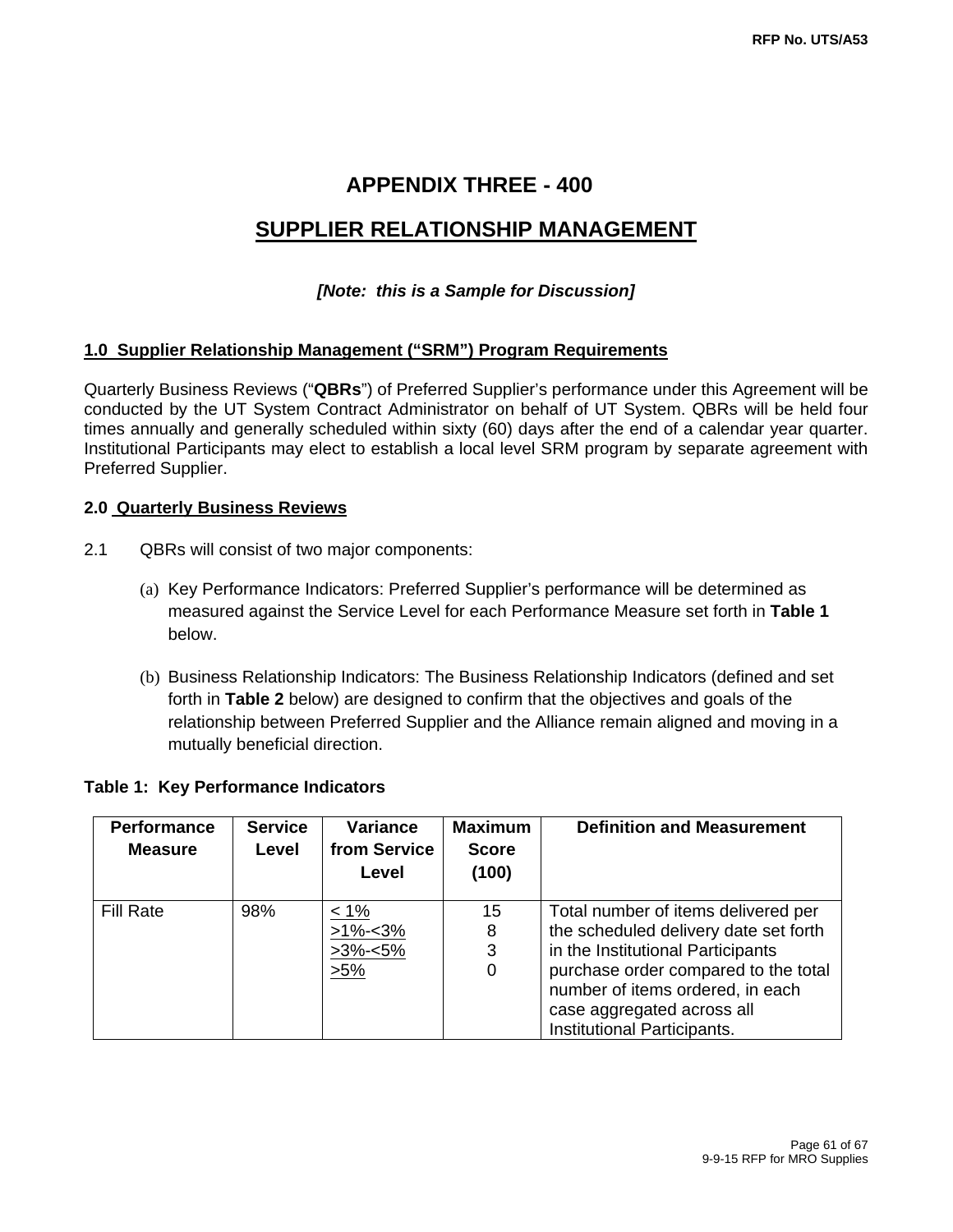# APPENDIX THREE - 400

## SUPPLIER RELATIONSHIP MANAGEMENT

***[Note: this is a Sample for Discussion]***

**1.0 Supplier Relationship Management (“SRM”) Program Requirements**

Quarterly Business Reviews (“**QBRs**”) of Preferred Supplier’s performance under this Agreement will be conducted by the UT System Contract Administrator on behalf of UT System. QBRs will be held four times annually and generally scheduled within sixty (60) days after the end of a calendar year quarter. Institutional Participants may elect to establish a local level SRM program by separate agreement with Preferred Supplier.

**2.0 Quarterly Business Reviews**

2.1 QBRs will consist of two major components:

(a) Key Performance Indicators: Preferred Supplier’s performance will be determined as measured against the Service Level for each Performance Measure set forth in **Table 1** below.

(b) Business Relationship Indicators: The Business Relationship Indicators (defined and set forth in **Table 2** below) are designed to confirm that the objectives and goals of the relationship between Preferred Supplier and the Alliance remain aligned and moving in a mutually beneficial direction.

**Table 1: Key Performance Indicators**

| Performance Measure | Service Level | Variance from Service Level | Maximum Score (100) | Definition and Measurement |
|---|---|---|---|---|
| Fill Rate | 98% | < 1%<br>>1%-<3%<br>>3%-<5%<br>>5% | 15<br>8<br>3<br>0 | Total number of items delivered per the scheduled delivery date set forth in the Institutional Participants purchase order compared to the total number of items ordered, in each case aggregated across all Institutional Participants. |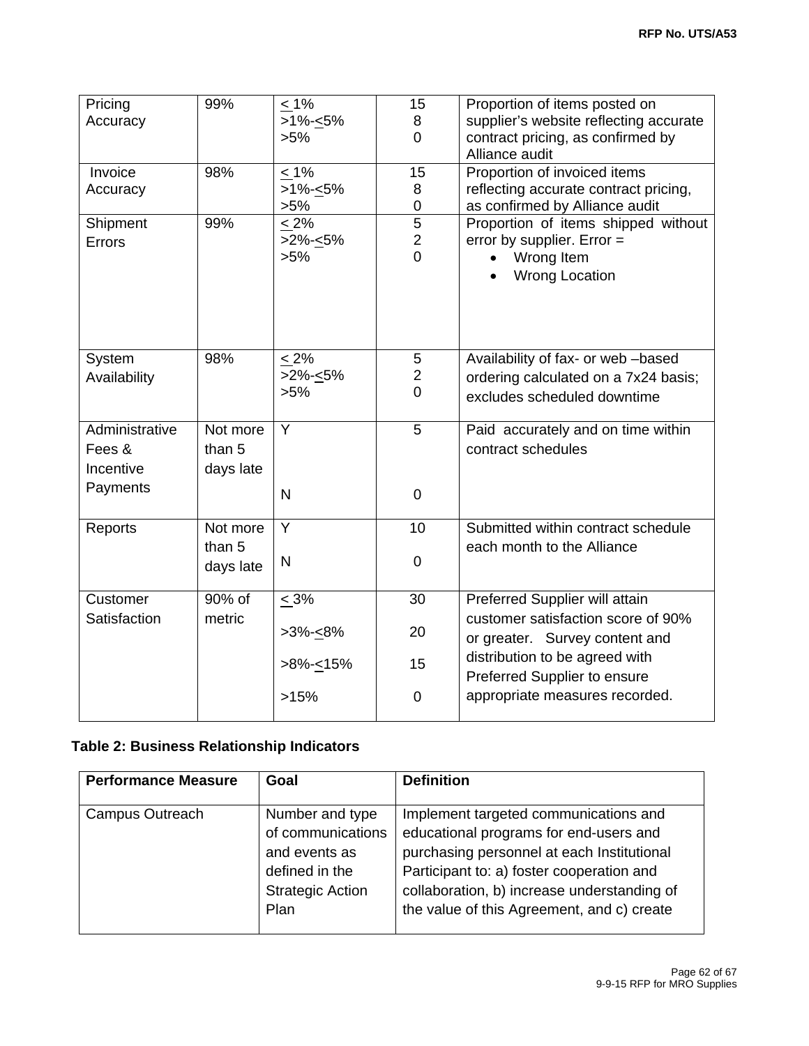| Pricing Accuracy | 99% | ≤ 1%<br>>1%-≤5%<br>>5% | 15<br>8<br>0 | Proportion of items posted on supplier's website reflecting accurate contract pricing, as confirmed by Alliance audit |
|---|---|---|---|---|
| Invoice Accuracy | 98% | ≤ 1%<br>>1%-≤5%<br>>5% | 15<br>8<br>0 | Proportion of invoiced items reflecting accurate contract pricing, as confirmed by Alliance audit |
| Shipment Errors | 99% | ≤ 2%<br>>2%-≤5%<br>>5% | 5<br>2<br>0 | Proportion of items shipped without error by supplier. Error =<br>• Wrong Item<br>• Wrong Location |
| System Availability | 98% | ≤ 2%<br>>2%-≤5%<br>>5% | 5<br>2<br>0 | Availability of fax- or web –based ordering calculated on a 7x24 basis; excludes scheduled downtime |
| Administrative Fees & Incentive Payments | Not more than 5 days late | Y<br><br>N | 5<br><br>0 | Paid accurately and on time within contract schedules |
| Reports | Not more than 5 days late | Y<br><br>N | 10<br><br>0 | Submitted within contract schedule each month to the Alliance |
| Customer Satisfaction | 90% of metric | ≤ 3%<br>>3%-≤8%<br>>8%-≤15%<br>>15% | 30<br>20<br>15<br>0 | Preferred Supplier will attain customer satisfaction score of 90% or greater. Survey content and distribution to be agreed with Preferred Supplier to ensure appropriate measures recorded. |

**Table 2: Business Relationship Indicators**

| Performance Measure | Goal | Definition |
|---|---|---|
| Campus Outreach | Number and type of communications and events as defined in the Strategic Action Plan | Implement targeted communications and educational programs for end-users and purchasing personnel at each Institutional Participant to: a) foster cooperation and collaboration, b) increase understanding of the value of this Agreement, and c) create |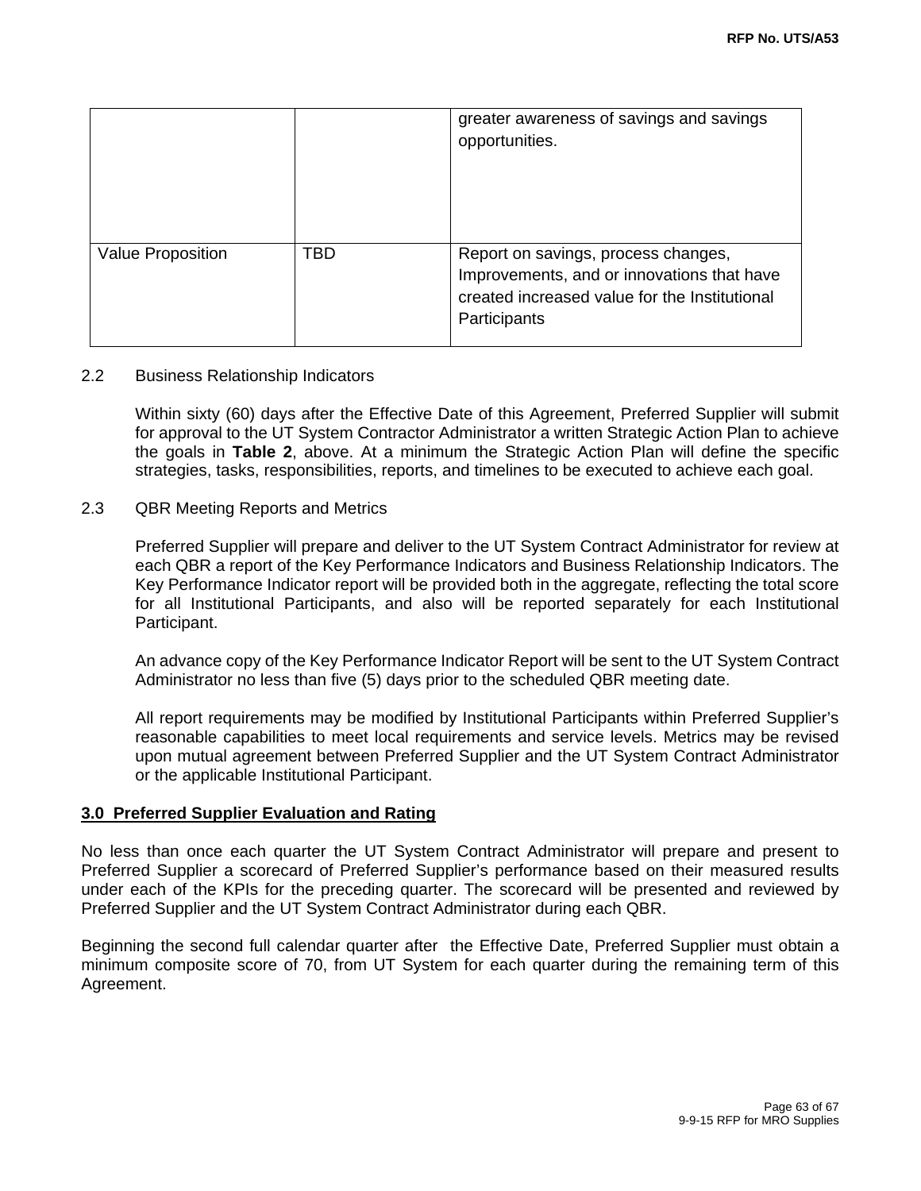| | | |
|---|---|---|
| | | greater awareness of savings and savings opportunities. |
| Value Proposition | TBD | Report on savings, process changes, Improvements, and or innovations that have created increased value for the Institutional Participants |

2.2 Business Relationship Indicators

Within sixty (60) days after the Effective Date of this Agreement, Preferred Supplier will submit for approval to the UT System Contractor Administrator a written Strategic Action Plan to achieve the goals in **Table 2**, above. At a minimum the Strategic Action Plan will define the specific strategies, tasks, responsibilities, reports, and timelines to be executed to achieve each goal.

2.3 QBR Meeting Reports and Metrics

Preferred Supplier will prepare and deliver to the UT System Contract Administrator for review at each QBR a report of the Key Performance Indicators and Business Relationship Indicators. The Key Performance Indicator report will be provided both in the aggregate, reflecting the total score for all Institutional Participants, and also will be reported separately for each Institutional Participant.

An advance copy of the Key Performance Indicator Report will be sent to the UT System Contract Administrator no less than five (5) days prior to the scheduled QBR meeting date.

All report requirements may be modified by Institutional Participants within Preferred Supplier's reasonable capabilities to meet local requirements and service levels. Metrics may be revised upon mutual agreement between Preferred Supplier and the UT System Contract Administrator or the applicable Institutional Participant.

**3.0 Preferred Supplier Evaluation and Rating**

No less than once each quarter the UT System Contract Administrator will prepare and present to Preferred Supplier a scorecard of Preferred Supplier's performance based on their measured results under each of the KPIs for the preceding quarter. The scorecard will be presented and reviewed by Preferred Supplier and the UT System Contract Administrator during each QBR.

Beginning the second full calendar quarter after the Effective Date, Preferred Supplier must obtain a minimum composite score of 70, from UT System for each quarter during the remaining term of this Agreement.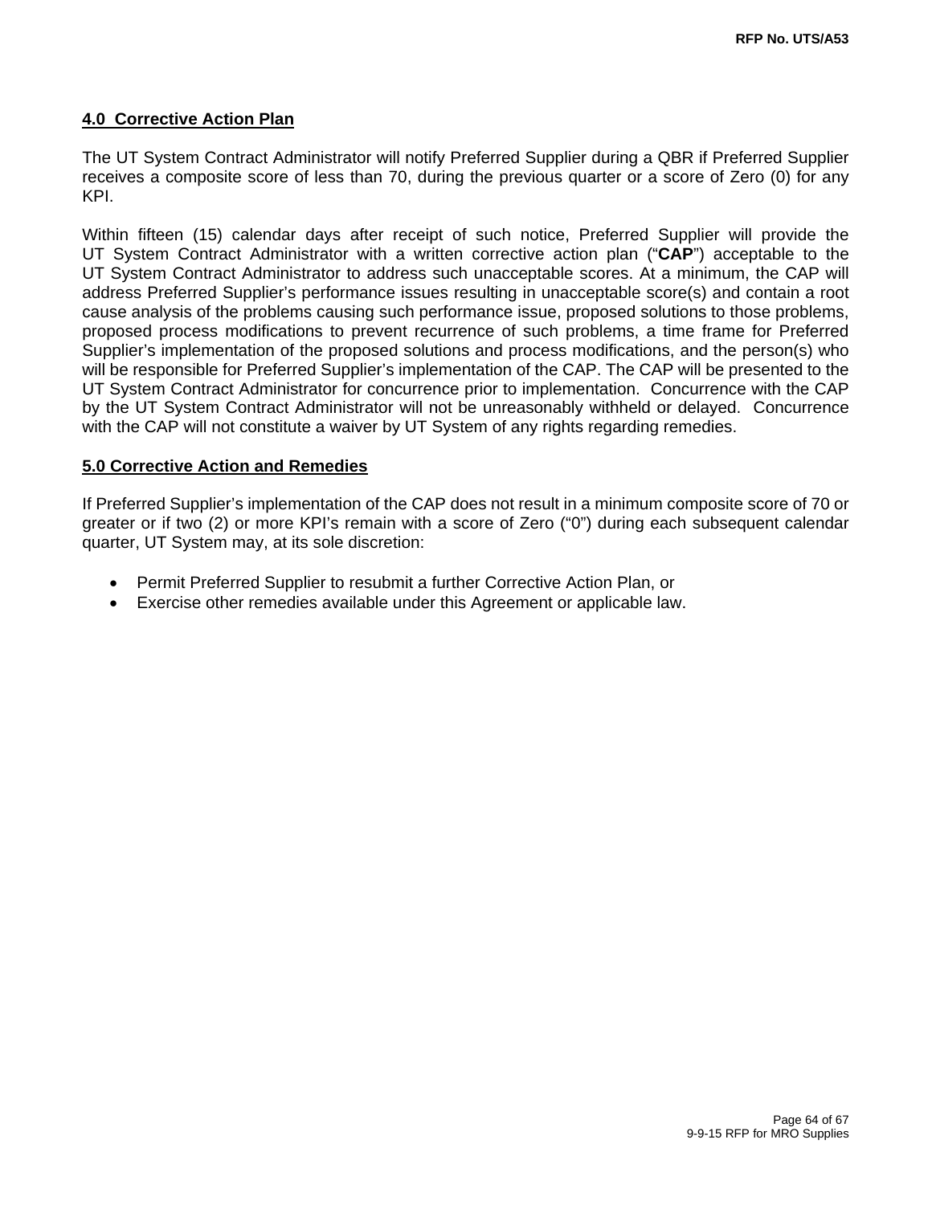## 4.0 Corrective Action Plan

The UT System Contract Administrator will notify Preferred Supplier during a QBR if Preferred Supplier receives a composite score of less than 70, during the previous quarter or a score of Zero (0) for any KPI.

Within fifteen (15) calendar days after receipt of such notice, Preferred Supplier will provide the UT System Contract Administrator with a written corrective action plan ("**CAP**") acceptable to the UT System Contract Administrator to address such unacceptable scores. At a minimum, the CAP will address Preferred Supplier's performance issues resulting in unacceptable score(s) and contain a root cause analysis of the problems causing such performance issue, proposed solutions to those problems, proposed process modifications to prevent recurrence of such problems, a time frame for Preferred Supplier's implementation of the proposed solutions and process modifications, and the person(s) who will be responsible for Preferred Supplier's implementation of the CAP. The CAP will be presented to the UT System Contract Administrator for concurrence prior to implementation. Concurrence with the CAP by the UT System Contract Administrator will not be unreasonably withheld or delayed. Concurrence with the CAP will not constitute a waiver by UT System of any rights regarding remedies.

## 5.0 Corrective Action and Remedies

If Preferred Supplier's implementation of the CAP does not result in a minimum composite score of 70 or greater or if two (2) or more KPI's remain with a score of Zero ("0") during each subsequent calendar quarter, UT System may, at its sole discretion:

- Permit Preferred Supplier to resubmit a further Corrective Action Plan, or
- Exercise other remedies available under this Agreement or applicable law.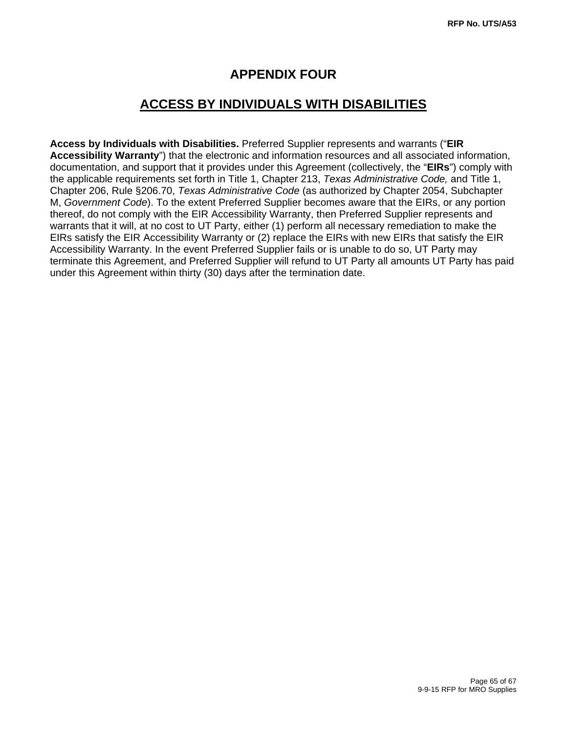# APPENDIX FOUR

## ACCESS BY INDIVIDUALS WITH DISABILITIES

**Access by Individuals with Disabilities.** Preferred Supplier represents and warrants ("**EIR Accessibility Warranty**") that the electronic and information resources and all associated information, documentation, and support that it provides under this Agreement (collectively, the "**EIRs**") comply with the applicable requirements set forth in Title 1, Chapter 213, *Texas Administrative Code,* and Title 1, Chapter 206, Rule §206.70, *Texas Administrative Code* (as authorized by Chapter 2054, Subchapter M, *Government Code*). To the extent Preferred Supplier becomes aware that the EIRs, or any portion thereof, do not comply with the EIR Accessibility Warranty, then Preferred Supplier represents and warrants that it will, at no cost to UT Party, either (1) perform all necessary remediation to make the EIRs satisfy the EIR Accessibility Warranty or (2) replace the EIRs with new EIRs that satisfy the EIR Accessibility Warranty. In the event Preferred Supplier fails or is unable to do so, UT Party may terminate this Agreement, and Preferred Supplier will refund to UT Party all amounts UT Party has paid under this Agreement within thirty (30) days after the termination date.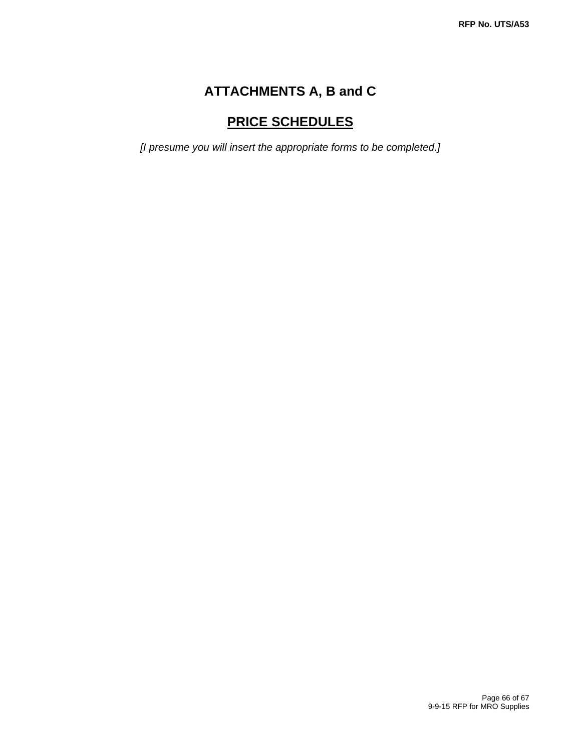# ATTACHMENTS A, B and C

## PRICE SCHEDULES

*[I presume you will insert the appropriate forms to be completed.]*